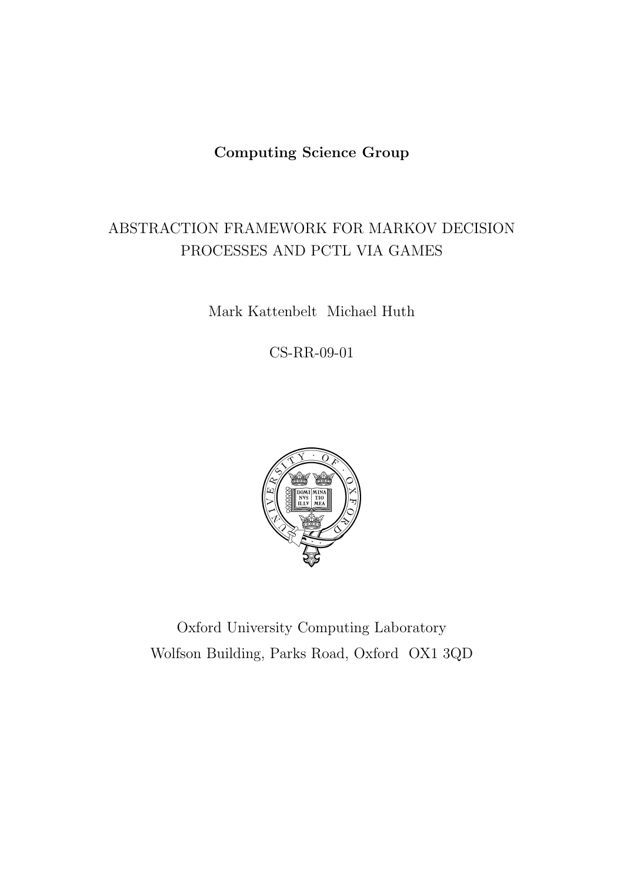**Computing Science Group**

# ABSTRACTION FRAMEWORK FOR MARKOV DECISION PROCESSES AND PCTL VIA GAMES

Mark Kattenbelt Michael Huth

CS-RR-09-01

Oxford University Computing Laboratory
Wolfson Building, Parks Road, Oxford OX1 3QD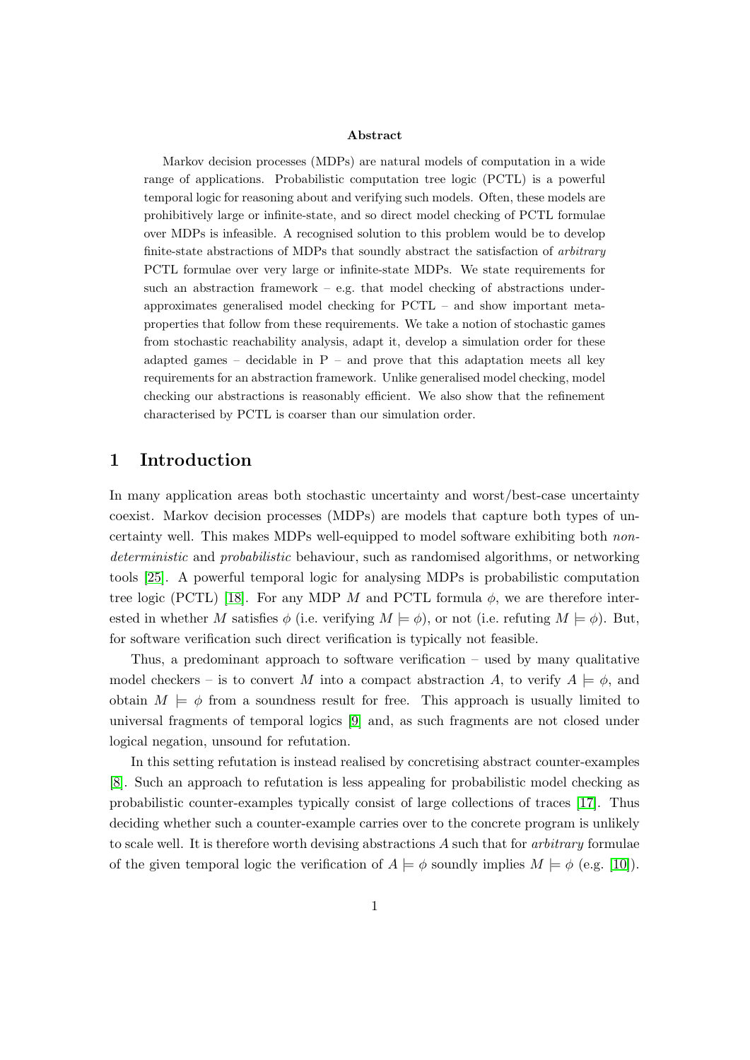**Abstract**

Markov decision processes (MDPs) are natural models of computation in a wide range of applications. Probabilistic computation tree logic (PCTL) is a powerful temporal logic for reasoning about and verifying such models. Often, these models are prohibitively large or infinite-state, and so direct model checking of PCTL formulae over MDPs is infeasible. A recognised solution to this problem would be to develop finite-state abstractions of MDPs that soundly abstract the satisfaction of *arbitrary* PCTL formulae over very large or infinite-state MDPs. We state requirements for such an abstraction framework – e.g. that model checking of abstractions under-approximates generalised model checking for PCTL – and show important meta-properties that follow from these requirements. We take a notion of stochastic games from stochastic reachability analysis, adapt it, develop a simulation order for these adapted games – decidable in P – and prove that this adaptation meets all key requirements for an abstraction framework. Unlike generalised model checking, model checking our abstractions is reasonably efficient. We also show that the refinement characterised by PCTL is coarser than our simulation order.

# 1 Introduction

In many application areas both stochastic uncertainty and worst/best-case uncertainty coexist. Markov decision processes (MDPs) are models that capture both types of uncertainty well. This makes MDPs well-equipped to model software exhibiting both *non-deterministic* and *probabilistic* behaviour, such as randomised algorithms, or networking tools [25]. A powerful temporal logic for analysing MDPs is probabilistic computation tree logic (PCTL) [18]. For any MDP $M$ and PCTL formula $\phi$, we are therefore interested in whether $M$ satisfies $\phi$ (i.e. verifying $M \models \phi$), or not (i.e. refuting $M \models \phi$). But, for software verification such direct verification is typically not feasible.

Thus, a predominant approach to software verification – used by many qualitative model checkers – is to convert $M$ into a compact abstraction $A$, to verify $A \models \phi$, and obtain $M \models \phi$ from a soundness result for free. This approach is usually limited to universal fragments of temporal logics [9] and, as such fragments are not closed under logical negation, unsound for refutation.

In this setting refutation is instead realised by concretising abstract counter-examples [8]. Such an approach to refutation is less appealing for probabilistic model checking as probabilistic counter-examples typically consist of large collections of traces [17]. Thus deciding whether such a counter-example carries over to the concrete program is unlikely to scale well. It is therefore worth devising abstractions $A$ such that for *arbitrary* formulae of the given temporal logic the verification of $A \models \phi$ soundly implies $M \models \phi$ (e.g. [10]).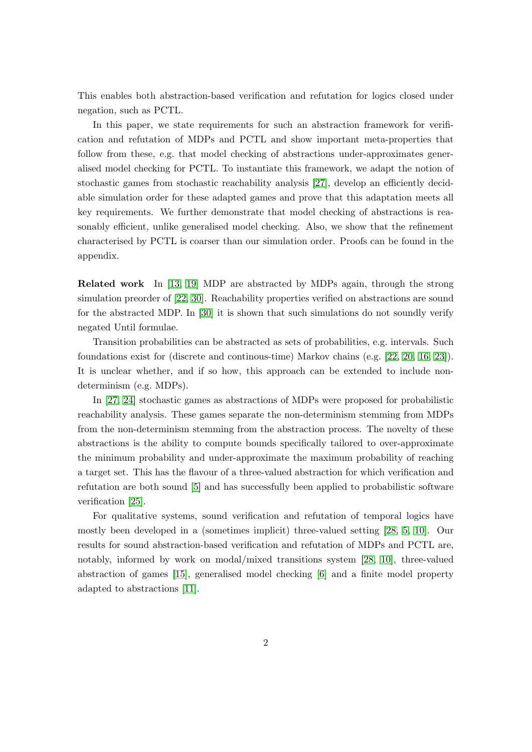This enables both abstraction-based verification and refutation for logics closed under negation, such as PCTL.

In this paper, we state requirements for such an abstraction framework for verification and refutation of MDPs and PCTL and show important meta-properties that follow from these, e.g. that model checking of abstractions under-approximates generalised model checking for PCTL. To instantiate this framework, we adapt the notion of stochastic games from stochastic reachability analysis [27], develop an efficiently decidable simulation order for these adapted games and prove that this adaptation meets all key requirements. We further demonstrate that model checking of abstractions is reasonably efficient, unlike generalised model checking. Also, we show that the refinement characterised by PCTL is coarser than our simulation order. Proofs can be found in the appendix.

**Related work** In [13, 19] MDP are abstracted by MDPs again, through the strong simulation preorder of [22, 30]. Reachability properties verified on abstractions are sound for the abstracted MDP. In [30] it is shown that such simulations do not soundly verify negated Until formulae.

Transition probabilities can be abstracted as sets of probabilities, e.g. intervals. Such foundations exist for (discrete and continous-time) Markov chains (e.g. [22, 20, 16, 23]). It is unclear whether, and if so how, this approach can be extended to include non-determinism (e.g. MDPs).

In [27, 24] stochastic games as abstractions of MDPs were proposed for probabilistic reachability analysis. These games separate the non-determinism stemming from MDPs from the non-determinism stemming from the abstraction process. The novelty of these abstractions is the ability to compute bounds specifically tailored to over-approximate the minimum probability and under-approximate the maximum probability of reaching a target set. This has the flavour of a three-valued abstraction for which verification and refutation are both sound [5] and has successfully been applied to probabilistic software verification [25].

For qualitative systems, sound verification and refutation of temporal logics have mostly been developed in a (sometimes implicit) three-valued setting [28, 5, 10]. Our results for sound abstraction-based verification and refutation of MDPs and PCTL are, notably, informed by work on modal/mixed transitions system [28, 10], three-valued abstraction of games [15], generalised model checking [6] and a finite model property adapted to abstractions [11].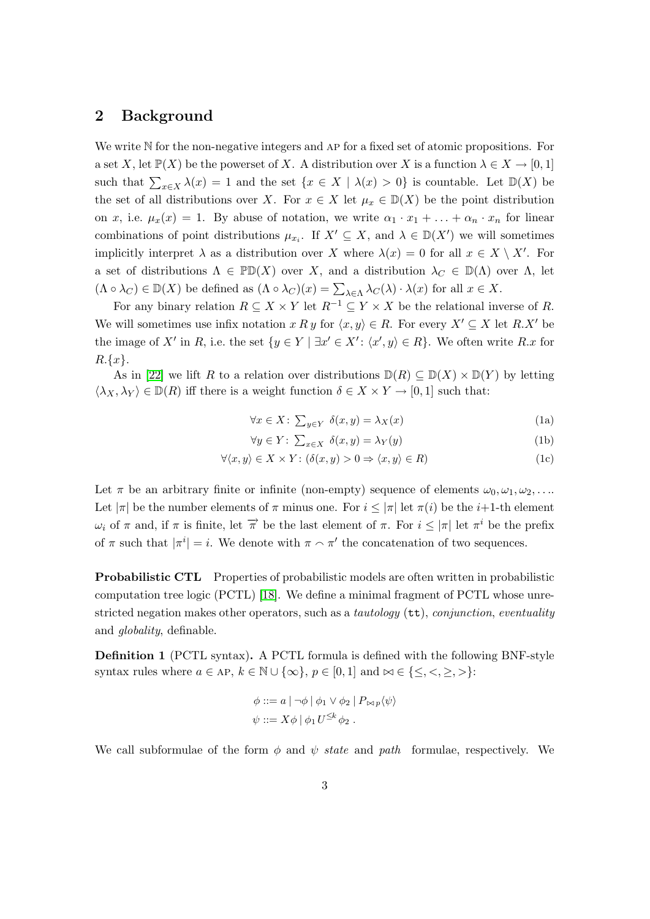## 2 Background

We write $\mathbb{N}$ for the non-negative integers and AP for a fixed set of atomic propositions. For a set $X$, let $\mathbb{P}(X)$ be the powerset of $X$. A distribution over $X$ is a function $\lambda \in X \to [0,1]$ such that $\sum_{x \in X} \lambda(x) = 1$ and the set $\{x \in X \mid \lambda(x) > 0\}$ is countable. Let $\mathbb{D}(X)$ be the set of all distributions over $X$. For $x \in X$ let $\mu_x \in \mathbb{D}(X)$ be the point distribution on $x$, i.e. $\mu_x(x) = 1$. By abuse of notation, we write $\alpha_1 \cdot x_1 + \ldots + \alpha_n \cdot x_n$ for linear combinations of point distributions $\mu_{x_i}$. If $X' \subseteq X$, and $\lambda \in \mathbb{D}(X')$ we will sometimes implicitly interpret $\lambda$ as a distribution over $X$ where $\lambda(x) = 0$ for all $x \in X \setminus X'$. For a set of distributions $\Lambda \in \mathbb{P}\mathbb{D}(X)$ over $X$, and a distribution $\lambda_C \in \mathbb{D}(\Lambda)$ over $\Lambda$, let $(\Lambda \circ \lambda_C) \in \mathbb{D}(X)$ be defined as $(\Lambda \circ \lambda_C)(x) = \sum_{\lambda \in \Lambda} \lambda_C(\lambda) \cdot \lambda(x)$ for all $x \in X$.

For any binary relation $R \subseteq X \times Y$ let $R^{-1} \subseteq Y \times X$ be the relational inverse of $R$. We will sometimes use infix notation $x\, R\, y$ for $\langle x, y \rangle \in R$. For every $X' \subseteq X$ let $R.X'$ be the image of $X'$ in $R$, i.e. the set $\{y \in Y \mid \exists x' \in X' \colon \langle x', y \rangle \in R\}$. We often write $R.x$ for $R.\{x\}$.

As in [22] we lift $R$ to a relation over distributions $\mathbb{D}(R) \subseteq \mathbb{D}(X) \times \mathbb{D}(Y)$ by letting $\langle \lambda_X, \lambda_Y \rangle \in \mathbb{D}(R)$ iff there is a weight function $\delta \in X \times Y \to [0,1]$ such that:

$$\forall x \in X \colon \textstyle\sum_{y \in Y} \; \delta(x,y) = \lambda_X(x) \tag{1a}$$

$$\forall y \in Y \colon \textstyle\sum_{x \in X} \; \delta(x,y) = \lambda_Y(y) \tag{1b}$$

$$\forall \langle x, y \rangle \in X \times Y \colon (\delta(x,y) > 0 \Rightarrow \langle x, y \rangle \in R) \tag{1c}$$

Let $\pi$ be an arbitrary finite or infinite (non-empty) sequence of elements $\omega_0, \omega_1, \omega_2, \ldots$. Let $|\pi|$ be the number elements of $\pi$ minus one. For $i \leq |\pi|$ let $\pi(i)$ be the $i$+1-th element $\omega_i$ of $\pi$ and, if $\pi$ is finite, let $\overrightarrow{\pi}$ be the last element of $\pi$. For $i \leq |\pi|$ let $\pi^i$ be the prefix of $\pi$ such that $|\pi^i| = i$. We denote with $\pi \frown \pi'$ the concatenation of two sequences.

**Probabilistic CTL** Properties of probabilistic models are often written in probabilistic computation tree logic (PCTL) [18]. We define a minimal fragment of PCTL whose unrestricted negation makes other operators, such as a *tautology* (tt), *conjunction*, *eventuality* and *globality*, definable.

**Definition 1** (PCTL syntax)**.** A PCTL formula is defined with the following BNF-style syntax rules where $a \in$ AP, $k \in \mathbb{N} \cup \{\infty\}$, $p \in [0,1]$ and $\bowtie \in \{\leq, <, \geq, >\}$:

$$\phi ::= a \mid \neg \phi \mid \phi_1 \vee \phi_2 \mid P_{\bowtie p} \langle \psi \rangle$$

$$\psi ::= X\phi \mid \phi_1 U^{\leq k} \phi_2 \, .$$

We call subformulae of the form $\phi$ and $\psi$ *state* and *path* formulae, respectively. We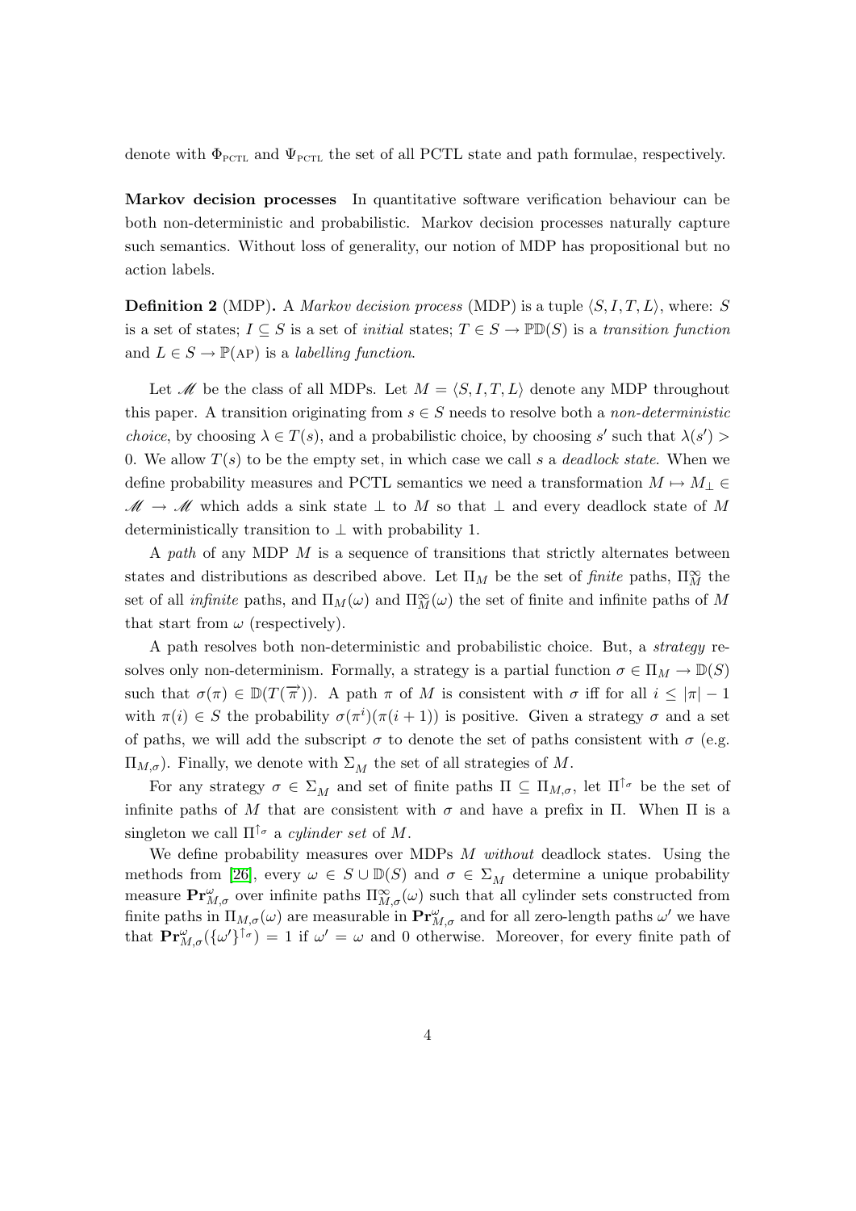denote with $\Phi_{\text{PCTL}}$ and $\Psi_{\text{PCTL}}$ the set of all PCTL state and path formulae, respectively.

**Markov decision processes** In quantitative software verification behaviour can be both non-deterministic and probabilistic. Markov decision processes naturally capture such semantics. Without loss of generality, our notion of MDP has propositional but no action labels.

**Definition 2** (MDP)**.** A *Markov decision process* (MDP) is a tuple $\langle S, I, T, L\rangle$, where: $S$ is a set of states; $I \subseteq S$ is a set of *initial* states; $T \in S \to \mathbb{PD}(S)$ is a *transition function* and $L \in S \to \mathbb{P}(\text{AP})$ is a *labelling function*.

Let $\mathscr{M}$ be the class of all MDPs. Let $M = \langle S, I, T, L\rangle$ denote any MDP throughout this paper. A transition originating from $s \in S$ needs to resolve both a *non-deterministic choice*, by choosing $\lambda \in T(s)$, and a probabilistic choice, by choosing $s'$ such that $\lambda(s') > 0$. We allow $T(s)$ to be the empty set, in which case we call $s$ a *deadlock state*. When we define probability measures and PCTL semantics we need a transformation $M \mapsto M_\perp \in \mathscr{M} \to \mathscr{M}$ which adds a sink state $\perp$ to $M$ so that $\perp$ and every deadlock state of $M$ deterministically transition to $\perp$ with probability 1.

A *path* of any MDP $M$ is a sequence of transitions that strictly alternates between states and distributions as described above. Let $\Pi_M$ be the set of *finite* paths, $\Pi_M^\infty$ the set of all *infinite* paths, and $\Pi_M(\omega)$ and $\Pi_M^\infty(\omega)$ the set of finite and infinite paths of $M$ that start from $\omega$ (respectively).

A path resolves both non-deterministic and probabilistic choice. But, a *strategy* resolves only non-determinism. Formally, a strategy is a partial function $\sigma \in \Pi_M \to \mathbb{D}(S)$ such that $\sigma(\pi) \in \mathbb{D}(T(\overrightarrow{\pi}))$. A path $\pi$ of $M$ is consistent with $\sigma$ iff for all $i \leq |\pi| - 1$ with $\pi(i) \in S$ the probability $\sigma(\pi^i)(\pi(i+1))$ is positive. Given a strategy $\sigma$ and a set of paths, we will add the subscript $\sigma$ to denote the set of paths consistent with $\sigma$ (e.g. $\Pi_{M,\sigma}$). Finally, we denote with $\Sigma_M$ the set of all strategies of $M$.

For any strategy $\sigma \in \Sigma_M$ and set of finite paths $\Pi \subseteq \Pi_{M,\sigma}$, let $\Pi^{\uparrow\sigma}$ be the set of infinite paths of $M$ that are consistent with $\sigma$ and have a prefix in $\Pi$. When $\Pi$ is a singleton we call $\Pi^{\uparrow\sigma}$ a *cylinder set* of $M$.

We define probability measures over MDPs $M$ *without* deadlock states. Using the methods from [26], every $\omega \in S \cup \mathbb{D}(S)$ and $\sigma \in \Sigma_M$ determine a unique probability measure $\mathbf{Pr}^{\omega}_{M,\sigma}$ over infinite paths $\Pi^{\infty}_{M,\sigma}(\omega)$ such that all cylinder sets constructed from finite paths in $\Pi_{M,\sigma}(\omega)$ are measurable in $\mathbf{Pr}^{\omega}_{M,\sigma}$ and for all zero-length paths $\omega'$ we have that $\mathbf{Pr}^{\omega}_{M,\sigma}(\{\omega'\}^{\uparrow\sigma}) = 1$ if $\omega' = \omega$ and 0 otherwise. Moreover, for every finite path of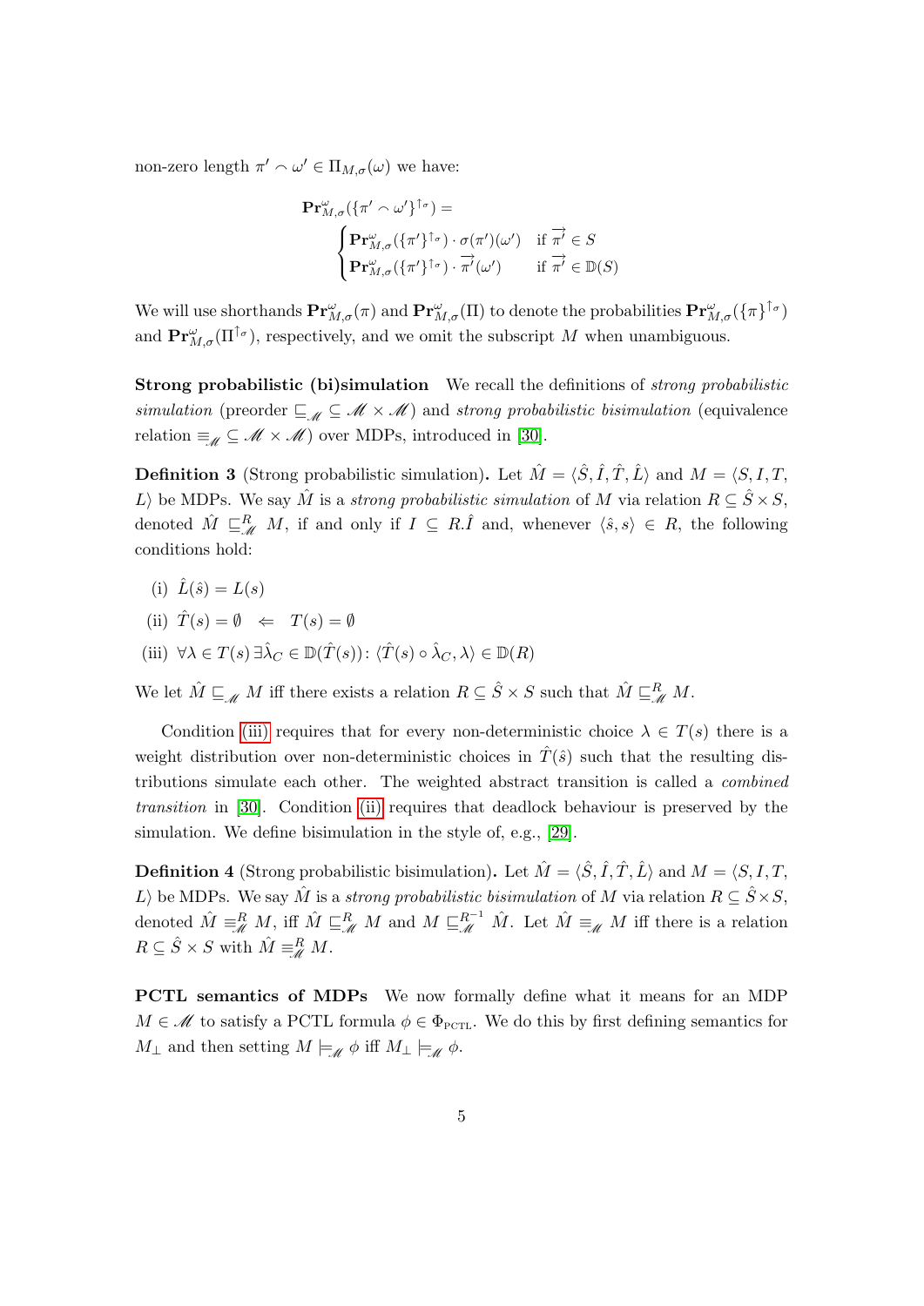non-zero length $\pi' \frown \omega' \in \Pi_{M,\sigma}(\omega)$ we have:

$$
\mathbf{Pr}^{\omega}_{M,\sigma}(\{\pi' \frown \omega'\}^{\uparrow_\sigma}) = \begin{cases} \mathbf{Pr}^{\omega}_{M,\sigma}(\{\pi'\}^{\uparrow_\sigma}) \cdot \sigma(\pi')(\omega') & \text{if } \overrightarrow{\pi'} \in S \\ \mathbf{Pr}^{\omega}_{M,\sigma}(\{\pi'\}^{\uparrow_\sigma}) \cdot \overrightarrow{\pi'}(\omega') & \text{if } \overrightarrow{\pi'} \in \mathbb{D}(S) \end{cases}
$$

We will use shorthands $\mathbf{Pr}^{\omega}_{M,\sigma}(\pi)$ and $\mathbf{Pr}^{\omega}_{M,\sigma}(\Pi)$ to denote the probabilities $\mathbf{Pr}^{\omega}_{M,\sigma}(\{\pi\}^{\uparrow_\sigma})$ and $\mathbf{Pr}^{\omega}_{M,\sigma}(\Pi^{\uparrow_\sigma})$, respectively, and we omit the subscript $M$ when unambiguous.

**Strong probabilistic (bi)simulation** We recall the definitions of *strong probabilistic simulation* (preorder $\sqsubseteq_{\mathscr{M}} \subseteq \mathscr{M} \times \mathscr{M}$) and *strong probabilistic bisimulation* (equivalence relation $\equiv_{\mathscr{M}} \subseteq \mathscr{M} \times \mathscr{M}$) over MDPs, introduced in [30].

**Definition 3** (Strong probabilistic simulation)**.** Let $\hat{M} = \langle \hat{S}, \hat{I}, \hat{T}, \hat{L}\rangle$ and $M = \langle S, I, T, L\rangle$ be MDPs. We say $\hat{M}$ is a *strong probabilistic simulation* of $M$ via relation $R \subseteq \hat{S} \times S$, denoted $\hat{M} \sqsubseteq^R_{\mathscr{M}} M$, if and only if $I \subseteq R.\hat{I}$ and, whenever $\langle \hat{s}, s\rangle \in R$, the following conditions hold:

- (i) $\hat{L}(\hat{s}) = L(s)$
- (ii) $\hat{T}(s) = \emptyset \quad \Leftarrow \quad T(s) = \emptyset$
- (iii) $\forall \lambda \in T(s)\, \exists \hat{\lambda}_C \in \mathbb{D}(\hat{T}(s))\colon \langle \hat{T}(s) \circ \hat{\lambda}_C, \lambda\rangle \in \mathbb{D}(R)$

We let $\hat{M} \sqsubseteq_{\mathscr{M}} M$ iff there exists a relation $R \subseteq \hat{S} \times S$ such that $\hat{M} \sqsubseteq^R_{\mathscr{M}} M$.

Condition (iii) requires that for every non-deterministic choice $\lambda \in T(s)$ there is a weight distribution over non-deterministic choices in $\hat{T}(\hat{s})$ such that the resulting distributions simulate each other. The weighted abstract transition is called a *combined transition* in [30]. Condition (ii) requires that deadlock behaviour is preserved by the simulation. We define bisimulation in the style of, e.g., [29].

**Definition 4** (Strong probabilistic bisimulation)**.** Let $\hat{M} = \langle \hat{S}, \hat{I}, \hat{T}, \hat{L}\rangle$ and $M = \langle S, I, T, L\rangle$ be MDPs. We say $\hat{M}$ is a *strong probabilistic bisimulation* of $M$ via relation $R \subseteq \hat{S} \times S$, denoted $\hat{M} \equiv^R_{\mathscr{M}} M$, iff $\hat{M} \sqsubseteq^R_{\mathscr{M}} M$ and $M \sqsubseteq^{R^{-1}}_{\mathscr{M}} \hat{M}$. Let $\hat{M} \equiv_{\mathscr{M}} M$ iff there is a relation $R \subseteq \hat{S} \times S$ with $\hat{M} \equiv^R_{\mathscr{M}} M$.

**PCTL semantics of MDPs** We now formally define what it means for an MDP $M \in \mathscr{M}$ to satisfy a PCTL formula $\phi \in \Phi_{\text{PCTL}}$. We do this by first defining semantics for $M_\perp$ and then setting $M \models_{\mathscr{M}} \phi$ iff $M_\perp \models_{\mathscr{M}} \phi$.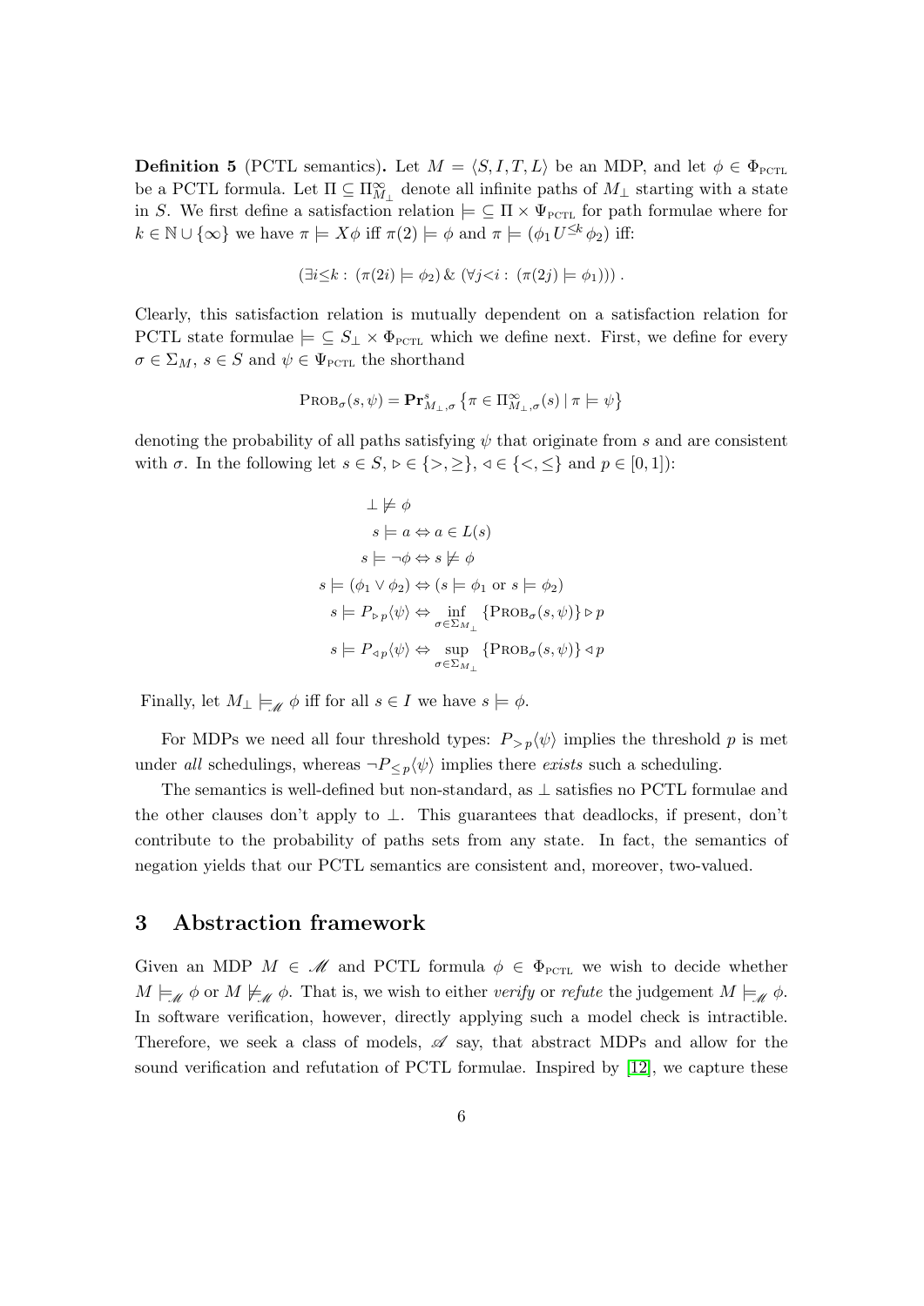**Definition 5** (PCTL semantics)**.** Let $M = \langle S, I, T, L\rangle$ be an MDP, and let $\phi \in \Phi_{\text{PCTL}}$ be a PCTL formula. Let $\Pi \subseteq \Pi^{\infty}_{M_\bot}$ denote all infinite paths of $M_\bot$ starting with a state in $S$. We first define a satisfaction relation $\models \subseteq \Pi \times \Psi_{\text{PCTL}}$ for path formulae where for $k \in \mathbb{N} \cup \{\infty\}$ we have $\pi \models X\phi$ iff $\pi(2) \models \phi$ and $\pi \models (\phi_1 U^{\leq k} \phi_2)$ iff:

$$(\exists i{\leq}k : \, (\pi(2i) \models \phi_2) \,\&\, (\forall j{<}i : \, (\pi(2j) \models \phi_1))) \, .$$

Clearly, this satisfaction relation is mutually dependent on a satisfaction relation for PCTL state formulae $\models \subseteq S_\bot \times \Phi_{\text{PCTL}}$ which we define next. First, we define for every $\sigma \in \Sigma_M$, $s \in S$ and $\psi \in \Psi_{\text{PCTL}}$ the shorthand

$$\text{PROB}_\sigma(s, \psi) = \mathbf{Pr}^{s}_{M_\bot,\sigma} \left\{ \pi \in \Pi^{\infty}_{M_\bot,\sigma}(s) \mid \pi \models \psi \right\}$$

denoting the probability of all paths satisfying $\psi$ that originate from $s$ and are consistent with $\sigma$. In the following let $s \in S$, $\rhd \in \{>, \geq\}$, $\lhd \in \{<, \leq\}$ and $p \in [0, 1]$):

$$
\begin{aligned}
\bot &\not\models \phi \\
s &\models a \Leftrightarrow a \in L(s) \\
s &\models \neg\phi \Leftrightarrow s \not\models \phi \\
s \models (\phi_1 \vee \phi_2) &\Leftrightarrow (s \models \phi_1 \text{ or } s \models \phi_2) \\
s \models P_{\rhd p}\langle\psi\rangle &\Leftrightarrow \inf_{\sigma \in \Sigma_{M_\bot}} \{\text{PROB}_\sigma(s, \psi)\} \rhd p \\
s \models P_{\lhd p}\langle\psi\rangle &\Leftrightarrow \sup_{\sigma \in \Sigma_{M_\bot}} \{\text{PROB}_\sigma(s, \psi)\} \lhd p
\end{aligned}
$$

Finally, let $M_\bot \models_{\mathscr{M}} \phi$ iff for all $s \in I$ we have $s \models \phi$.

For MDPs we need all four threshold types: $P_{>p}\langle\psi\rangle$ implies the threshold $p$ is met under *all* schedulings, whereas $\neg P_{\leq p}\langle\psi\rangle$ implies there *exists* such a scheduling.

The semantics is well-defined but non-standard, as $\bot$ satisfies no PCTL formulae and the other clauses don't apply to $\bot$. This guarantees that deadlocks, if present, don't contribute to the probability of paths sets from any state. In fact, the semantics of negation yields that our PCTL semantics are consistent and, moreover, two-valued.

# 3 Abstraction framework

Given an MDP $M \in \mathscr{M}$ and PCTL formula $\phi \in \Phi_{\text{PCTL}}$ we wish to decide whether $M \models_{\mathscr{M}} \phi$ or $M \not\models_{\mathscr{M}} \phi$. That is, we wish to either *verify* or *refute* the judgement $M \models_{\mathscr{M}} \phi$. In software verification, however, directly applying such a model check is intractible. Therefore, we seek a class of models, $\mathscr{A}$ say, that abstract MDPs and allow for the sound verification and refutation of PCTL formulae. Inspired by [12], we capture these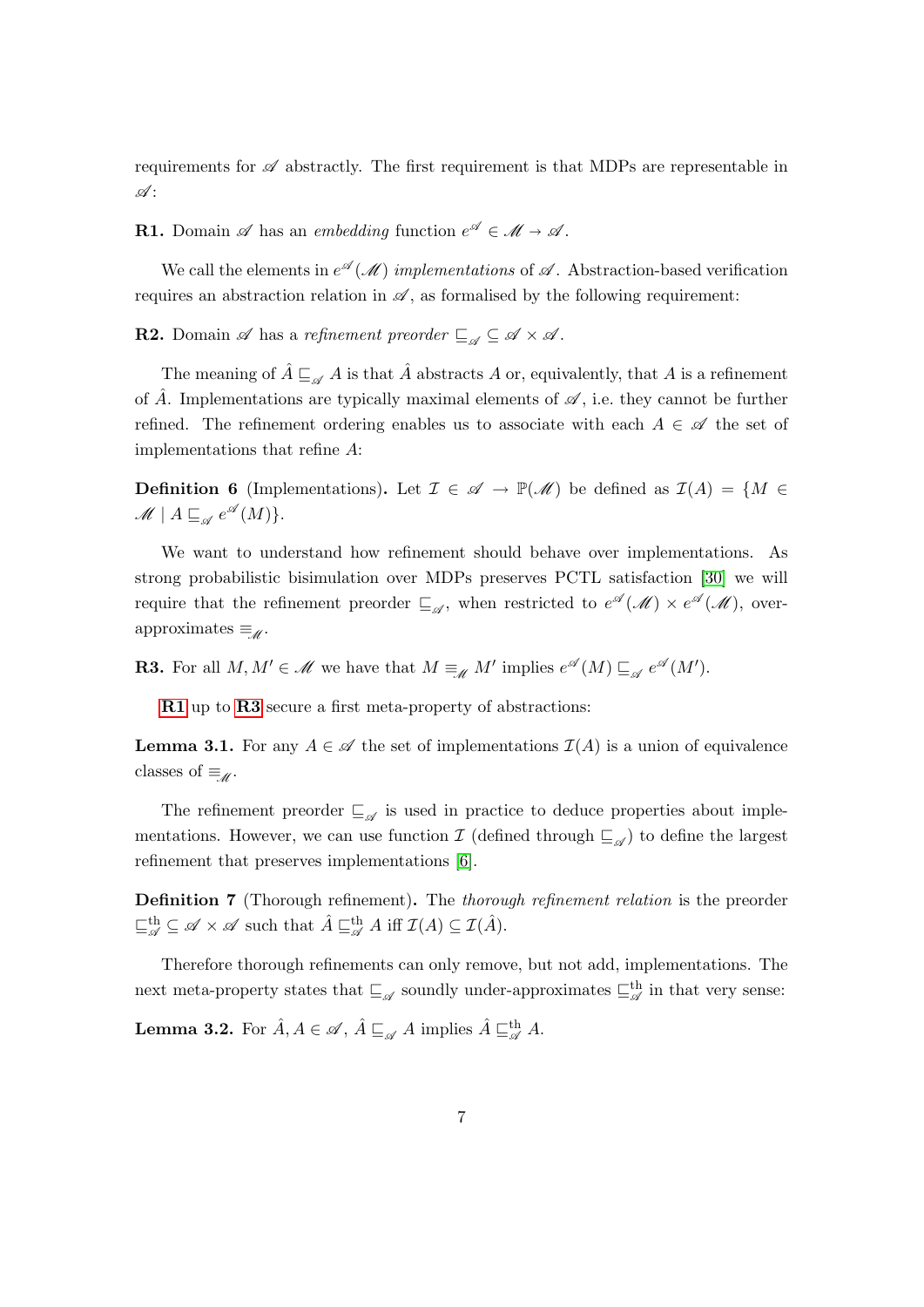requirements for $\mathscr{A}$ abstractly. The first requirement is that MDPs are representable in $\mathscr{A}$:

**R1.** Domain $\mathscr{A}$ has an *embedding* function $e^{\mathscr{A}} \in \mathscr{M} \to \mathscr{A}$.

We call the elements in $e^{\mathscr{A}}(\mathscr{M})$ *implementations* of $\mathscr{A}$. Abstraction-based verification requires an abstraction relation in $\mathscr{A}$, as formalised by the following requirement:

**R2.** Domain $\mathscr{A}$ has a *refinement preorder* $\sqsubseteq_{\mathscr{A}} \subseteq \mathscr{A} \times \mathscr{A}$.

The meaning of $\hat{A} \sqsubseteq_{\mathscr{A}} A$ is that $\hat{A}$ abstracts $A$ or, equivalently, that $A$ is a refinement of $\hat{A}$. Implementations are typically maximal elements of $\mathscr{A}$, i.e. they cannot be further refined. The refinement ordering enables us to associate with each $A \in \mathscr{A}$ the set of implementations that refine $A$:

**Definition 6** (Implementations)**.** Let $\mathcal{I} \in \mathscr{A} \to \mathbb{P}(\mathscr{M})$ be defined as $\mathcal{I}(A) = \{M \in \mathscr{M} \mid A \sqsubseteq_{\mathscr{A}} e^{\mathscr{A}}(M)\}$.

We want to understand how refinement should behave over implementations. As strong probabilistic bisimulation over MDPs preserves PCTL satisfaction [30] we will require that the refinement preorder $\sqsubseteq_{\mathscr{A}}$, when restricted to $e^{\mathscr{A}}(\mathscr{M}) \times e^{\mathscr{A}}(\mathscr{M})$, over-approximates $\equiv_{\mathscr{M}}$.

**R3.** For all $M, M' \in \mathscr{M}$ we have that $M \equiv_{\mathscr{M}} M'$ implies $e^{\mathscr{A}}(M) \sqsubseteq_{\mathscr{A}} e^{\mathscr{A}}(M')$.

**R1** up to **R3** secure a first meta-property of abstractions:

**Lemma 3.1.** For any $A \in \mathscr{A}$ the set of implementations $\mathcal{I}(A)$ is a union of equivalence classes of $\equiv_{\mathscr{M}}$.

The refinement preorder $\sqsubseteq_{\mathscr{A}}$ is used in practice to deduce properties about implementations. However, we can use function $\mathcal{I}$ (defined through $\sqsubseteq_{\mathscr{A}}$) to define the largest refinement that preserves implementations [6].

**Definition 7** (Thorough refinement)**.** The *thorough refinement relation* is the preorder $\sqsubseteq^{\text{th}}_{\mathscr{A}} \subseteq \mathscr{A} \times \mathscr{A}$ such that $\hat{A} \sqsubseteq^{\text{th}}_{\mathscr{A}} A$ iff $\mathcal{I}(A) \subseteq \mathcal{I}(\hat{A})$.

Therefore thorough refinements can only remove, but not add, implementations. The next meta-property states that $\sqsubseteq_{\mathscr{A}}$ soundly under-approximates $\sqsubseteq^{\text{th}}_{\mathscr{A}}$ in that very sense:

**Lemma 3.2.** For $\hat{A}, A \in \mathscr{A}$, $\hat{A} \sqsubseteq_{\mathscr{A}} A$ implies $\hat{A} \sqsubseteq^{\text{th}}_{\mathscr{A}} A$.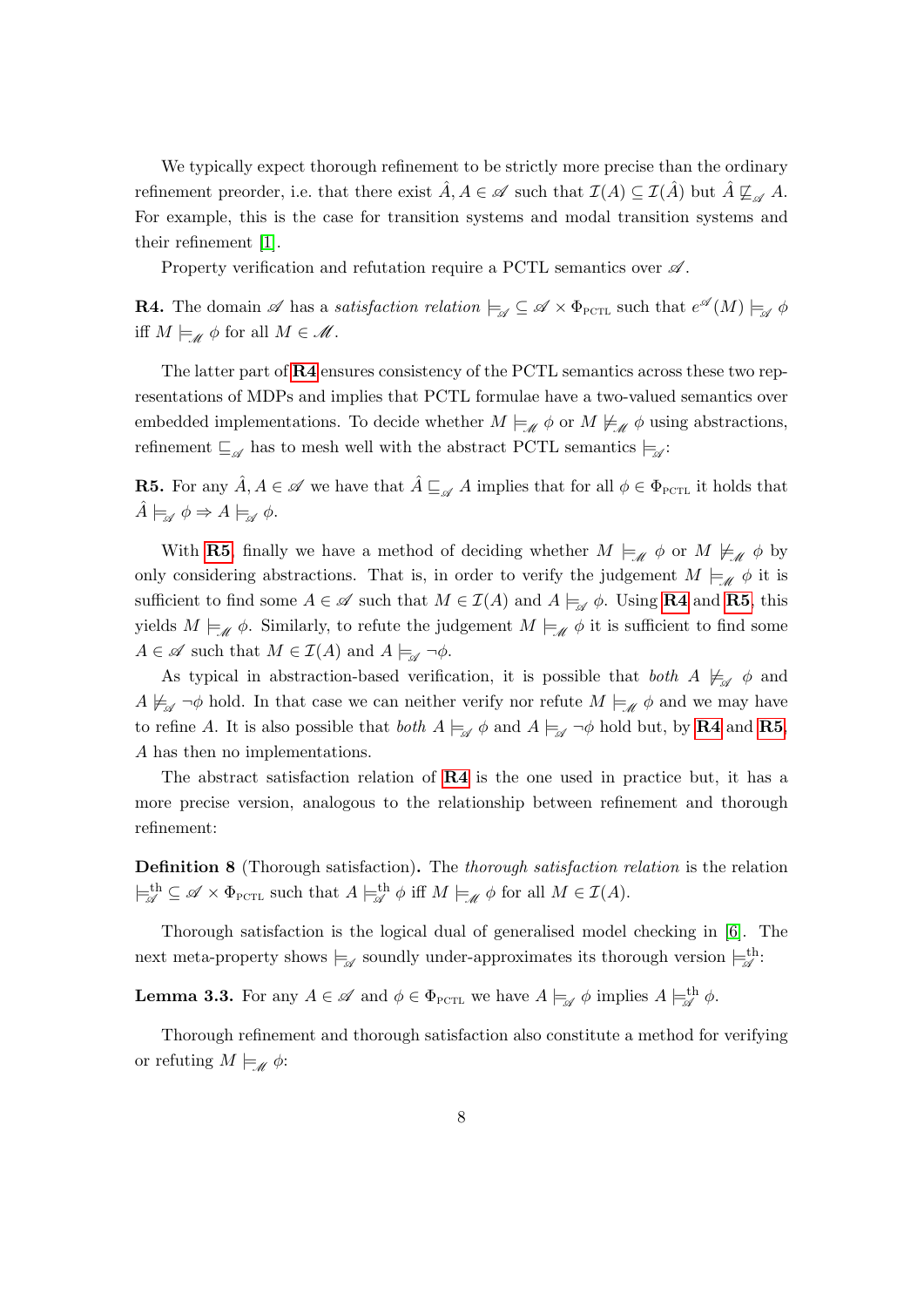We typically expect thorough refinement to be strictly more precise than the ordinary refinement preorder, i.e. that there exist $\hat{A}, A \in \mathscr{A}$ such that $\mathcal{I}(A) \subseteq \mathcal{I}(\hat{A})$ but $\hat{A} \not\sqsubseteq_{\mathscr{A}} A$. For example, this is the case for transition systems and modal transition systems and their refinement [1].

Property verification and refutation require a PCTL semantics over $\mathscr{A}$.

**R4.** The domain $\mathscr{A}$ has a *satisfaction relation* $\models_{\mathscr{A}} \subseteq \mathscr{A} \times \Phi_{\text{PCTL}}$ such that $e^{\mathscr{A}}(M) \models_{\mathscr{A}} \phi$ iff $M \models_{\mathscr{M}} \phi$ for all $M \in \mathscr{M}$.

The latter part of **R4** ensures consistency of the PCTL semantics across these two representations of MDPs and implies that PCTL formulae have a two-valued semantics over embedded implementations. To decide whether $M \models_{\mathscr{M}} \phi$ or $M \not\models_{\mathscr{M}} \phi$ using abstractions, refinement $\sqsubseteq_{\mathscr{A}}$ has to mesh well with the abstract PCTL semantics $\models_{\mathscr{A}}$:

**R5.** For any $\hat{A}, A \in \mathscr{A}$ we have that $\hat{A} \sqsubseteq_{\mathscr{A}} A$ implies that for all $\phi \in \Phi_{\text{PCTL}}$ it holds that $\hat{A} \models_{\mathscr{A}} \phi \Rightarrow A \models_{\mathscr{A}} \phi$.

With **R5**, finally we have a method of deciding whether $M \models_{\mathscr{M}} \phi$ or $M \not\models_{\mathscr{M}} \phi$ by only considering abstractions. That is, in order to verify the judgement $M \models_{\mathscr{M}} \phi$ it is sufficient to find some $A \in \mathscr{A}$ such that $M \in \mathcal{I}(A)$ and $A \models_{\mathscr{A}} \phi$. Using **R4** and **R5**, this yields $M \models_{\mathscr{M}} \phi$. Similarly, to refute the judgement $M \models_{\mathscr{M}} \phi$ it is sufficient to find some $A \in \mathscr{A}$ such that $M \in \mathcal{I}(A)$ and $A \models_{\mathscr{A}} \neg\phi$.

As typical in abstraction-based verification, it is possible that *both* $A \not\models_{\mathscr{A}} \phi$ and $A \not\models_{\mathscr{A}} \neg\phi$ hold. In that case we can neither verify nor refute $M \models_{\mathscr{M}} \phi$ and we may have to refine $A$. It is also possible that *both* $A \models_{\mathscr{A}} \phi$ and $A \models_{\mathscr{A}} \neg\phi$ hold but, by **R4** and **R5**, $A$ has then no implementations.

The abstract satisfaction relation of **R4** is the one used in practice but, it has a more precise version, analogous to the relationship between refinement and thorough refinement:

**Definition 8** (Thorough satisfaction)**.** The *thorough satisfaction relation* is the relation $\models^{\text{th}}_{\mathscr{A}} \subseteq \mathscr{A} \times \Phi_{\text{PCTL}}$ such that $A \models^{\text{th}}_{\mathscr{A}} \phi$ iff $M \models_{\mathscr{M}} \phi$ for all $M \in \mathcal{I}(A)$.

Thorough satisfaction is the logical dual of generalised model checking in [6]. The next meta-property shows $\models_{\mathscr{A}}$ soundly under-approximates its thorough version $\models^{\text{th}}_{\mathscr{A}}$:

**Lemma 3.3.** For any $A \in \mathscr{A}$ and $\phi \in \Phi_{\text{PCTL}}$ we have $A \models_{\mathscr{A}} \phi$ implies $A \models^{\text{th}}_{\mathscr{A}} \phi$.

Thorough refinement and thorough satisfaction also constitute a method for verifying or refuting $M \models_{\mathscr{M}} \phi$: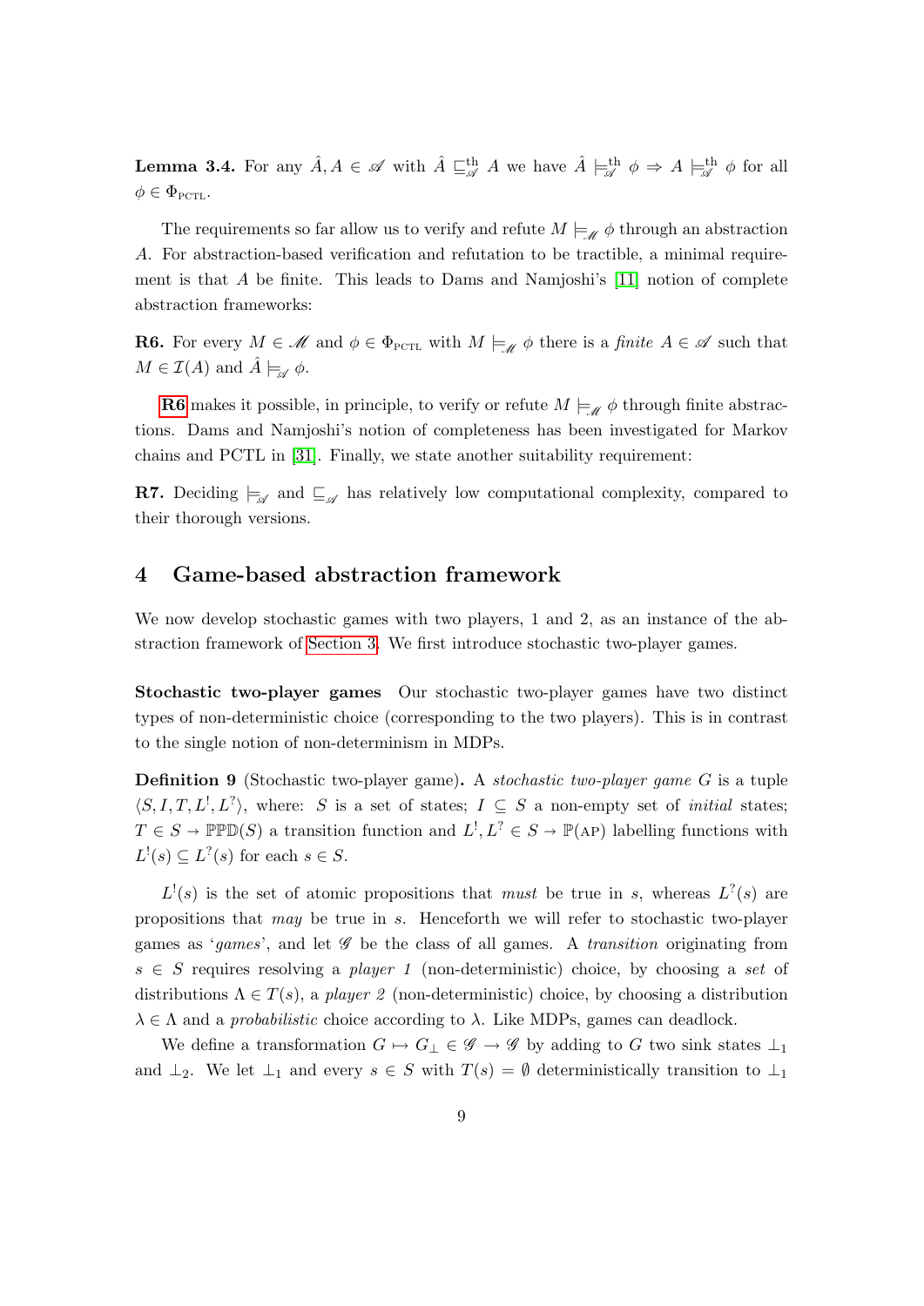**Lemma 3.4.** For any $\hat{A}, A \in \mathscr{A}$ with $\hat{A} \sqsubseteq^{\text{th}}_{\mathscr{A}} A$ we have $\hat{A} \models^{\text{th}}_{\mathscr{A}} \phi \Rightarrow A \models^{\text{th}}_{\mathscr{A}} \phi$ for all $\phi \in \Phi_{\text{PCTL}}$.

The requirements so far allow us to verify and refute $M \models_{\mathscr{M}} \phi$ through an abstraction $A$. For abstraction-based verification and refutation to be tractible, a minimal requirement is that $A$ be finite. This leads to Dams and Namjoshi's [11] notion of complete abstraction frameworks:

**R6.** For every $M \in \mathscr{M}$ and $\phi \in \Phi_{\text{PCTL}}$ with $M \models_{\mathscr{M}} \phi$ there is a *finite* $A \in \mathscr{A}$ such that $M \in \mathcal{I}(A)$ and $\hat{A} \models_{\mathscr{A}} \phi$.

**R6** makes it possible, in principle, to verify or refute $M \models_{\mathscr{M}} \phi$ through finite abstractions. Dams and Namjoshi's notion of completeness has been investigated for Markov chains and PCTL in [31]. Finally, we state another suitability requirement:

**R7.** Deciding $\models_{\mathscr{A}}$ and $\sqsubseteq_{\mathscr{A}}$ has relatively low computational complexity, compared to their thorough versions.

# 4 Game-based abstraction framework

We now develop stochastic games with two players, 1 and 2, as an instance of the abstraction framework of Section 3. We first introduce stochastic two-player games.

**Stochastic two-player games** Our stochastic two-player games have two distinct types of non-deterministic choice (corresponding to the two players). This is in contrast to the single notion of non-determinism in MDPs.

**Definition 9** (Stochastic two-player game)**.** A *stochastic two-player game* $G$ is a tuple $\langle S, I, T, L^!, L^? \rangle$, where: $S$ is a set of states; $I \subseteq S$ a non-empty set of *initial* states; $T \in S \to \mathbb{PPD}(S)$ a transition function and $L^!, L^? \in S \to \mathbb{P}(\text{AP})$ labelling functions with $L^!(s) \subseteq L^?(s)$ for each $s \in S$.

$L^!(s)$ is the set of atomic propositions that *must* be true in $s$, whereas $L^?(s)$ are propositions that *may* be true in $s$. Henceforth we will refer to stochastic two-player games as '*games*', and let $\mathscr{G}$ be the class of all games. A *transition* originating from $s \in S$ requires resolving a *player 1* (non-deterministic) choice, by choosing a *set* of distributions $\Lambda \in T(s)$, a *player 2* (non-deterministic) choice, by choosing a distribution $\lambda \in \Lambda$ and a *probabilistic* choice according to $\lambda$. Like MDPs, games can deadlock.

We define a transformation $G \mapsto G_\perp \in \mathscr{G} \to \mathscr{G}$ by adding to $G$ two sink states $\perp_1$ and $\perp_2$. We let $\perp_1$ and every $s \in S$ with $T(s) = \emptyset$ deterministically transition to $\perp_1$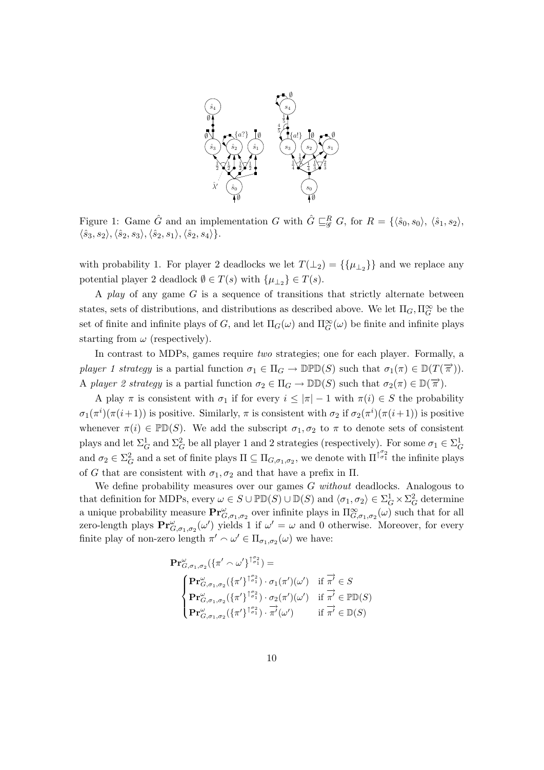Figure 1: Game $\hat{G}$ and an implementation $G$ with $\hat{G} \sqsubseteq^R_{\mathscr{G}} G$, for $R = \{\langle \hat{s}_0, s_0\rangle, \langle \hat{s}_1, s_2\rangle, \langle \hat{s}_3, s_2\rangle, \langle \hat{s}_2, s_3\rangle, \langle \hat{s}_2, s_1\rangle, \langle \hat{s}_2, s_4\rangle\}$.

with probability 1. For player 2 deadlocks we let $T(\bot_2) = \{\{\mu_{\bot_2}\}\}$ and we replace any potential player 2 deadlock $\emptyset \in T(s)$ with $\{\mu_{\bot_2}\} \in T(s)$.

A *play* of any game $G$ is a sequence of transitions that strictly alternate between states, sets of distributions, and distributions as described above. We let $\Pi_G, \Pi^\infty_G$ be the set of finite and infinite plays of $G$, and let $\Pi_G(\omega)$ and $\Pi^\infty_G(\omega)$ be finite and infinite plays starting from $\omega$ (respectively).

In contrast to MDPs, games require *two* strategies; one for each player. Formally, a *player 1 strategy* is a partial function $\sigma_1 \in \Pi_G \to \mathbb{DPD}(S)$ such that $\sigma_1(\pi) \in \mathbb{D}(T(\overrightarrow{\pi}))$. A *player 2 strategy* is a partial function $\sigma_2 \in \Pi_G \to \mathbb{DD}(S)$ such that $\sigma_2(\pi) \in \mathbb{D}(\overrightarrow{\pi})$.

A play $\pi$ is consistent with $\sigma_1$ if for every $i \leq |\pi| - 1$ with $\pi(i) \in S$ the probability $\sigma_1(\pi^i)(\pi(i+1))$ is positive. Similarly, $\pi$ is consistent with $\sigma_2$ if $\sigma_2(\pi^i)(\pi(i+1))$ is positive whenever $\pi(i) \in \mathbb{PD}(S)$. We add the subscript $\sigma_1, \sigma_2$ to $\pi$ to denote sets of consistent plays and let $\Sigma^1_G$ and $\Sigma^2_G$ be all player 1 and 2 strategies (respectively). For some $\sigma_1 \in \Sigma^1_G$ and $\sigma_2 \in \Sigma^2_G$ and a set of finite plays $\Pi \subseteq \Pi_{G,\sigma_1,\sigma_2}$, we denote with $\Pi^{\uparrow^{\sigma_2}_{\sigma_1}}$ the infinite plays of $G$ that are consistent with $\sigma_1, \sigma_2$ and that have a prefix in $\Pi$.

We define probability measures over our games $G$ *without* deadlocks. Analogous to that definition for MDPs, every $\omega \in S \cup \mathbb{PD}(S) \cup \mathbb{D}(S)$ and $\langle \sigma_1, \sigma_2\rangle \in \Sigma^1_G \times \Sigma^2_G$ determine a unique probability measure $\mathbf{Pr}^\omega_{G,\sigma_1,\sigma_2}$ over infinite plays in $\Pi^\infty_{G,\sigma_1,\sigma_2}(\omega)$ such that for all zero-length plays $\mathbf{Pr}^\omega_{G,\sigma_1,\sigma_2}(\omega')$ yields 1 if $\omega' = \omega$ and 0 otherwise. Moreover, for every finite play of non-zero length $\pi' \frown \omega' \in \Pi_{\sigma_1,\sigma_2}(\omega)$ we have:

$$\mathbf{Pr}^\omega_{G,\sigma_1,\sigma_2}(\{\pi' \frown \omega'\}^{\uparrow^{\sigma_2}_{\sigma_1}}) = \begin{cases} \mathbf{Pr}^\omega_{G,\sigma_1,\sigma_2}(\{\pi'\}^{\uparrow^{\sigma_2}_{\sigma_1}}) \cdot \sigma_1(\pi')(\omega') & \text{if } \overrightarrow{\pi'} \in S \\ \mathbf{Pr}^\omega_{G,\sigma_1,\sigma_2}(\{\pi'\}^{\uparrow^{\sigma_2}_{\sigma_1}}) \cdot \sigma_2(\pi')(\omega') & \text{if } \overrightarrow{\pi'} \in \mathbb{PD}(S) \\ \mathbf{Pr}^\omega_{G,\sigma_1,\sigma_2}(\{\pi'\}^{\uparrow^{\sigma_2}_{\sigma_1}}) \cdot \overrightarrow{\pi'}(\omega') & \text{if } \overrightarrow{\pi'} \in \mathbb{D}(S) \end{cases}$$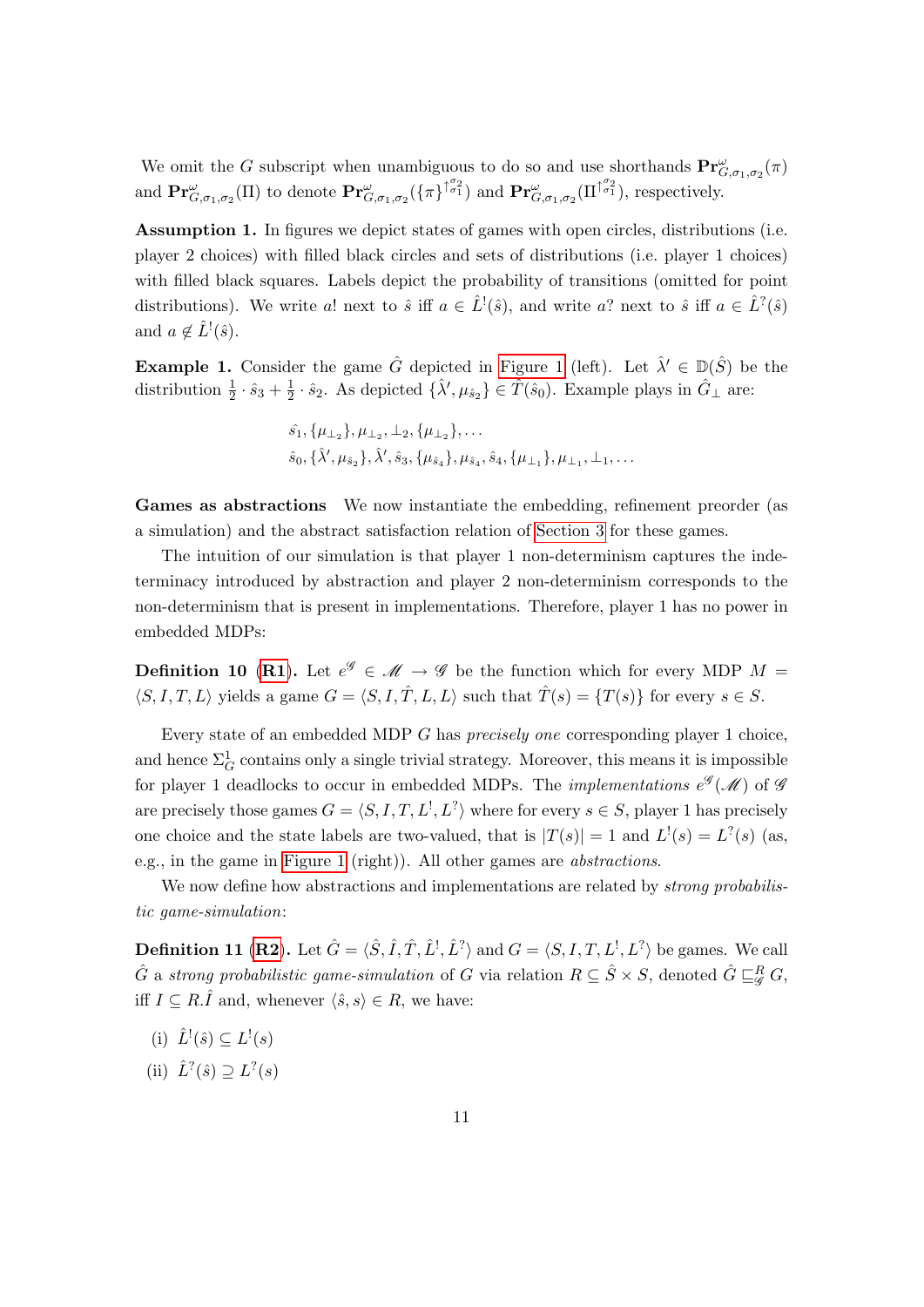We omit the $G$ subscript when unambiguous to do so and use shorthands $\mathbf{Pr}^{\omega}_{G,\sigma_1,\sigma_2}(\pi)$ and $\mathbf{Pr}^{\omega}_{G,\sigma_1,\sigma_2}(\Pi)$ to denote $\mathbf{Pr}^{\omega}_{G,\sigma_1,\sigma_2}(\{\pi\}^{\uparrow^{\sigma_2}_{\sigma_1}})$ and $\mathbf{Pr}^{\omega}_{G,\sigma_1,\sigma_2}(\Pi^{\uparrow^{\sigma_2}_{\sigma_1}})$, respectively.

**Assumption 1.** In figures we depict states of games with open circles, distributions (i.e. player 2 choices) with filled black circles and sets of distributions (i.e. player 1 choices) with filled black squares. Labels depict the probability of transitions (omitted for point distributions). We write $a!$ next to $\hat{s}$ iff $a \in \hat{L}^!(\hat{s})$, and write $a?$ next to $\hat{s}$ iff $a \in \hat{L}^?(\hat{s})$ and $a \notin \hat{L}^!(\hat{s})$.

**Example 1.** Consider the game $\hat{G}$ depicted in Figure 1 (left). Let $\hat{\lambda}' \in \mathbb{D}(\hat{S})$ be the distribution $\frac{1}{2} \cdot \hat{s}_3 + \frac{1}{2} \cdot \hat{s}_2$. As depicted $\{\hat{\lambda}', \mu_{\hat{s}_2}\} \in \hat{T}(\hat{s}_0)$. Example plays in $\hat{G}_\perp$ are:

$$\hat{s}_1, \{\mu_{\perp_2}\}, \mu_{\perp_2}, \perp_2, \{\mu_{\perp_2}\}, \ldots$$
$$\hat{s}_0, \{\hat{\lambda}', \mu_{\hat{s}_2}\}, \hat{\lambda}', \hat{s}_3, \{\mu_{\hat{s}_4}\}, \mu_{\hat{s}_4}, \hat{s}_4, \{\mu_{\perp_1}\}, \mu_{\perp_1}, \perp_1, \ldots$$

**Games as abstractions** We now instantiate the embedding, refinement preorder (as a simulation) and the abstract satisfaction relation of Section 3 for these games.

The intuition of our simulation is that player 1 non-determinism captures the indeterminacy introduced by abstraction and player 2 non-determinism corresponds to the non-determinism that is present in implementations. Therefore, player 1 has no power in embedded MDPs:

**Definition 10 (R1).** Let $e^{\mathscr{G}} \in \mathscr{M} \to \mathscr{G}$ be the function which for every MDP $M = \langle S, I, T, L\rangle$ yields a game $G = \langle S, I, \hat{T}, L, L\rangle$ such that $\hat{T}(s) = \{T(s)\}$ for every $s \in S$.

Every state of an embedded MDP $G$ has *precisely one* corresponding player 1 choice, and hence $\Sigma^1_G$ contains only a single trivial strategy. Moreover, this means it is impossible for player 1 deadlocks to occur in embedded MDPs. The *implementations* $e^{\mathscr{G}}(\mathscr{M})$ of $\mathscr{G}$ are precisely those games $G = \langle S, I, T, L^!, L^?\rangle$ where for every $s \in S$, player 1 has precisely one choice and the state labels are two-valued, that is $|T(s)| = 1$ and $L^!(s) = L^?(s)$ (as, e.g., in the game in Figure 1 (right)). All other games are *abstractions*.

We now define how abstractions and implementations are related by *strong probabilistic game-simulation*:

**Definition 11 (R2).** Let $\hat{G} = \langle \hat{S}, \hat{I}, \hat{T}, \hat{L}^!, \hat{L}^?\rangle$ and $G = \langle S, I, T, L^!, L^?\rangle$ be games. We call $\hat{G}$ a *strong probabilistic game-simulation* of $G$ via relation $R \subseteq \hat{S} \times S$, denoted $\hat{G} \sqsubseteq^R_{\mathscr{G}} G$, iff $I \subseteq R.\hat{I}$ and, whenever $\langle \hat{s}, s\rangle \in R$, we have:

(i) $\hat{L}^!(\hat{s}) \subseteq L^!(s)$

(ii) $\hat{L}^?(\hat{s}) \supseteq L^?(s)$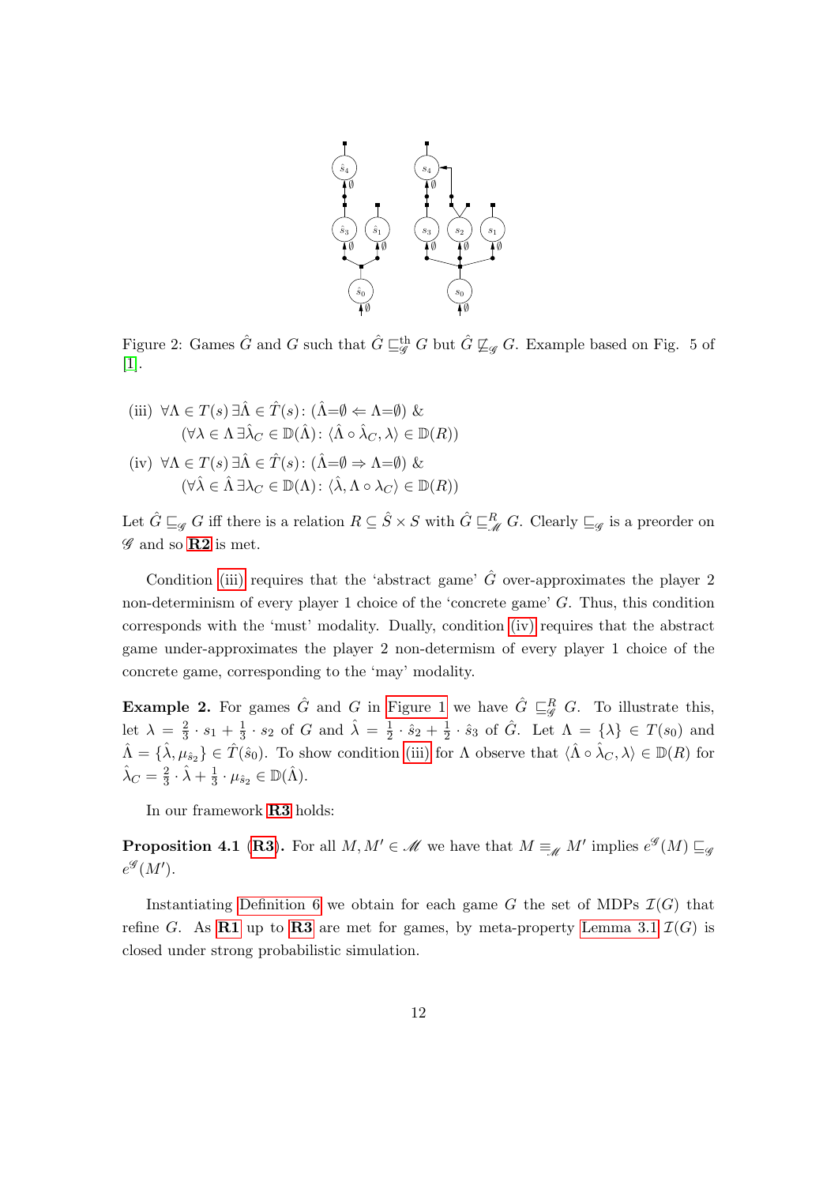Figure 2: Games $\hat{G}$ and $G$ such that $\hat{G} \sqsubseteq^{\text{th}}_{\mathscr{G}} G$ but $\hat{G} \not\sqsubseteq_{\mathscr{G}} G$. Example based on Fig. 5 of [1].

(iii) $\forall \Lambda \in T(s)\, \exists \hat{\Lambda} \in \hat{T}(s) \colon (\hat{\Lambda}{=}\emptyset \Leftarrow \Lambda{=}\emptyset)$ &
$(\forall \lambda \in \Lambda\, \exists \hat{\lambda}_C \in \mathbb{D}(\hat{\Lambda}) \colon \langle \hat{\Lambda} \circ \hat{\lambda}_C, \lambda \rangle \in \mathbb{D}(R))$

(iv) $\forall \Lambda \in T(s)\, \exists \hat{\Lambda} \in \hat{T}(s) \colon (\hat{\Lambda}{=}\emptyset \Rightarrow \Lambda{=}\emptyset)$ &
$(\forall \hat{\lambda} \in \hat{\Lambda}\, \exists \lambda_C \in \mathbb{D}(\Lambda) \colon \langle \hat{\lambda}, \Lambda \circ \lambda_C \rangle \in \mathbb{D}(R))$

Let $\hat{G} \sqsubseteq_{\mathscr{G}} G$ iff there is a relation $R \subseteq \hat{S} \times S$ with $\hat{G} \sqsubseteq^{R}_{\mathscr{M}} G$. Clearly $\sqsubseteq_{\mathscr{G}}$ is a preorder on $\mathscr{G}$ and so **R2** is met.

Condition (iii) requires that the 'abstract game' $\hat{G}$ over-approximates the player 2 non-determinism of every player 1 choice of the 'concrete game' $G$. Thus, this condition corresponds with the 'must' modality. Dually, condition (iv) requires that the abstract game under-approximates the player 2 non-determism of every player 1 choice of the concrete game, corresponding to the 'may' modality.

**Example 2.** For games $\hat{G}$ and $G$ in Figure 1 we have $\hat{G} \sqsubseteq^{R}_{\mathscr{G}} G$. To illustrate this, let $\lambda = \frac{2}{3} \cdot s_1 + \frac{1}{3} \cdot s_2$ of $G$ and $\hat{\lambda} = \frac{1}{2} \cdot \hat{s}_2 + \frac{1}{2} \cdot \hat{s}_3$ of $\hat{G}$. Let $\Lambda = \{\lambda\} \in T(s_0)$ and $\hat{\Lambda} = \{\hat{\lambda}, \mu_{\hat{s}_2}\} \in \hat{T}(\hat{s}_0)$. To show condition (iii) for $\Lambda$ observe that $\langle \hat{\Lambda} \circ \hat{\lambda}_C, \lambda \rangle \in \mathbb{D}(R)$ for $\hat{\lambda}_C = \frac{2}{3} \cdot \hat{\lambda} + \frac{1}{3} \cdot \mu_{\hat{s}_2} \in \mathbb{D}(\hat{\Lambda})$.

In our framework **R3** holds:

**Proposition 4.1 (R3).** For all $M, M' \in \mathscr{M}$ we have that $M \equiv_{\mathscr{M}} M'$ implies $e^{\mathscr{G}}(M) \sqsubseteq_{\mathscr{G}} e^{\mathscr{G}}(M')$.

Instantiating Definition 6 we obtain for each game $G$ the set of MDPs $\mathcal{I}(G)$ that refine $G$. As **R1** up to **R3** are met for games, by meta-property Lemma 3.1 $\mathcal{I}(G)$ is closed under strong probabilistic simulation.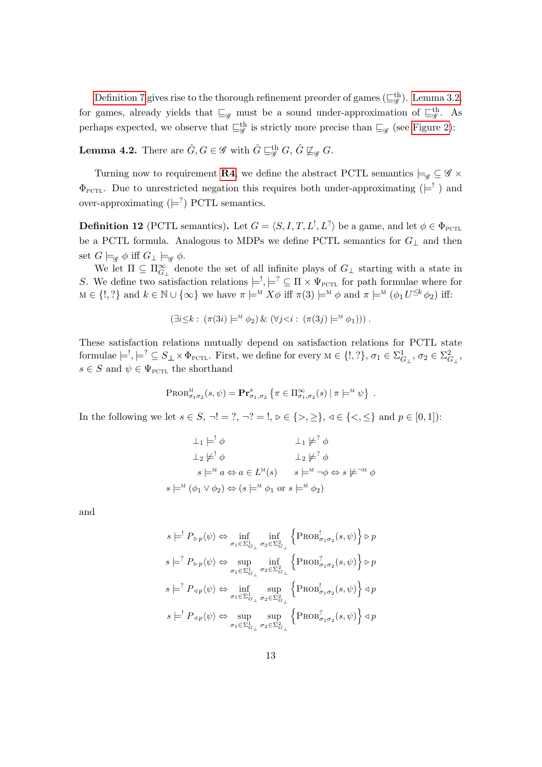Definition 7 gives rise to the thorough refinement preorder of games ($\sqsubseteq^{\text{th}}_{\mathscr{G}}$). Lemma 3.2, for games, already yields that $\sqsubseteq_{\mathscr{G}}$ must be a sound under-approximation of $\sqsubseteq^{\text{th}}_{\mathscr{G}}$. As perhaps expected, we observe that $\sqsubseteq^{\text{th}}_{\mathscr{G}}$ is strictly more precise than $\sqsubseteq_{\mathscr{G}}$ (see Figure 2):

**Lemma 4.2.** There are $\hat{G}, G \in \mathscr{G}$ with $\hat{G} \sqsubseteq^{\text{th}}_{\mathscr{G}} G$, $\hat{G} \not\sqsubseteq_{\mathscr{G}} G$.

Turning now to requirement **R4**, we define the abstract PCTL semantics $\models_{\mathscr{G}} \subseteq \mathscr{G} \times \Phi_{\text{PCTL}}$. Due to unrestricted negation this requires both under-approximating ($\models^{!}$) and over-approximating ($\models^{?}$) PCTL semantics.

**Definition 12** (PCTL semantics)**.** Let $G = \langle S, I, T, L^!, L^? \rangle$ be a game, and let $\phi \in \Phi_{\text{PCTL}}$ be a PCTL formula. Analogous to MDPs we define PCTL semantics for $G_\perp$ and then set $G \models_{\mathscr{G}} \phi$ iff $G_\perp \models_{\mathscr{G}} \phi$.

We let $\Pi \subseteq \Pi^{\infty}_{G_\perp}$ denote the set of all infinite plays of $G_\perp$ starting with a state in $S$. We define two satisfaction relations $\models^!, \models^? \subseteq \Pi \times \Psi_{\text{PCTL}}$ for path formulae where for $\text{M} \in \{!, ?\}$ and $k \in \mathbb{N} \cup \{\infty\}$ we have $\pi \models^{\text{M}} X\phi$ iff $\pi(3) \models^{\text{M}} \phi$ and $\pi \models^{\text{M}} (\phi_1 U^{\leq k} \phi_2)$ iff:

$$(\exists i{\leq}k : (\pi(3i) \models^{\text{M}} \phi_2) \,\&\, (\forall j{<}i : (\pi(3j) \models^{\text{M}} \phi_1)))\,.$$

These satisfaction relations mutually depend on satisfaction relations for PCTL state formulae $\models^!, \models^? \subseteq S_\perp \times \Phi_{\text{PCTL}}$. First, we define for every $\text{M} \in \{!, ?\}$, $\sigma_1 \in \Sigma^1_{G_\perp}$, $\sigma_2 \in \Sigma^2_{G_\perp}$, $s \in S$ and $\psi \in \Psi_{\text{PCTL}}$ the shorthand

$$\text{Prob}^{\text{M}}_{\sigma_1\sigma_2}(s, \psi) = \mathbf{Pr}^s_{\sigma_1,\sigma_2}\left\{\pi \in \Pi^{\infty}_{\sigma_1,\sigma_2}(s) \mid \pi \models^{\text{M}} \psi\right\}\,.$$

In the following we let $s \in S$, $\neg ! = ?$, $\neg ? = !$, $\rhd \in \{>, \geq\}$, $\lhd \in \{<, \leq\}$ and $p \in [0,1]$):

$$\begin{array}{ll}
\perp_1 \models^! \phi & \perp_1 \not\models^? \phi \\
\perp_2 \not\models^! \phi & \perp_2 \not\models^? \phi \\
s \models^{\text{M}} a \Leftrightarrow a \in L^{\text{M}}(s) & s \models^{\text{M}} \neg\phi \Leftrightarrow s \not\models^{\neg\text{M}} \phi
\end{array}$$

$$s \models^{\text{M}} (\phi_1 \vee \phi_2) \Leftrightarrow (s \models^{\text{M}} \phi_1 \text{ or } s \models^{\text{M}} \phi_2)$$

and

$$\begin{aligned}
s \models^! P_{\rhd p}\langle\psi\rangle &\Leftrightarrow \inf_{\sigma_1 \in \Sigma^1_{G_\perp}} \inf_{\sigma_2 \in \Sigma^2_{G_\perp}} \left\{\text{Prob}^!_{\sigma_1\sigma_2}(s, \psi)\right\} \rhd p \\
s \models^? P_{\rhd p}\langle\psi\rangle &\Leftrightarrow \sup_{\sigma_1 \in \Sigma^1_{G_\perp}} \inf_{\sigma_2 \in \Sigma^2_{G_\perp}} \left\{\text{Prob}^?_{\sigma_1\sigma_2}(s, \psi)\right\} \rhd p \\
s \models^? P_{\lhd p}\langle\psi\rangle &\Leftrightarrow \inf_{\sigma_1 \in \Sigma^1_{G_\perp}} \sup_{\sigma_2 \in \Sigma^2_{G_\perp}} \left\{\text{Prob}^!_{\sigma_1\sigma_2}(s, \psi)\right\} \lhd p \\
s \models^! P_{\lhd p}\langle\psi\rangle &\Leftrightarrow \sup_{\sigma_1 \in \Sigma^1_{G_\perp}} \sup_{\sigma_2 \in \Sigma^2_{G_\perp}} \left\{\text{Prob}^?_{\sigma_1\sigma_2}(s, \psi)\right\} \lhd p
\end{aligned}$$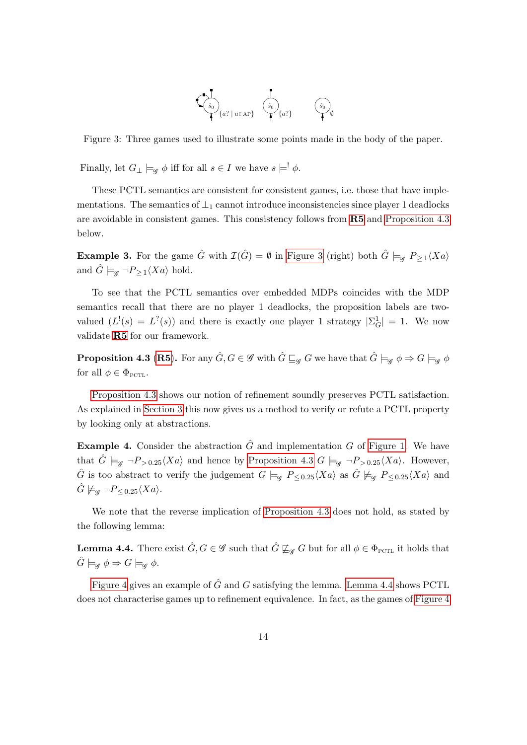Figure 3: Three games used to illustrate some points made in the body of the paper.

Finally, let $G_\bot \models_{\mathscr{G}} \phi$ iff for all $s \in I$ we have $s \models^! \phi$.

These PCTL semantics are consistent for consistent games, i.e. those that have implementations. The semantics of $\bot_1$ cannot introduce inconsistencies since player 1 deadlocks are avoidable in consistent games. This consistency follows from **R5** and Proposition 4.3 below.

**Example 3.** For the game $\hat{G}$ with $\mathcal{I}(\hat{G}) = \emptyset$ in Figure 3 (right) both $\hat{G} \models_{\mathscr{G}} P_{\geq 1}\langle Xa \rangle$ and $\hat{G} \models_{\mathscr{G}} \neg P_{\geq 1}\langle Xa \rangle$ hold.

To see that the PCTL semantics over embedded MDPs coincides with the MDP semantics recall that there are no player 1 deadlocks, the proposition labels are two-valued ($L^!(s) = L^?(s)$) and there is exactly one player 1 strategy $|\Sigma^1_G| = 1$. We now validate **R5** for our framework.

**Proposition 4.3 (R5).** For any $\hat{G}, G \in \mathscr{G}$ with $\hat{G} \sqsubseteq_{\mathscr{G}} G$ we have that $\hat{G} \models_{\mathscr{G}} \phi \Rightarrow G \models_{\mathscr{G}} \phi$ for all $\phi \in \Phi_{\text{PCTL}}$.

Proposition 4.3 shows our notion of refinement soundly preserves PCTL satisfaction. As explained in Section 3 this now gives us a method to verify or refute a PCTL property by looking only at abstractions.

**Example 4.** Consider the abstraction $\hat{G}$ and implementation $G$ of Figure 1. We have that $\hat{G} \models_{\mathscr{G}} \neg P_{>0.25}\langle Xa \rangle$ and hence by Proposition 4.3 $G \models_{\mathscr{G}} \neg P_{>0.25}\langle Xa \rangle$. However, $\hat{G}$ is too abstract to verify the judgement $G \models_{\mathscr{G}} P_{\leq 0.25}\langle Xa \rangle$ as $\hat{G} \not\models_{\mathscr{G}} P_{\leq 0.25}\langle Xa \rangle$ and $\hat{G} \not\models_{\mathscr{G}} \neg P_{\leq 0.25}\langle Xa \rangle$.

We note that the reverse implication of Proposition 4.3 does not hold, as stated by the following lemma:

**Lemma 4.4.** There exist $\hat{G}, G \in \mathscr{G}$ such that $\hat{G} \not\sqsubseteq_{\mathscr{G}} G$ but for all $\phi \in \Phi_{\text{PCTL}}$ it holds that $\hat{G} \models_{\mathscr{G}} \phi \Rightarrow G \models_{\mathscr{G}} \phi$.

Figure 4 gives an example of $\hat{G}$ and $G$ satisfying the lemma. Lemma 4.4 shows PCTL does not characterise games up to refinement equivalence. In fact, as the games of Figure 4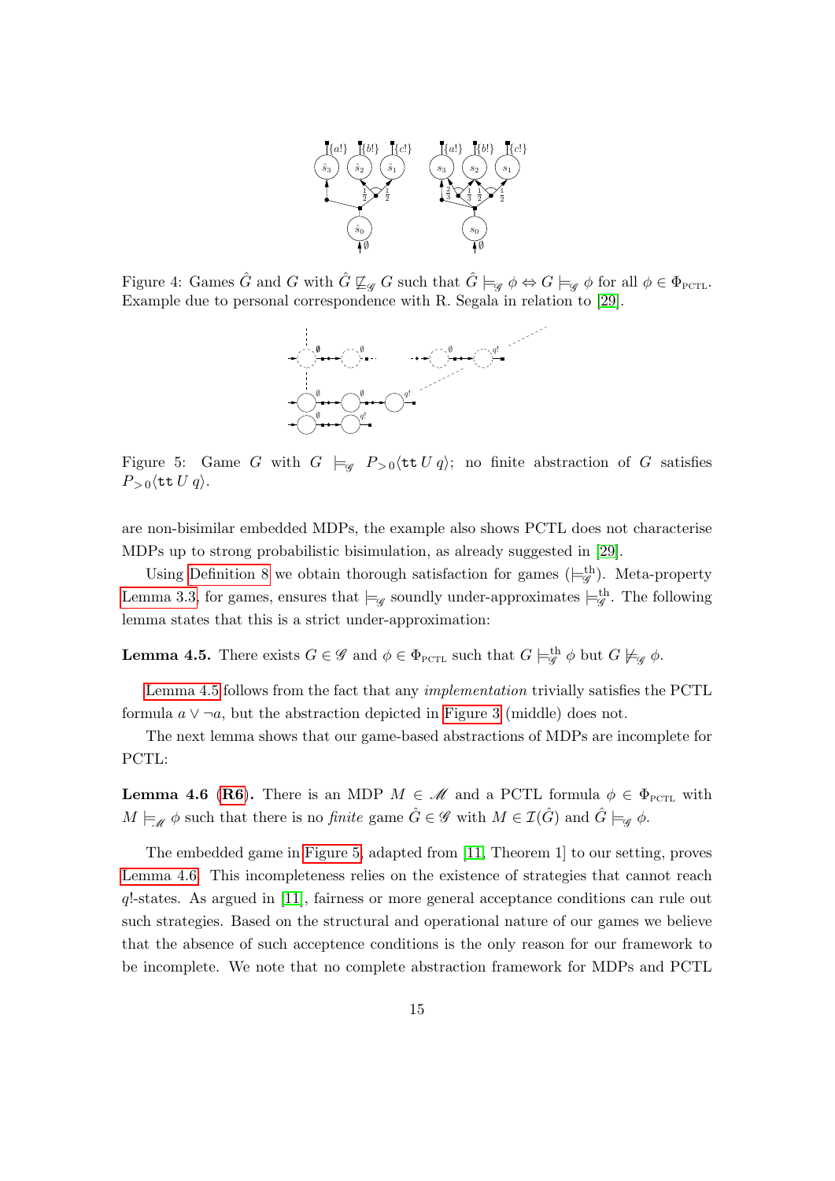Figure 4: Games $\hat{G}$ and $G$ with $\hat{G} \not\sqsubseteq_{\mathscr{G}} G$ such that $\hat{G} \models_{\mathscr{G}} \phi \Leftrightarrow G \models_{\mathscr{G}} \phi$ for all $\phi \in \Phi_{\text{PCTL}}$. Example due to personal correspondence with R. Segala in relation to [29].

Figure 5: Game $G$ with $G \models_{\mathscr{G}} P_{>0}\langle \texttt{tt}\, U\, q\rangle$; no finite abstraction of $G$ satisfies $P_{>0}\langle \texttt{tt}\, U\, q\rangle$.

are non-bisimilar embedded MDPs, the example also shows PCTL does not characterise MDPs up to strong probabilistic bisimulation, as already suggested in [29].

Using Definition 8 we obtain thorough satisfaction for games ($\models^{\text{th}}_{\mathscr{G}}$). Meta-property Lemma 3.3, for games, ensures that $\models_{\mathscr{G}}$ soundly under-approximates $\models^{\text{th}}_{\mathscr{G}}$. The following lemma states that this is a strict under-approximation:

**Lemma 4.5.** There exists $G \in \mathscr{G}$ and $\phi \in \Phi_{\text{PCTL}}$ such that $G \models^{\text{th}}_{\mathscr{G}} \phi$ but $G \not\models_{\mathscr{G}} \phi$.

Lemma 4.5 follows from the fact that any *implementation* trivially satisfies the PCTL formula $a \vee \neg a$, but the abstraction depicted in Figure 3 (middle) does not.

The next lemma shows that our game-based abstractions of MDPs are incomplete for PCTL:

**Lemma 4.6 (R6).** There is an MDP $M \in \mathscr{M}$ and a PCTL formula $\phi \in \Phi_{\text{PCTL}}$ with $M \models_{\mathscr{M}} \phi$ such that there is no *finite* game $\hat{G} \in \mathscr{G}$ with $M \in \mathcal{I}(\hat{G})$ and $\hat{G} \models_{\mathscr{G}} \phi$.

The embedded game in Figure 5, adapted from [11, Theorem 1] to our setting, proves Lemma 4.6. This incompleteness relies on the existence of strategies that cannot reach $q!$-states. As argued in [11], fairness or more general acceptance conditions can rule out such strategies. Based on the structural and operational nature of our games we believe that the absence of such acceptence conditions is the only reason for our framework to be incomplete. We note that no complete abstraction framework for MDPs and PCTL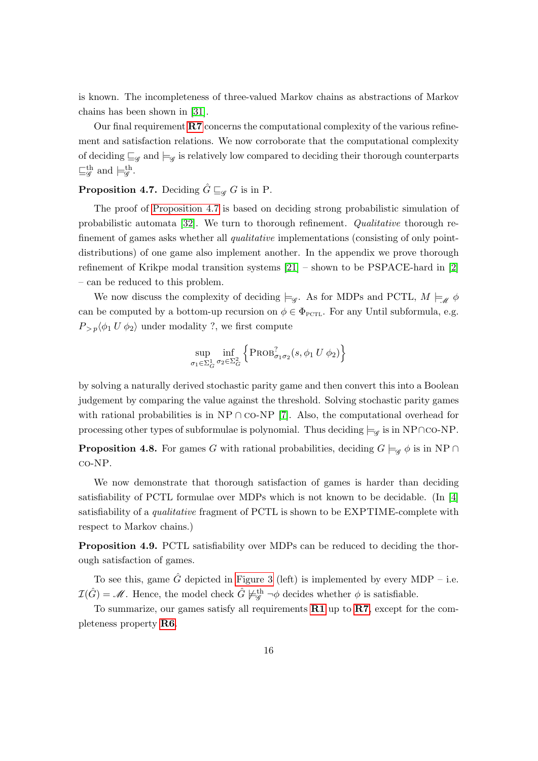is known. The incompleteness of three-valued Markov chains as abstractions of Markov chains has been shown in [31].

Our final requirement **R7** concerns the computational complexity of the various refinement and satisfaction relations. We now corroborate that the computational complexity of deciding $\sqsubseteq_{\mathscr{G}}$ and $\models_{\mathscr{G}}$ is relatively low compared to deciding their thorough counterparts $\sqsubseteq^{\mathrm{th}}_{\mathscr{G}}$ and $\models^{\mathrm{th}}_{\mathscr{G}}$.

**Proposition 4.7.** Deciding $\hat{G} \sqsubseteq_{\mathscr{G}} G$ is in P.

The proof of Proposition 4.7 is based on deciding strong probabilistic simulation of probabilistic automata [32]. We turn to thorough refinement. *Qualitative* thorough refinement of games asks whether all *qualitative* implementations (consisting of only point-distributions) of one game also implement another. In the appendix we prove thorough refinement of Krikpe modal transition systems [21] – shown to be PSPACE-hard in [2] – can be reduced to this problem.

We now discuss the complexity of deciding $\models_{\mathscr{G}}$. As for MDPs and PCTL, $M \models_{\mathscr{M}} \phi$ can be computed by a bottom-up recursion on $\phi \in \Phi_{\mathrm{PCTL}}$. For any Until subformula, e.g. $P_{>p}\langle \phi_1 \; U \; \phi_2 \rangle$ under modality ?, we first compute

$$\sup_{\sigma_1 \in \Sigma^1_G} \inf_{\sigma_2 \in \Sigma^2_G} \left\{ \mathrm{PROB}^?_{\sigma_1 \sigma_2}(s, \phi_1 \; U \; \phi_2) \right\}$$

by solving a naturally derived stochastic parity game and then convert this into a Boolean judgement by comparing the value against the threshold. Solving stochastic parity games with rational probabilities is in NP $\cap$ co-NP [7]. Also, the computational overhead for processing other types of subformulae is polynomial. Thus deciding $\models_{\mathscr{G}}$ is in NP$\cap$co-NP.

**Proposition 4.8.** For games $G$ with rational probabilities, deciding $G \models_{\mathscr{G}} \phi$ is in NP $\cap$ co-NP.

We now demonstrate that thorough satisfaction of games is harder than deciding satisfiability of PCTL formulae over MDPs which is not known to be decidable. (In [4] satisfiability of a *qualitative* fragment of PCTL is shown to be EXPTIME-complete with respect to Markov chains.)

**Proposition 4.9.** PCTL satisfiability over MDPs can be reduced to deciding the thorough satisfaction of games.

To see this, game $\hat{G}$ depicted in Figure 3 (left) is implemented by every MDP – i.e. $\mathcal{I}(\hat{G}) = \mathscr{M}$. Hence, the model check $\hat{G} \not\models^{\mathrm{th}}_{\mathscr{G}} \neg\phi$ decides whether $\phi$ is satisfiable.

To summarize, our games satisfy all requirements **R1** up to **R7**, except for the completeness property **R6**.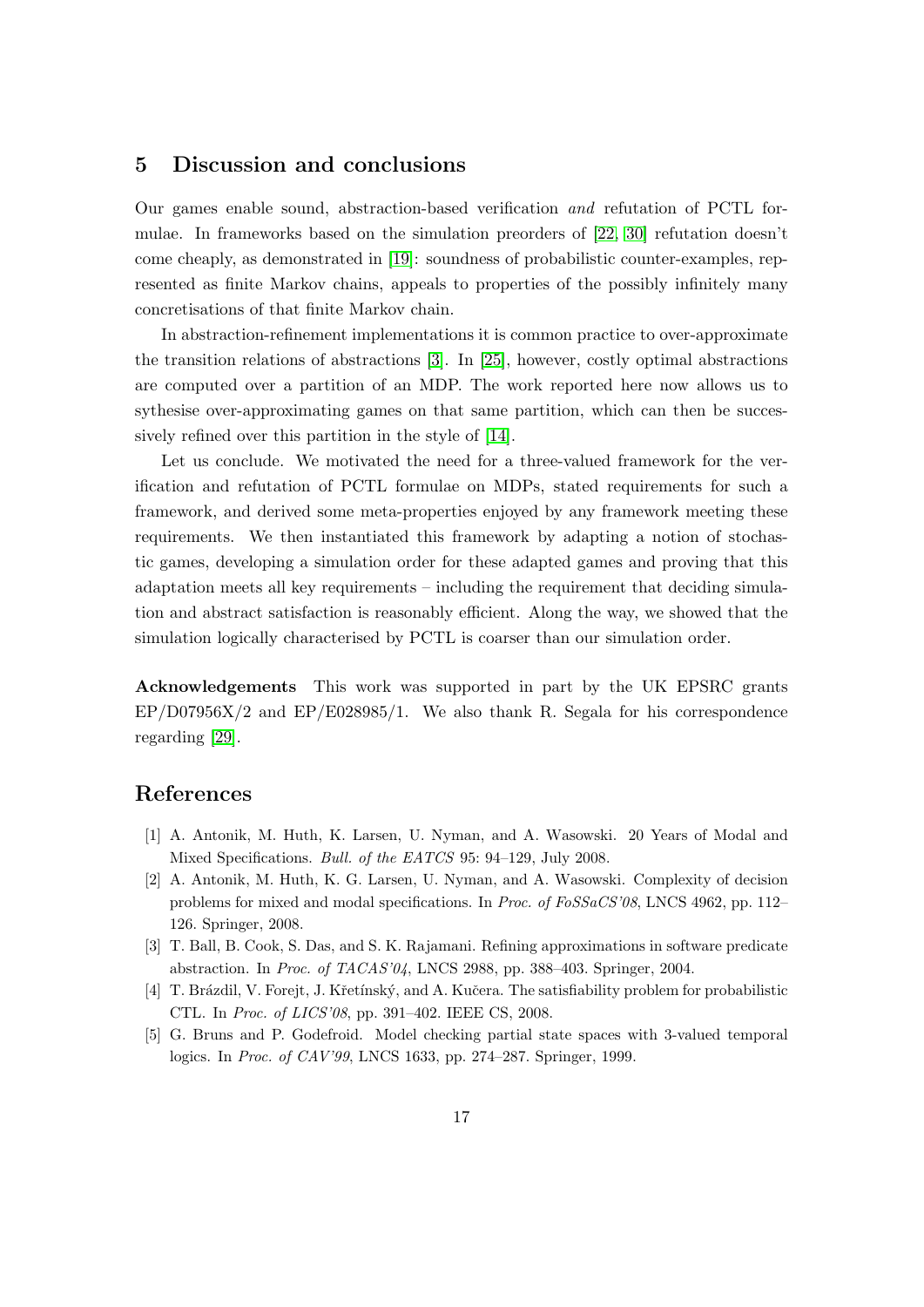## 5 Discussion and conclusions

Our games enable sound, abstraction-based verification *and* refutation of PCTL formulae. In frameworks based on the simulation preorders of [22, 30] refutation doesn't come cheaply, as demonstrated in [19]: soundness of probabilistic counter-examples, represented as finite Markov chains, appeals to properties of the possibly infinitely many concretisations of that finite Markov chain.

In abstraction-refinement implementations it is common practice to over-approximate the transition relations of abstractions [3]. In [25], however, costly optimal abstractions are computed over a partition of an MDP. The work reported here now allows us to sythesise over-approximating games on that same partition, which can then be successively refined over this partition in the style of [14].

Let us conclude. We motivated the need for a three-valued framework for the verification and refutation of PCTL formulae on MDPs, stated requirements for such a framework, and derived some meta-properties enjoyed by any framework meeting these requirements. We then instantiated this framework by adapting a notion of stochastic games, developing a simulation order for these adapted games and proving that this adaptation meets all key requirements – including the requirement that deciding simulation and abstract satisfaction is reasonably efficient. Along the way, we showed that the simulation logically characterised by PCTL is coarser than our simulation order.

**Acknowledgements** This work was supported in part by the UK EPSRC grants EP/D07956X/2 and EP/E028985/1. We also thank R. Segala for his correspondence regarding [29].

## References

[1] A. Antonik, M. Huth, K. Larsen, U. Nyman, and A. Wasowski. 20 Years of Modal and Mixed Specifications. *Bull. of the EATCS* 95: 94–129, July 2008.

[2] A. Antonik, M. Huth, K. G. Larsen, U. Nyman, and A. Wasowski. Complexity of decision problems for mixed and modal specifications. In *Proc. of FoSSaCS'08*, LNCS 4962, pp. 112–126. Springer, 2008.

[3] T. Ball, B. Cook, S. Das, and S. K. Rajamani. Refining approximations in software predicate abstraction. In *Proc. of TACAS'04*, LNCS 2988, pp. 388–403. Springer, 2004.

[4] T. Brázdil, V. Forejt, J. Křetínský, and A. Kučera. The satisfiability problem for probabilistic CTL. In *Proc. of LICS'08*, pp. 391–402. IEEE CS, 2008.

[5] G. Bruns and P. Godefroid. Model checking partial state spaces with 3-valued temporal logics. In *Proc. of CAV'99*, LNCS 1633, pp. 274–287. Springer, 1999.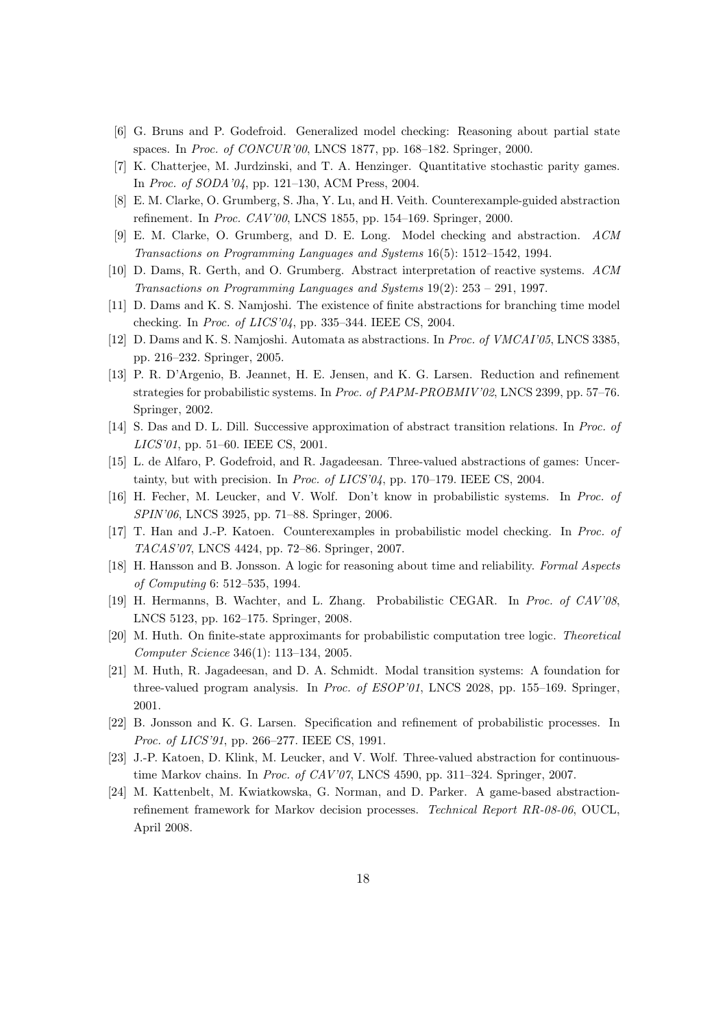[6] G. Bruns and P. Godefroid. Generalized model checking: Reasoning about partial state spaces. In *Proc. of CONCUR'00*, LNCS 1877, pp. 168–182. Springer, 2000.

[7] K. Chatterjee, M. Jurdzinski, and T. A. Henzinger. Quantitative stochastic parity games. In *Proc. of SODA'04*, pp. 121–130, ACM Press, 2004.

[8] E. M. Clarke, O. Grumberg, S. Jha, Y. Lu, and H. Veith. Counterexample-guided abstraction refinement. In *Proc. CAV'00*, LNCS 1855, pp. 154–169. Springer, 2000.

[9] E. M. Clarke, O. Grumberg, and D. E. Long. Model checking and abstraction. *ACM Transactions on Programming Languages and Systems* 16(5): 1512–1542, 1994.

[10] D. Dams, R. Gerth, and O. Grumberg. Abstract interpretation of reactive systems. *ACM Transactions on Programming Languages and Systems* 19(2): 253 – 291, 1997.

[11] D. Dams and K. S. Namjoshi. The existence of finite abstractions for branching time model checking. In *Proc. of LICS'04*, pp. 335–344. IEEE CS, 2004.

[12] D. Dams and K. S. Namjoshi. Automata as abstractions. In *Proc. of VMCAI'05*, LNCS 3385, pp. 216–232. Springer, 2005.

[13] P. R. D'Argenio, B. Jeannet, H. E. Jensen, and K. G. Larsen. Reduction and refinement strategies for probabilistic systems. In *Proc. of PAPM-PROBMIV'02*, LNCS 2399, pp. 57–76. Springer, 2002.

[14] S. Das and D. L. Dill. Successive approximation of abstract transition relations. In *Proc. of LICS'01*, pp. 51–60. IEEE CS, 2001.

[15] L. de Alfaro, P. Godefroid, and R. Jagadeesan. Three-valued abstractions of games: Uncertainty, but with precision. In *Proc. of LICS'04*, pp. 170–179. IEEE CS, 2004.

[16] H. Fecher, M. Leucker, and V. Wolf. Don't know in probabilistic systems. In *Proc. of SPIN'06*, LNCS 3925, pp. 71–88. Springer, 2006.

[17] T. Han and J.-P. Katoen. Counterexamples in probabilistic model checking. In *Proc. of TACAS'07*, LNCS 4424, pp. 72–86. Springer, 2007.

[18] H. Hansson and B. Jonsson. A logic for reasoning about time and reliability. *Formal Aspects of Computing* 6: 512–535, 1994.

[19] H. Hermanns, B. Wachter, and L. Zhang. Probabilistic CEGAR. In *Proc. of CAV'08*, LNCS 5123, pp. 162–175. Springer, 2008.

[20] M. Huth. On finite-state approximants for probabilistic computation tree logic. *Theoretical Computer Science* 346(1): 113–134, 2005.

[21] M. Huth, R. Jagadeesan, and D. A. Schmidt. Modal transition systems: A foundation for three-valued program analysis. In *Proc. of ESOP'01*, LNCS 2028, pp. 155–169. Springer, 2001.

[22] B. Jonsson and K. G. Larsen. Specification and refinement of probabilistic processes. In *Proc. of LICS'91*, pp. 266–277. IEEE CS, 1991.

[23] J.-P. Katoen, D. Klink, M. Leucker, and V. Wolf. Three-valued abstraction for continuous-time Markov chains. In *Proc. of CAV'07*, LNCS 4590, pp. 311–324. Springer, 2007.

[24] M. Kattenbelt, M. Kwiatkowska, G. Norman, and D. Parker. A game-based abstraction-refinement framework for Markov decision processes. *Technical Report RR-08-06*, OUCL, April 2008.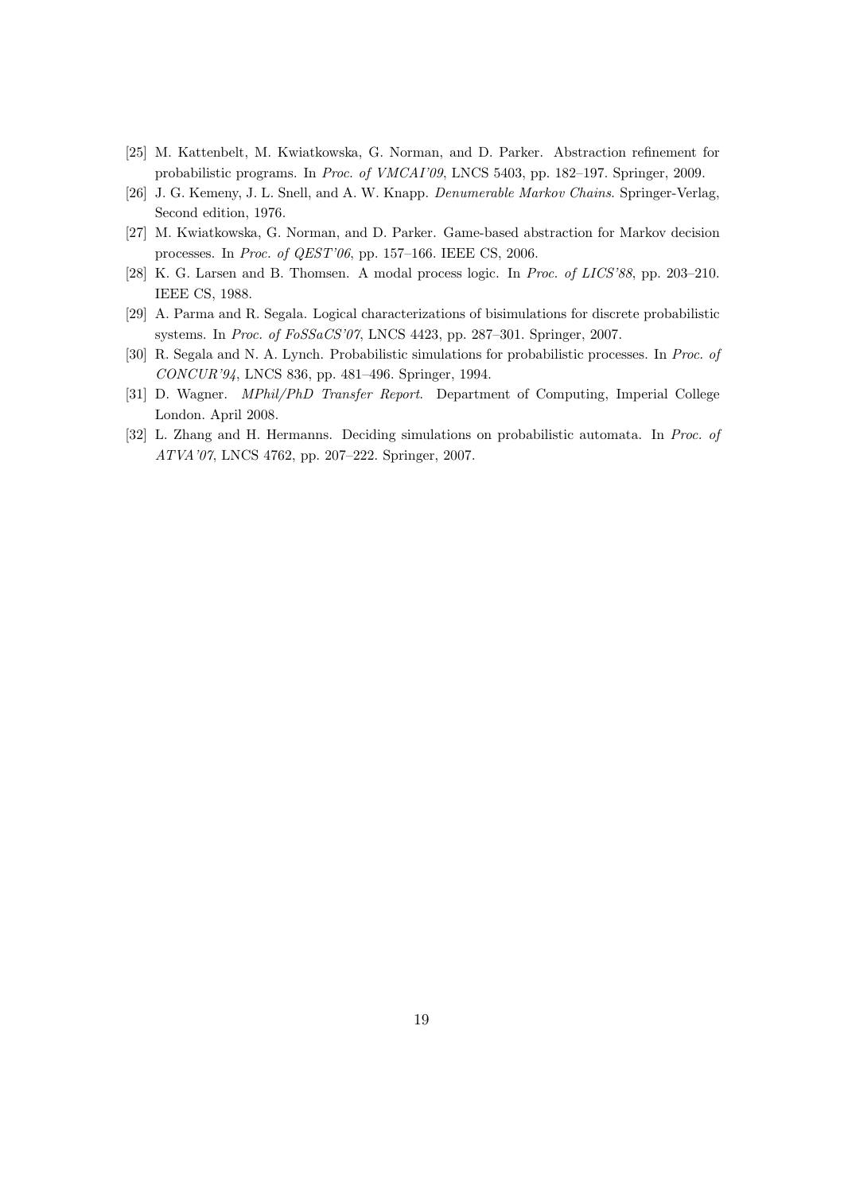[25] M. Kattenbelt, M. Kwiatkowska, G. Norman, and D. Parker. Abstraction refinement for probabilistic programs. In *Proc. of VMCAI'09*, LNCS 5403, pp. 182–197. Springer, 2009.

[26] J. G. Kemeny, J. L. Snell, and A. W. Knapp. *Denumerable Markov Chains*. Springer-Verlag, Second edition, 1976.

[27] M. Kwiatkowska, G. Norman, and D. Parker. Game-based abstraction for Markov decision processes. In *Proc. of QEST'06*, pp. 157–166. IEEE CS, 2006.

[28] K. G. Larsen and B. Thomsen. A modal process logic. In *Proc. of LICS'88*, pp. 203–210. IEEE CS, 1988.

[29] A. Parma and R. Segala. Logical characterizations of bisimulations for discrete probabilistic systems. In *Proc. of FoSSaCS'07*, LNCS 4423, pp. 287–301. Springer, 2007.

[30] R. Segala and N. A. Lynch. Probabilistic simulations for probabilistic processes. In *Proc. of CONCUR'94*, LNCS 836, pp. 481–496. Springer, 1994.

[31] D. Wagner. *MPhil/PhD Transfer Report*. Department of Computing, Imperial College London. April 2008.

[32] L. Zhang and H. Hermanns. Deciding simulations on probabilistic automata. In *Proc. of ATVA'07*, LNCS 4762, pp. 207–222. Springer, 2007.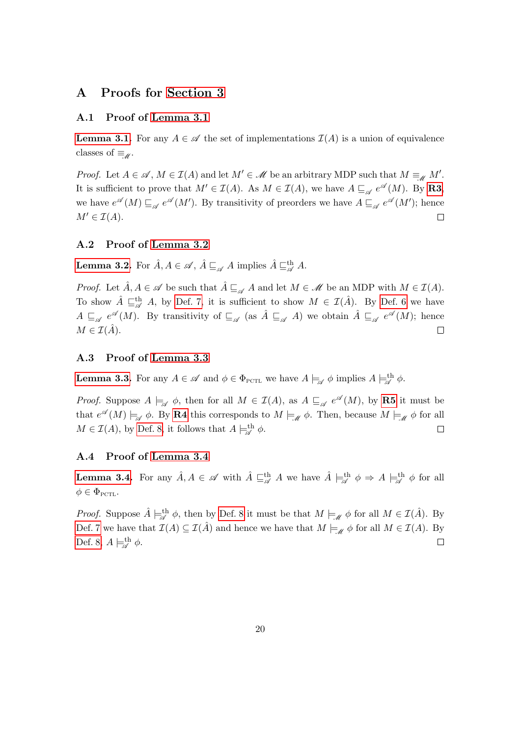# A Proofs for Section 3

## A.1 Proof of Lemma 3.1

**Lemma 3.1.** For any $A \in \mathscr{A}$ the set of implementations $\mathcal{I}(A)$ is a union of equivalence classes of $\equiv_{\mathscr{M}}$.

*Proof.* Let $A \in \mathscr{A}$, $M \in \mathcal{I}(A)$ and let $M' \in \mathscr{M}$ be an arbitrary MDP such that $M \equiv_{\mathscr{M}} M'$. It is sufficient to prove that $M' \in \mathcal{I}(A)$. As $M \in \mathcal{I}(A)$, we have $A \sqsubseteq_{\mathscr{A}} e^{\mathscr{A}}(M)$. By **R3**, we have $e^{\mathscr{A}}(M) \sqsubseteq_{\mathscr{A}} e^{\mathscr{A}}(M')$. By transitivity of preorders we have $A \sqsubseteq_{\mathscr{A}} e^{\mathscr{A}}(M')$; hence $M' \in \mathcal{I}(A)$. □

## A.2 Proof of Lemma 3.2

**Lemma 3.2.** For $\hat{A}, A \in \mathscr{A}$, $\hat{A} \sqsubseteq_{\mathscr{A}} A$ implies $\hat{A} \sqsubseteq^{\text{th}}_{\mathscr{A}} A$.

*Proof.* Let $\hat{A}, A \in \mathscr{A}$ be such that $\hat{A} \sqsubseteq_{\mathscr{A}} A$ and let $M \in \mathscr{M}$ be an MDP with $M \in \mathcal{I}(A)$. To show $\hat{A} \sqsubseteq^{\text{th}}_{\mathscr{A}} A$, by Def. 7, it is sufficient to show $M \in \mathcal{I}(\hat{A})$. By Def. 6 we have $A \sqsubseteq_{\mathscr{A}} e^{\mathscr{A}}(M)$. By transitivity of $\sqsubseteq_{\mathscr{A}}$ (as $\hat{A} \sqsubseteq_{\mathscr{A}} A$) we obtain $\hat{A} \sqsubseteq_{\mathscr{A}} e^{\mathscr{A}}(M)$; hence $M \in \mathcal{I}(\hat{A})$. □

## A.3 Proof of Lemma 3.3

**Lemma 3.3.** For any $A \in \mathscr{A}$ and $\phi \in \Phi_{\text{PCTL}}$ we have $A \models_{\mathscr{A}} \phi$ implies $A \models^{\text{th}}_{\mathscr{A}} \phi$.

*Proof.* Suppose $A \models_{\mathscr{A}} \phi$, then for all $M \in \mathcal{I}(A)$, as $A \sqsubseteq_{\mathscr{A}} e^{\mathscr{A}}(M)$, by **R5** it must be that $e^{\mathscr{A}}(M) \models_{\mathscr{A}} \phi$. By **R4** this corresponds to $M \models_{\mathscr{M}} \phi$. Then, because $M \models_{\mathscr{M}} \phi$ for all $M \in \mathcal{I}(A)$, by Def. 8, it follows that $A \models^{\text{th}}_{\mathscr{A}} \phi$. □

## A.4 Proof of Lemma 3.4

**Lemma 3.4.** For any $\hat{A}, A \in \mathscr{A}$ with $\hat{A} \sqsubseteq^{\text{th}}_{\mathscr{A}} A$ we have $\hat{A} \models^{\text{th}}_{\mathscr{A}} \phi \Rightarrow A \models^{\text{th}}_{\mathscr{A}} \phi$ for all $\phi \in \Phi_{\text{PCTL}}$.

*Proof.* Suppose $\hat{A} \models^{\text{th}}_{\mathscr{A}} \phi$, then by Def. 8 it must be that $M \models_{\mathscr{M}} \phi$ for all $M \in \mathcal{I}(\hat{A})$. By Def. 7 we have that $\mathcal{I}(A) \subseteq \mathcal{I}(\hat{A})$ and hence we have that $M \models_{\mathscr{M}} \phi$ for all $M \in \mathcal{I}(A)$. By Def. 8, $A \models^{\text{th}}_{\mathscr{A}} \phi$. □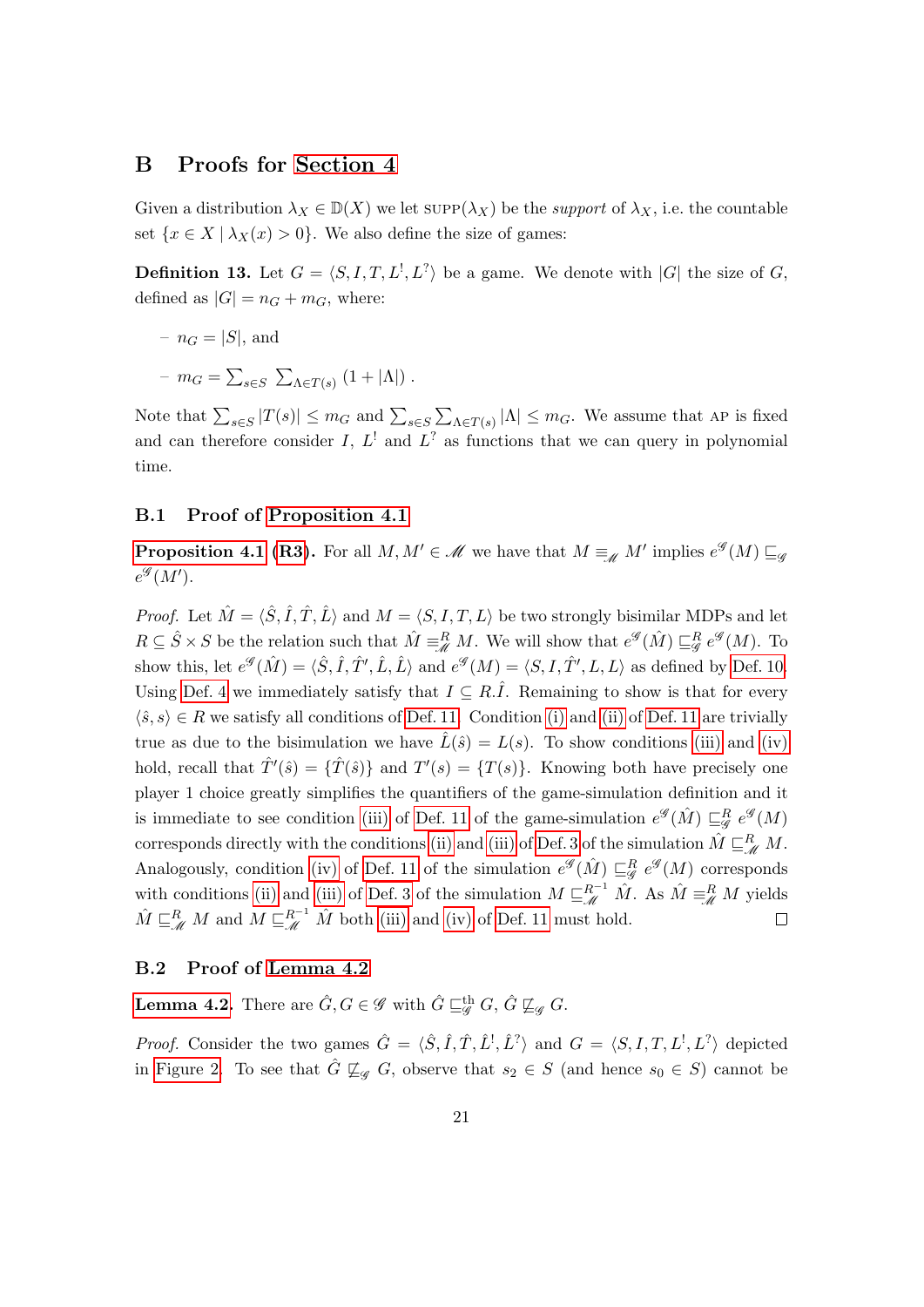## B Proofs for Section 4

Given a distribution $\lambda_X \in \mathbb{D}(X)$ we let $\text{SUPP}(\lambda_X)$ be the *support* of $\lambda_X$, i.e. the countable set $\{x \in X \mid \lambda_X(x) > 0\}$. We also define the size of games:

**Definition 13.** Let $G = \langle S, I, T, L^!, L^? \rangle$ be a game. We denote with $|G|$ the size of $G$, defined as $|G| = n_G + m_G$, where:

- $n_G = |S|$, and
- $m_G = \sum_{s \in S} \sum_{\Lambda \in T(s)} (1 + |\Lambda|)$ .

Note that $\sum_{s \in S} |T(s)| \leq m_G$ and $\sum_{s \in S} \sum_{\Lambda \in T(s)} |\Lambda| \leq m_G$. We assume that AP is fixed and can therefore consider $I$, $L^!$ and $L^?$ as functions that we can query in polynomial time.

### B.1 Proof of Proposition 4.1

**Proposition 4.1 (R3).** For all $M, M' \in \mathscr{M}$ we have that $M \equiv_{\mathscr{M}} M'$ implies $e^{\mathscr{G}}(M) \sqsubseteq_{\mathscr{G}} e^{\mathscr{G}}(M')$.

*Proof.* Let $\hat{M} = \langle \hat{S}, \hat{I}, \hat{T}, \hat{L} \rangle$ and $M = \langle S, I, T, L \rangle$ be two strongly bisimilar MDPs and let $R \subseteq \hat{S} \times S$ be the relation such that $\hat{M} \equiv^R_{\mathscr{M}} M$. We will show that $e^{\mathscr{G}}(\hat{M}) \sqsubseteq^R_{\mathscr{G}} e^{\mathscr{G}}(M)$. To show this, let $e^{\mathscr{G}}(\hat{M}) = \langle \hat{S}, \hat{I}, \hat{T}', \hat{L}, \hat{L} \rangle$ and $e^{\mathscr{G}}(M) = \langle S, I, \hat{T}', L, L \rangle$ as defined by Def. 10. Using Def. 4 we immediately satisfy that $I \subseteq R.\hat{I}$. Remaining to show is that for every $\langle \hat{s}, s \rangle \in R$ we satisfy all conditions of Def. 11. Condition (i) and (ii) of Def. 11 are trivially true as due to the bisimulation we have $\hat{L}(\hat{s}) = L(s)$. To show conditions (iii) and (iv) hold, recall that $\hat{T}'(\hat{s}) = \{\hat{T}(\hat{s})\}$ and $T'(s) = \{T(s)\}$. Knowing both have precisely one player 1 choice greatly simplifies the quantifiers of the game-simulation definition and it is immediate to see condition (iii) of Def. 11 of the game-simulation $e^{\mathscr{G}}(\hat{M}) \sqsubseteq^R_{\mathscr{G}} e^{\mathscr{G}}(M)$ corresponds directly with the conditions (ii) and (iii) of Def. 3 of the simulation $\hat{M} \sqsubseteq^R_{\mathscr{M}} M$. Analogously, condition (iv) of Def. 11 of the simulation $e^{\mathscr{G}}(\hat{M}) \sqsubseteq^R_{\mathscr{G}} e^{\mathscr{G}}(M)$ corresponds with conditions (ii) and (iii) of Def. 3 of the simulation $M \sqsubseteq^{R^{-1}}_{\mathscr{M}} \hat{M}$. As $\hat{M} \equiv^R_{\mathscr{M}} M$ yields $\hat{M} \sqsubseteq^R_{\mathscr{M}} M$ and $M \sqsubseteq^{R^{-1}}_{\mathscr{M}} \hat{M}$ both (iii) and (iv) of Def. 11 must hold. □

### B.2 Proof of Lemma 4.2

**Lemma 4.2.** There are $\hat{G}, G \in \mathscr{G}$ with $\hat{G} \sqsubseteq^{\text{th}}_{\mathscr{G}} G$, $\hat{G} \not\sqsubseteq_{\mathscr{G}} G$.

*Proof.* Consider the two games $\hat{G} = \langle \hat{S}, \hat{I}, \hat{T}, \hat{L}^!, \hat{L}^? \rangle$ and $G = \langle S, I, T, L^!, L^? \rangle$ depicted in Figure 2. To see that $\hat{G} \not\sqsubseteq_{\mathscr{G}} G$, observe that $s_2 \in S$ (and hence $s_0 \in S$) cannot be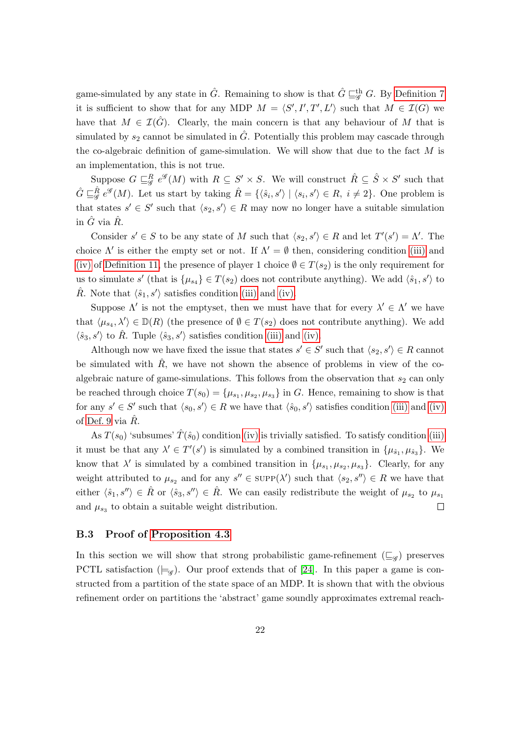game-simulated by any state in $\hat{G}$. Remaining to show is that $\hat{G} \sqsubseteq_{\mathscr{G}}^{\text{th}} G$. By Definition 7 it is sufficient to show that for any MDP $M = \langle S', I', T', L' \rangle$ such that $M \in \mathcal{I}(G)$ we have that $M \in \mathcal{I}(\hat{G})$. Clearly, the main concern is that any behaviour of $M$ that is simulated by $s_2$ cannot be simulated in $\hat{G}$. Potentially this problem may cascade through the co-algebraic definition of game-simulation. We will show that due to the fact $M$ is an implementation, this is not true.

Suppose $G \sqsubseteq_{\mathscr{G}}^{R} e^{\mathscr{G}}(M)$ with $R \subseteq S' \times S$. We will construct $\hat{R} \subseteq \hat{S} \times S'$ such that $\hat{G} \sqsubseteq_{\mathscr{G}}^{\hat{R}} e^{\mathscr{G}}(M)$. Let us start by taking $\hat{R} = \{\langle \hat{s}_i, s' \rangle \mid \langle s_i, s' \rangle \in R,\ i \neq 2\}$. One problem is that states $s' \in S'$ such that $\langle s_2, s' \rangle \in R$ may now no longer have a suitable simulation in $\hat{G}$ via $\hat{R}$.

Consider $s' \in S$ to be any state of $M$ such that $\langle s_2, s' \rangle \in R$ and let $T'(s') = \Lambda'$. The choice $\Lambda'$ is either the empty set or not. If $\Lambda' = \emptyset$ then, considering condition (iii) and (iv) of Definition 11, the presence of player 1 choice $\emptyset \in T(s_2)$ is the only requirement for us to simulate $s'$ (that is $\{\mu_{s_4}\} \in T(s_2)$ does not contribute anything). We add $\langle \hat{s}_1, s' \rangle$ to $\hat{R}$. Note that $\langle \hat{s}_1, s' \rangle$ satisfies condition (iii) and (iv).

Suppose $\Lambda'$ is not the emptyset, then we must have that for every $\lambda' \in \Lambda'$ we have that $\langle \mu_{s_4}, \lambda' \rangle \in \mathbb{D}(R)$ (the presence of $\emptyset \in T(s_2)$ does not contribute anything). We add $\langle \hat{s}_3, s' \rangle$ to $\hat{R}$. Tuple $\langle \hat{s}_3, s' \rangle$ satisfies condition (iii) and (iv).

Although now we have fixed the issue that states $s' \in S'$ such that $\langle s_2, s' \rangle \in R$ cannot be simulated with $\hat{R}$, we have not shown the absence of problems in view of the co-algebraic nature of game-simulations. This follows from the observation that $s_2$ can only be reached through choice $T(s_0) = \{\mu_{s_1}, \mu_{s_2}, \mu_{s_3}\}$ in $G$. Hence, remaining to show is that for any $s' \in S'$ such that $\langle s_0, s' \rangle \in R$ we have that $\langle \hat{s}_0, s' \rangle$ satisfies condition (iii) and (iv) of Def. 9 via $\hat{R}$.

As $T(s_0)$ 'subsumes' $\hat{T}(\hat{s}_0)$ condition (iv) is trivially satisfied. To satisfy condition (iii) it must be that any $\lambda' \in T'(s')$ is simulated by a combined transition in $\{\mu_{\hat{s}_1}, \mu_{\hat{s}_3}\}$. We know that $\lambda'$ is simulated by a combined transition in $\{\mu_{s_1}, \mu_{s_2}, \mu_{s_3}\}$. Clearly, for any weight attributed to $\mu_{s_2}$ and for any $s'' \in \text{SUPP}(\lambda')$ such that $\langle s_2, s'' \rangle \in R$ we have that either $\langle \hat{s}_1, s'' \rangle \in \hat{R}$ or $\langle \hat{s}_3, s'' \rangle \in \hat{R}$. We can easily redistribute the weight of $\mu_{s_2}$ to $\mu_{s_1}$ and $\mu_{s_3}$ to obtain a suitable weight distribution. □

### B.3 Proof of Proposition 4.3

In this section we will show that strong probabilistic game-refinement ($\sqsubseteq_{\mathscr{G}}$) preserves PCTL satisfaction ($\models_{\mathscr{G}}$). Our proof extends that of [24]. In this paper a game is constructed from a partition of the state space of an MDP. It is shown that with the obvious refinement order on partitions the 'abstract' game soundly approximates extremal reach-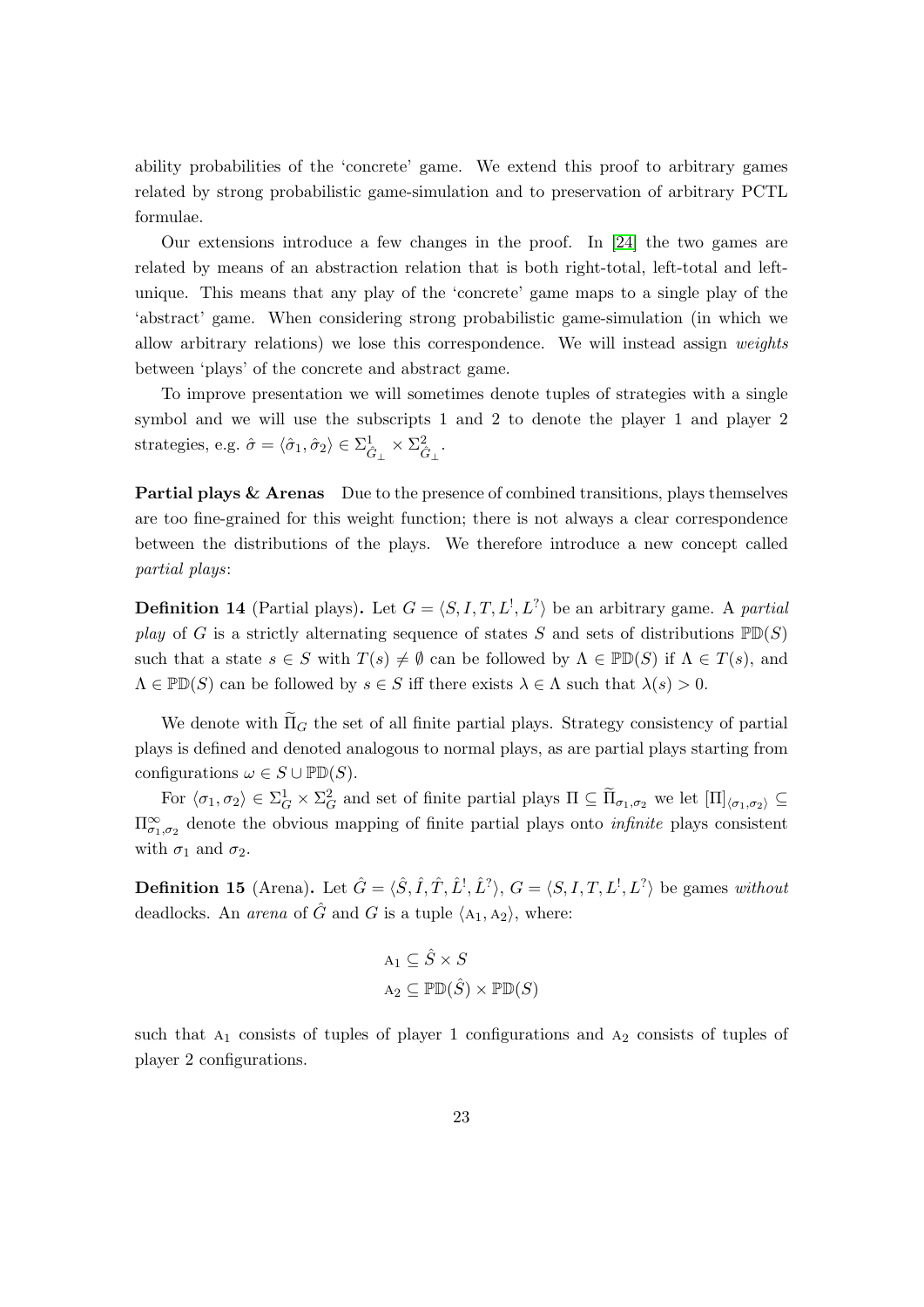ability probabilities of the 'concrete' game. We extend this proof to arbitrary games related by strong probabilistic game-simulation and to preservation of arbitrary PCTL formulae.

Our extensions introduce a few changes in the proof. In [24] the two games are related by means of an abstraction relation that is both right-total, left-total and left-unique. This means that any play of the 'concrete' game maps to a single play of the 'abstract' game. When considering strong probabilistic game-simulation (in which we allow arbitrary relations) we lose this correspondence. We will instead assign *weights* between 'plays' of the concrete and abstract game.

To improve presentation we will sometimes denote tuples of strategies with a single symbol and we will use the subscripts 1 and 2 to denote the player 1 and player 2 strategies, e.g. $\hat{\sigma} = \langle \hat{\sigma}_1, \hat{\sigma}_2 \rangle \in \Sigma^1_{\hat{G}_\perp} \times \Sigma^2_{\hat{G}_\perp}$.

**Partial plays & Arenas** Due to the presence of combined transitions, plays themselves are too fine-grained for this weight function; there is not always a clear correspondence between the distributions of the plays. We therefore introduce a new concept called *partial plays*:

**Definition 14** (Partial plays)**.** Let $G = \langle S, I, T, L^!, L^? \rangle$ be an arbitrary game. A *partial play* of $G$ is a strictly alternating sequence of states $S$ and sets of distributions $\mathbb{PD}(S)$ such that a state $s \in S$ with $T(s) \neq \emptyset$ can be followed by $\Lambda \in \mathbb{PD}(S)$ if $\Lambda \in T(s)$, and $\Lambda \in \mathbb{PD}(S)$ can be followed by $s \in S$ iff there exists $\lambda \in \Lambda$ such that $\lambda(s) > 0$.

We denote with $\widetilde{\Pi}_G$ the set of all finite partial plays. Strategy consistency of partial plays is defined and denoted analogous to normal plays, as are partial plays starting from configurations $\omega \in S \cup \mathbb{PD}(S)$.

For $\langle \sigma_1, \sigma_2 \rangle \in \Sigma^1_G \times \Sigma^2_G$ and set of finite partial plays $\Pi \subseteq \widetilde{\Pi}_{\sigma_1,\sigma_2}$ we let $[\Pi]_{\langle \sigma_1, \sigma_2 \rangle} \subseteq \Pi^\infty_{\sigma_1,\sigma_2}$ denote the obvious mapping of finite partial plays onto *infinite* plays consistent with $\sigma_1$ and $\sigma_2$.

**Definition 15** (Arena)**.** Let $\hat{G} = \langle \hat{S}, \hat{I}, \hat{T}, \hat{L}^!, \hat{L}^? \rangle$, $G = \langle S, I, T, L^!, L^? \rangle$ be games *without* deadlocks. An *arena* of $\hat{G}$ and $G$ is a tuple $\langle \text{A}_1, \text{A}_2 \rangle$, where:

$$\text{A}_1 \subseteq \hat{S} \times S$$
$$\text{A}_2 \subseteq \mathbb{PD}(\hat{S}) \times \mathbb{PD}(S)$$

such that $\text{A}_1$ consists of tuples of player 1 configurations and $\text{A}_2$ consists of tuples of player 2 configurations.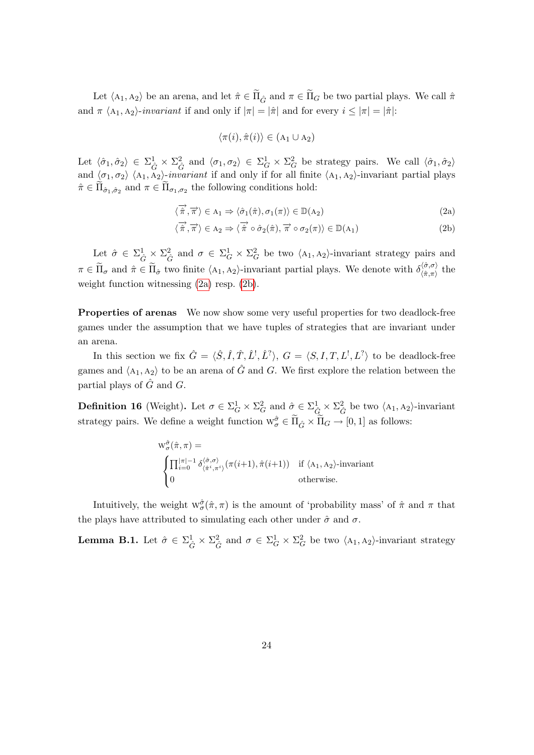Let $\langle \mathrm{A}_1, \mathrm{A}_2 \rangle$ be an arena, and let $\hat{\pi} \in \widetilde{\Pi}_{\hat{G}}$ and $\pi \in \widetilde{\Pi}_G$ be two partial plays. We call $\hat{\pi}$ and $\pi$ $\langle \mathrm{A}_1, \mathrm{A}_2 \rangle$-*invariant* if and only if $|\pi| = |\hat{\pi}|$ and for every $i \leq |\pi| = |\hat{\pi}|$:

$$\langle \pi(i), \hat{\pi}(i) \rangle \in (\mathrm{A}_1 \cup \mathrm{A}_2)$$

Let $\langle \hat{\sigma}_1, \hat{\sigma}_2 \rangle \in \Sigma^1_{\hat{G}} \times \Sigma^2_{\hat{G}}$ and $\langle \sigma_1, \sigma_2 \rangle \in \Sigma^1_G \times \Sigma^2_G$ be strategy pairs. We call $\langle \hat{\sigma}_1, \hat{\sigma}_2 \rangle$ and $\langle \sigma_1, \sigma_2 \rangle$ $\langle \mathrm{A}_1, \mathrm{A}_2 \rangle$-*invariant* if and only if for all finite $\langle \mathrm{A}_1, \mathrm{A}_2 \rangle$-invariant partial plays $\hat{\pi} \in \widetilde{\Pi}_{\hat{\sigma}_1, \hat{\sigma}_2}$ and $\pi \in \widetilde{\Pi}_{\sigma_1, \sigma_2}$ the following conditions hold:

$$\langle \overrightarrow{\hat{\pi}}, \overrightarrow{\pi} \rangle \in \mathrm{A}_1 \Rightarrow \langle \hat{\sigma}_1(\hat{\pi}), \sigma_1(\pi) \rangle \in \mathbb{D}(\mathrm{A}_2) \tag{2a}$$

$$\langle \overrightarrow{\hat{\pi}}, \overrightarrow{\pi} \rangle \in \mathrm{A}_2 \Rightarrow \langle \overrightarrow{\hat{\pi}} \circ \hat{\sigma}_2(\hat{\pi}), \overrightarrow{\pi} \circ \sigma_2(\pi) \rangle \in \mathbb{D}(\mathrm{A}_1) \tag{2b}$$

Let $\hat{\sigma} \in \Sigma^1_{\hat{G}} \times \Sigma^2_{\hat{G}}$ and $\sigma \in \Sigma^1_G \times \Sigma^2_G$ be two $\langle \mathrm{A}_1, \mathrm{A}_2 \rangle$-invariant strategy pairs and $\pi \in \widetilde{\Pi}_\sigma$ and $\hat{\pi} \in \widetilde{\Pi}_{\hat{\sigma}}$ two finite $\langle \mathrm{A}_1, \mathrm{A}_2 \rangle$-invariant partial plays. We denote with $\delta^{\langle \hat{\sigma}, \sigma \rangle}_{\langle \hat{\pi}, \pi \rangle}$ the weight function witnessing (2a) resp. (2b).

**Properties of arenas** We now show some very useful properties for two deadlock-free games under the assumption that we have tuples of strategies that are invariant under an arena.

In this section we fix $\hat{G} = \langle \hat{S}, \hat{I}, \hat{T}, \hat{L}^!, \hat{L}^? \rangle$, $G = \langle S, I, T, L^!, L^? \rangle$ to be deadlock-free games and $\langle \mathrm{A}_1, \mathrm{A}_2 \rangle$ to be an arena of $\hat{G}$ and $G$. We first explore the relation between the partial plays of $\hat{G}$ and $G$.

**Definition 16** (Weight)**.** Let $\sigma \in \Sigma^1_G \times \Sigma^2_G$ and $\hat{\sigma} \in \Sigma^1_{\hat{G}} \times \Sigma^2_{\hat{G}}$ be two $\langle \mathrm{A}_1, \mathrm{A}_2 \rangle$-invariant strategy pairs. We define a weight function $\mathrm{W}^{\hat{\sigma}}_{\sigma} \in \widetilde{\Pi}_{\hat{G}} \times \widetilde{\Pi}_G \to [0, 1]$ as follows:

$$\mathrm{W}^{\hat{\sigma}}_{\sigma}(\hat{\pi}, \pi) = \begin{cases} \prod_{i=0}^{|\pi|-1} \delta^{\langle \hat{\sigma}, \sigma \rangle}_{\langle \hat{\pi}^i, \pi^i \rangle}(\pi(i{+}1), \hat{\pi}(i{+}1)) & \text{if } \langle \mathrm{A}_1, \mathrm{A}_2 \rangle\text{-invariant} \\ 0 & \text{otherwise.} \end{cases}$$

Intuitively, the weight $\mathrm{W}^{\hat{\sigma}}_{\sigma}(\hat{\pi}, \pi)$ is the amount of 'probability mass' of $\hat{\pi}$ and $\pi$ that the plays have attributed to simulating each other under $\hat{\sigma}$ and $\sigma$.

**Lemma B.1.** Let $\hat{\sigma} \in \Sigma^1_{\hat{G}} \times \Sigma^2_{\hat{G}}$ and $\sigma \in \Sigma^1_G \times \Sigma^2_G$ be two $\langle \mathrm{A}_1, \mathrm{A}_2 \rangle$-invariant strategy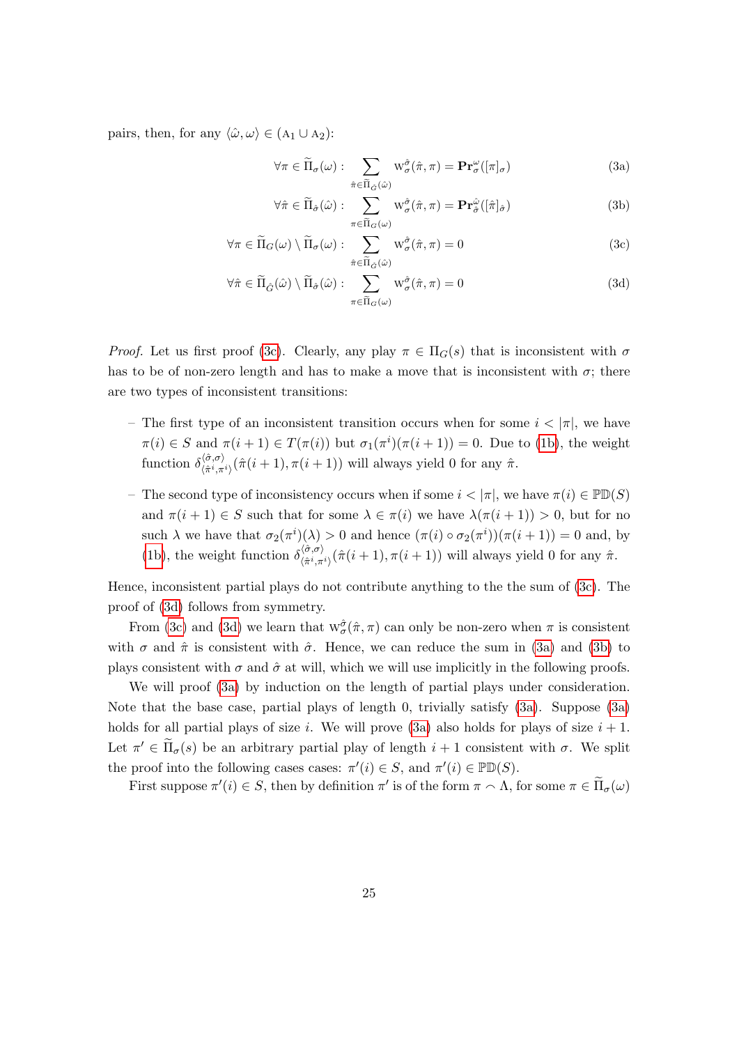pairs, then, for any $\langle \hat{\omega}, \omega \rangle \in (\mathrm{A}_1 \cup \mathrm{A}_2)$:

$$\forall \pi \in \widetilde{\Pi}_\sigma(\omega) : \sum_{\hat{\pi} \in \widetilde{\Pi}_{\hat{G}}(\hat{\omega})} \mathrm{w}_\sigma^{\hat{\sigma}}(\hat{\pi}, \pi) = \mathbf{Pr}_\sigma^\omega([\pi]_\sigma) \tag{3a}$$

$$\forall \hat{\pi} \in \widetilde{\Pi}_{\hat{\sigma}}(\hat{\omega}) : \sum_{\pi \in \widetilde{\Pi}_G(\omega)} \mathrm{w}_\sigma^{\hat{\sigma}}(\hat{\pi}, \pi) = \mathbf{Pr}_{\hat{\sigma}}^{\hat{\omega}}([\hat{\pi}]_{\hat{\sigma}}) \tag{3b}$$

$$\forall \pi \in \widetilde{\Pi}_G(\omega) \setminus \widetilde{\Pi}_\sigma(\omega) : \sum_{\hat{\pi} \in \widetilde{\Pi}_{\hat{G}}(\hat{\omega})} \mathrm{w}_\sigma^{\hat{\sigma}}(\hat{\pi}, \pi) = 0 \tag{3c}$$

$$\forall \hat{\pi} \in \widetilde{\Pi}_{\hat{G}}(\hat{\omega}) \setminus \widetilde{\Pi}_{\hat{\sigma}}(\hat{\omega}) : \sum_{\pi \in \widetilde{\Pi}_G(\omega)} \mathrm{w}_\sigma^{\hat{\sigma}}(\hat{\pi}, \pi) = 0 \tag{3d}$$

*Proof.* Let us first proof (3c). Clearly, any play $\pi \in \Pi_G(s)$ that is inconsistent with $\sigma$ has to be of non-zero length and has to make a move that is inconsistent with $\sigma$; there are two types of inconsistent transitions:

- The first type of an inconsistent transition occurs when for some $i < |\pi|$, we have $\pi(i) \in S$ and $\pi(i+1) \in T(\pi(i))$ but $\sigma_1(\pi^i)(\pi(i+1)) = 0$. Due to (1b), the weight function $\delta^{\langle \hat{\sigma}, \sigma \rangle}_{\langle \hat{\pi}^i, \pi^i \rangle}(\hat{\pi}(i+1), \pi(i+1))$ will always yield 0 for any $\hat{\pi}$.
- The second type of inconsistency occurs when if some $i < |\pi|$, we have $\pi(i) \in \mathbb{PD}(S)$ and $\pi(i+1) \in S$ such that for some $\lambda \in \pi(i)$ we have $\lambda(\pi(i+1)) > 0$, but for no such $\lambda$ we have that $\sigma_2(\pi^i)(\lambda) > 0$ and hence $(\pi(i) \circ \sigma_2(\pi^i))(\pi(i+1)) = 0$ and, by (1b), the weight function $\delta^{\langle \hat{\sigma}, \sigma \rangle}_{\langle \hat{\pi}^i, \pi^i \rangle}(\hat{\pi}(i+1), \pi(i+1))$ will always yield 0 for any $\hat{\pi}$.

Hence, inconsistent partial plays do not contribute anything to the the sum of (3c). The proof of (3d) follows from symmetry.

From (3c) and (3d) we learn that $\mathrm{w}_\sigma^{\hat{\sigma}}(\hat{\pi}, \pi)$ can only be non-zero when $\pi$ is consistent with $\sigma$ and $\hat{\pi}$ is consistent with $\hat{\sigma}$. Hence, we can reduce the sum in (3a) and (3b) to plays consistent with $\sigma$ and $\hat{\sigma}$ at will, which we will use implicitly in the following proofs.

We will proof (3a) by induction on the length of partial plays under consideration. Note that the base case, partial plays of length 0, trivially satisfy (3a). Suppose (3a) holds for all partial plays of size $i$. We will prove (3a) also holds for plays of size $i+1$. Let $\pi' \in \widetilde{\Pi}_\sigma(s)$ be an arbitrary partial play of length $i+1$ consistent with $\sigma$. We split the proof into the following cases cases: $\pi'(i) \in S$, and $\pi'(i) \in \mathbb{PD}(S)$.

First suppose $\pi'(i) \in S$, then by definition $\pi'$ is of the form $\pi \frown \Lambda$, for some $\pi \in \widetilde{\Pi}_\sigma(\omega)$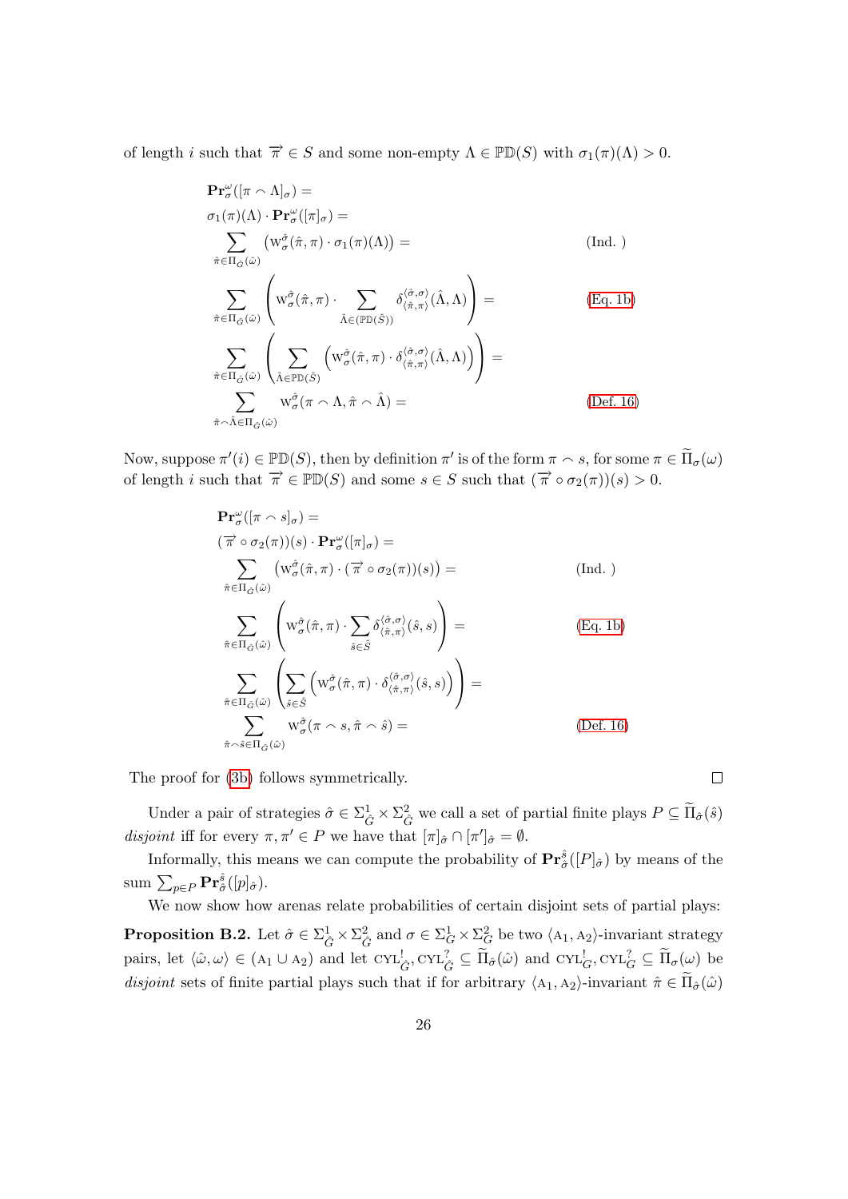of length $i$ such that $\overrightarrow{\pi} \in S$ and some non-empty $\Lambda \in \mathbb{PD}(S)$ with $\sigma_1(\pi)(\Lambda) > 0$.

$$
\begin{aligned}
&\mathbf{Pr}^{\omega}_{\sigma}([\pi \frown \Lambda]_{\sigma}) = \\
&\sigma_1(\pi)(\Lambda) \cdot \mathbf{Pr}^{\omega}_{\sigma}([\pi]_{\sigma}) = \\
&\sum_{\hat{\pi} \in \Pi_{\hat{G}}(\hat{\omega})} \left(\mathrm{W}^{\hat{\sigma}}_{\sigma}(\hat{\pi}, \pi) \cdot \sigma_1(\pi)(\Lambda)\right) = && \text{(Ind. )} \\
&\sum_{\hat{\pi} \in \Pi_{\hat{G}}(\hat{\omega})} \left(\mathrm{W}^{\hat{\sigma}}_{\sigma}(\hat{\pi}, \pi) \cdot \sum_{\hat{\Lambda} \in (\mathbb{PD}(\hat{S}))} \delta^{\langle \hat{\sigma}, \sigma \rangle}_{\langle \hat{\pi}, \pi \rangle}(\hat{\Lambda}, \Lambda)\right) = && \text{(Eq. 1b)} \\
&\sum_{\hat{\pi} \in \Pi_{\hat{G}}(\hat{\omega})} \left(\sum_{\hat{\Lambda} \in \mathbb{PD}(\hat{S})} \left(\mathrm{W}^{\hat{\sigma}}_{\sigma}(\hat{\pi}, \pi) \cdot \delta^{\langle \hat{\sigma}, \sigma \rangle}_{\langle \hat{\pi}, \pi \rangle}(\hat{\Lambda}, \Lambda)\right)\right) = \\
&\sum_{\hat{\pi} \frown \hat{\Lambda} \in \Pi_{\hat{G}}(\hat{\omega})} \mathrm{W}^{\hat{\sigma}}_{\sigma}(\pi \frown \Lambda, \hat{\pi} \frown \hat{\Lambda}) = && \text{(Def. 16)}
\end{aligned}
$$

Now, suppose $\pi'(i) \in \mathbb{PD}(S)$, then by definition $\pi'$ is of the form $\pi \frown s$, for some $\pi \in \widetilde{\Pi}_{\sigma}(\omega)$ of length $i$ such that $\overrightarrow{\pi} \in \mathbb{PD}(S)$ and some $s \in S$ such that $(\overrightarrow{\pi} \circ \sigma_2(\pi))(s) > 0$.

$$
\begin{aligned}
&\mathbf{Pr}^{\omega}_{\sigma}([\pi \frown s]_{\sigma}) = \\
&(\overrightarrow{\pi} \circ \sigma_2(\pi))(s) \cdot \mathbf{Pr}^{\omega}_{\sigma}([\pi]_{\sigma}) = \\
&\sum_{\hat{\pi} \in \Pi_{\hat{G}}(\hat{\omega})} \left(\mathrm{W}^{\hat{\sigma}}_{\sigma}(\hat{\pi}, \pi) \cdot (\overrightarrow{\pi} \circ \sigma_2(\pi))(s)\right) = && \text{(Ind. )} \\
&\sum_{\hat{\pi} \in \Pi_{\hat{G}}(\hat{\omega})} \left(\mathrm{W}^{\hat{\sigma}}_{\sigma}(\hat{\pi}, \pi) \cdot \sum_{\hat{s} \in \hat{S}} \delta^{\langle \hat{\sigma}, \sigma \rangle}_{\langle \hat{\pi}, \pi \rangle}(\hat{s}, s)\right) = && \text{(Eq. 1b)} \\
&\sum_{\hat{\pi} \in \Pi_{\hat{G}}(\hat{\omega})} \left(\sum_{\hat{s} \in \hat{S}} \left(\mathrm{W}^{\hat{\sigma}}_{\sigma}(\hat{\pi}, \pi) \cdot \delta^{\langle \hat{\sigma}, \sigma \rangle}_{\langle \hat{\pi}, \pi \rangle}(\hat{s}, s)\right)\right) = \\
&\sum_{\hat{\pi} \frown \hat{s} \in \Pi_{\hat{G}}(\hat{\omega})} \mathrm{W}^{\hat{\sigma}}_{\sigma}(\pi \frown s, \hat{\pi} \frown \hat{s}) = && \text{(Def. 16)}
\end{aligned}
$$

The proof for (3b) follows symmetrically. □

Under a pair of strategies $\hat{\sigma} \in \Sigma^1_{\hat{G}} \times \Sigma^2_{\hat{G}}$ we call a set of partial finite plays $P \subseteq \widetilde{\Pi}_{\hat{\sigma}}(\hat{s})$ *disjoint* iff for every $\pi, \pi' \in P$ we have that $[\pi]_{\hat{\sigma}} \cap [\pi']_{\hat{\sigma}} = \emptyset$.

Informally, this means we can compute the probability of $\mathbf{Pr}^{\hat{s}}_{\hat{\sigma}}([P]_{\hat{\sigma}})$ by means of the sum $\sum_{p \in P} \mathbf{Pr}^{\hat{s}}_{\hat{\sigma}}([p]_{\hat{\sigma}})$.

We now show how arenas relate probabilities of certain disjoint sets of partial plays:

**Proposition B.2.** Let $\hat{\sigma} \in \Sigma^1_{\hat{G}} \times \Sigma^2_{\hat{G}}$ and $\sigma \in \Sigma^1_G \times \Sigma^2_G$ be two $\langle \mathrm{A}_1, \mathrm{A}_2 \rangle$-invariant strategy pairs, let $\langle \hat{\omega}, \omega \rangle \in (\mathrm{A}_1 \cup \mathrm{A}_2)$ and let $\mathrm{CYL}^!_{\hat{G}}, \mathrm{CYL}^?_{\hat{G}} \subseteq \widetilde{\Pi}_{\hat{\sigma}}(\hat{\omega})$ and $\mathrm{CYL}^!_G, \mathrm{CYL}^?_G \subseteq \widetilde{\Pi}_{\sigma}(\omega)$ be *disjoint* sets of finite partial plays such that if for arbitrary $\langle \mathrm{A}_1, \mathrm{A}_2 \rangle$-invariant $\hat{\pi} \in \widetilde{\Pi}_{\hat{\sigma}}(\hat{\omega})$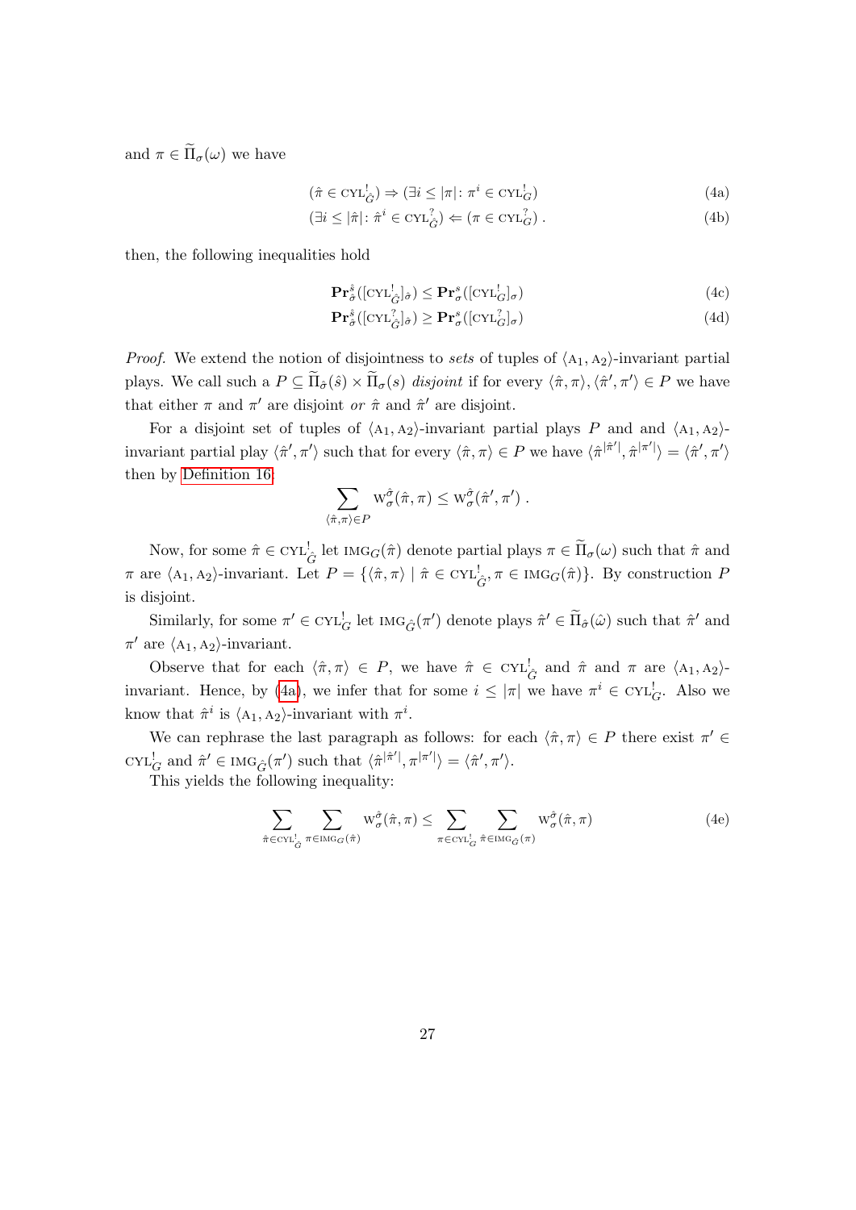and $\pi \in \widetilde{\Pi}_\sigma(\omega)$ we have

$$(\hat{\pi} \in \text{CYL}^!_{\hat{G}}) \Rightarrow (\exists i \leq |\pi| \colon \pi^i \in \text{CYL}^!_G) \tag{4a}$$

$$(\exists i \leq |\hat{\pi}| \colon \hat{\pi}^i \in \text{CYL}^?_{\hat{G}}) \Leftarrow (\pi \in \text{CYL}^?_G) \; . \tag{4b}$$

then, the following inequalities hold

$$\mathbf{Pr}^{\hat{s}}_{\hat{\sigma}}([\text{CYL}^!_{\hat{G}}]_{\hat{\sigma}}) \leq \mathbf{Pr}^s_\sigma([\text{CYL}^!_G]_\sigma) \tag{4c}$$

$$\mathbf{Pr}^{\hat{s}}_{\hat{\sigma}}([\text{CYL}^?_{\hat{G}}]_{\hat{\sigma}}) \geq \mathbf{Pr}^s_\sigma([\text{CYL}^?_G]_\sigma) \tag{4d}$$

*Proof.* We extend the notion of disjointness to *sets* of tuples of $\langle \text{A}_1, \text{A}_2 \rangle$-invariant partial plays. We call such a $P \subseteq \widetilde{\Pi}_{\hat{\sigma}}(\hat{s}) \times \widetilde{\Pi}_\sigma(s)$ *disjoint* if for every $\langle \hat{\pi}, \pi \rangle, \langle \hat{\pi}', \pi' \rangle \in P$ we have that either $\pi$ and $\pi'$ are disjoint *or* $\hat{\pi}$ and $\hat{\pi}'$ are disjoint.

For a disjoint set of tuples of $\langle \text{A}_1, \text{A}_2 \rangle$-invariant partial plays $P$ and and $\langle \text{A}_1, \text{A}_2 \rangle$-invariant partial play $\langle \hat{\pi}', \pi' \rangle$ such that for every $\langle \hat{\pi}, \pi \rangle \in P$ we have $\langle \hat{\pi}^{|\hat{\pi}'|}, \hat{\pi}^{|\pi'|} \rangle = \langle \hat{\pi}', \pi' \rangle$ then by Definition 16:

$$\sum_{\langle \hat{\pi}, \pi \rangle \in P} \text{W}^{\hat{\sigma}}_\sigma(\hat{\pi}, \pi) \leq \text{W}^{\hat{\sigma}}_\sigma(\hat{\pi}', \pi') \; .$$

Now, for some $\hat{\pi} \in \text{CYL}^!_{\hat{G}}$ let $\text{IMG}_G(\hat{\pi})$ denote partial plays $\pi \in \widetilde{\Pi}_\sigma(\omega)$ such that $\hat{\pi}$ and $\pi$ are $\langle \text{A}_1, \text{A}_2 \rangle$-invariant. Let $P = \{\langle \hat{\pi}, \pi \rangle \mid \hat{\pi} \in \text{CYL}^!_{\hat{G}}, \pi \in \text{IMG}_G(\hat{\pi})\}$. By construction $P$ is disjoint.

Similarly, for some $\pi' \in \text{CYL}^!_G$ let $\text{IMG}_{\hat{G}}(\pi')$ denote plays $\hat{\pi}' \in \widetilde{\Pi}_{\hat{\sigma}}(\hat{\omega})$ such that $\hat{\pi}'$ and $\pi'$ are $\langle \text{A}_1, \text{A}_2 \rangle$-invariant.

Observe that for each $\langle \hat{\pi}, \pi \rangle \in P$, we have $\hat{\pi} \in \text{CYL}^!_{\hat{G}}$ and $\hat{\pi}$ and $\pi$ are $\langle \text{A}_1, \text{A}_2 \rangle$-invariant. Hence, by (4a), we infer that for some $i \leq |\pi|$ we have $\pi^i \in \text{CYL}^!_G$. Also we know that $\hat{\pi}^i$ is $\langle \text{A}_1, \text{A}_2 \rangle$-invariant with $\pi^i$.

We can rephrase the last paragraph as follows: for each $\langle \hat{\pi}, \pi \rangle \in P$ there exist $\pi' \in \text{CYL}^!_G$ and $\hat{\pi}' \in \text{IMG}_{\hat{G}}(\pi')$ such that $\langle \hat{\pi}^{|\hat{\pi}'|}, \pi^{|\pi'|} \rangle = \langle \hat{\pi}', \pi' \rangle$.

This yields the following inequality:

$$\sum_{\hat{\pi} \in \text{CYL}^!_{\hat{G}}} \sum_{\pi \in \text{IMG}_G(\hat{\pi})} \text{W}^{\hat{\sigma}}_\sigma(\hat{\pi}, \pi) \leq \sum_{\pi \in \text{CYL}^!_G} \sum_{\hat{\pi} \in \text{IMG}_{\hat{G}}(\pi)} \text{W}^{\hat{\sigma}}_\sigma(\hat{\pi}, \pi) \tag{4e}$$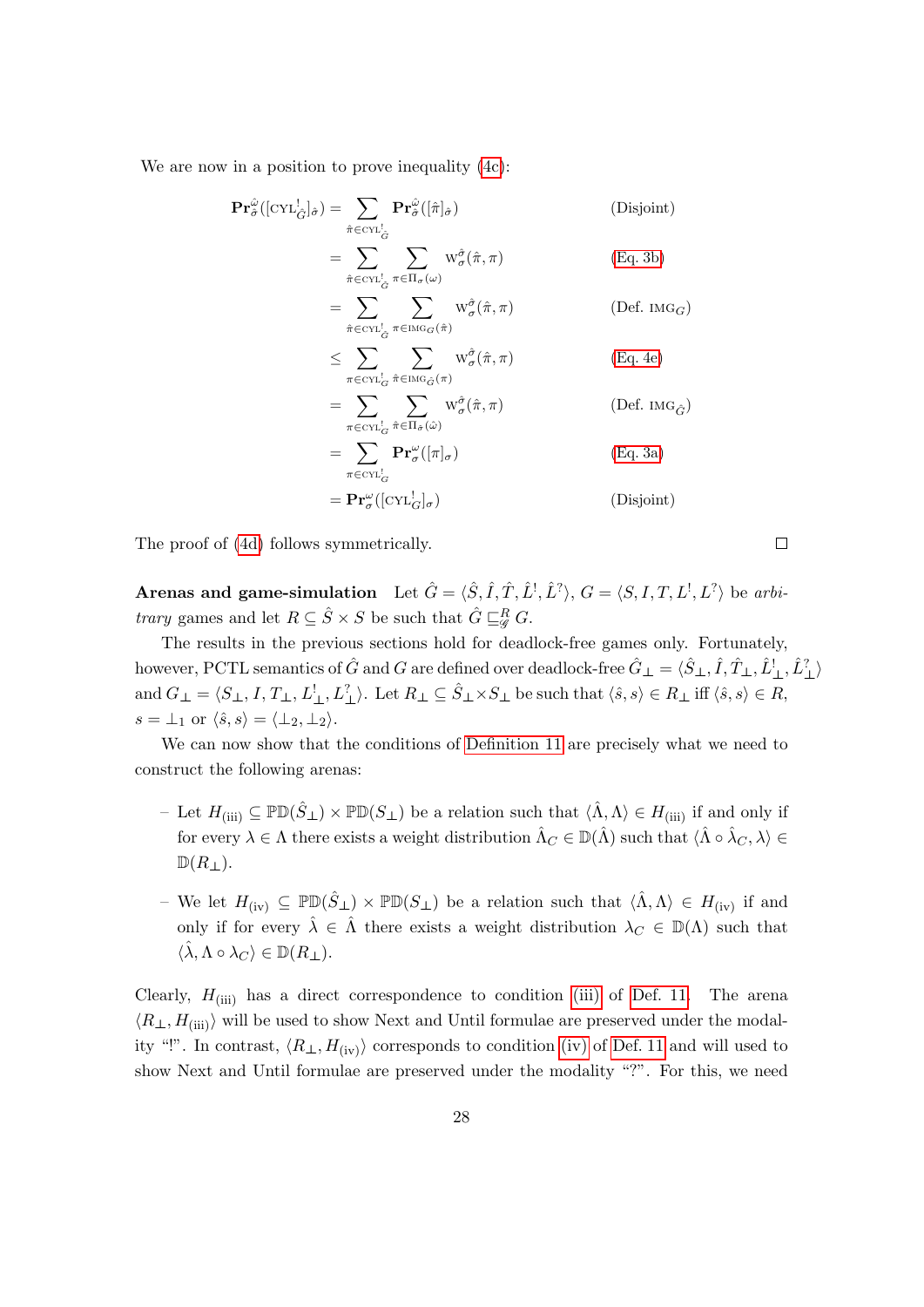We are now in a position to prove inequality (4c):

$$
\begin{aligned}
\mathbf{Pr}_{\hat{\sigma}}^{\hat{\omega}}([\textsc{cyl}^!_{\hat{G}}]_{\hat{\sigma}}) &= \sum_{\hat{\pi}\in\textsc{cyl}^!_{\hat{G}}} \mathbf{Pr}_{\hat{\sigma}}^{\hat{\omega}}([\hat{\pi}]_{\hat{\sigma}}) && \text{(Disjoint)}\\
&= \sum_{\hat{\pi}\in\textsc{cyl}^!_{\hat{G}}} \sum_{\pi\in\Pi_\sigma(\omega)} \mathrm{w}_{\sigma}^{\hat{\sigma}}(\hat{\pi},\pi) && \text{(Eq. 3b)}\\
&= \sum_{\hat{\pi}\in\textsc{cyl}^!_{\hat{G}}} \sum_{\pi\in\textsc{img}_G(\hat{\pi})} \mathrm{w}_{\sigma}^{\hat{\sigma}}(\hat{\pi},\pi) && \text{(Def. } \textsc{img}_G)\\
&\le \sum_{\pi\in\textsc{cyl}^!_{G}} \sum_{\hat{\pi}\in\textsc{img}_{\hat{G}}(\pi)} \mathrm{w}_{\sigma}^{\hat{\sigma}}(\hat{\pi},\pi) && \text{(Eq. 4e)}\\
&= \sum_{\pi\in\textsc{cyl}^!_{G}} \sum_{\hat{\pi}\in\Pi_{\hat{\sigma}}(\hat{\omega})} \mathrm{w}_{\sigma}^{\hat{\sigma}}(\hat{\pi},\pi) && \text{(Def. } \textsc{img}_{\hat{G}})\\
&= \sum_{\pi\in\textsc{cyl}^!_{G}} \mathbf{Pr}_{\sigma}^{\omega}([\pi]_{\sigma}) && \text{(Eq. 3a)}\\
&= \mathbf{Pr}_{\sigma}^{\omega}([\textsc{cyl}^!_{G}]_{\sigma}) && \text{(Disjoint)}
\end{aligned}
$$

The proof of (4d) follows symmetrically. □

**Arenas and game-simulation** Let $\hat{G} = \langle \hat{S}, \hat{I}, \hat{T}, \hat{L}^!, \hat{L}^? \rangle$, $G = \langle S, I, T, L^!, L^? \rangle$ be *arbitrary* games and let $R \subseteq \hat{S} \times S$ be such that $\hat{G} \sqsubseteq^R_{\mathscr{G}} G$.

The results in the previous sections hold for deadlock-free games only. Fortunately, however, PCTL semantics of $\hat{G}$ and $G$ are defined over deadlock-free $\hat{G}_\bot = \langle \hat{S}_\bot, \hat{I}, \hat{T}_\bot, \hat{L}^!_\bot, \hat{L}^?_\bot \rangle$ and $G_\bot = \langle S_\bot, I, T_\bot, L^!_\bot, L^?_\bot \rangle$. Let $R_\bot \subseteq \hat{S}_\bot \times S_\bot$ be such that $\langle \hat{s}, s \rangle \in R_\bot$ iff $\langle \hat{s}, s \rangle \in R$, $s = \bot_1$ or $\langle \hat{s}, s \rangle = \langle \bot_2, \bot_2 \rangle$.

We can now show that the conditions of Definition 11 are precisely what we need to construct the following arenas:

- Let $H_{\text{(iii)}} \subseteq \mathbb{PD}(\hat{S}_\bot) \times \mathbb{PD}(S_\bot)$ be a relation such that $\langle \hat{\Lambda}, \Lambda \rangle \in H_{\text{(iii)}}$ if and only if for every $\lambda \in \Lambda$ there exists a weight distribution $\hat{\Lambda}_C \in \mathbb{D}(\hat{\Lambda})$ such that $\langle \hat{\Lambda} \circ \hat{\lambda}_C, \lambda \rangle \in \mathbb{D}(R_\bot)$.
- We let $H_{\text{(iv)}} \subseteq \mathbb{PD}(\hat{S}_\bot) \times \mathbb{PD}(S_\bot)$ be a relation such that $\langle \hat{\Lambda}, \Lambda \rangle \in H_{\text{(iv)}}$ if and only if for every $\hat{\lambda} \in \hat{\Lambda}$ there exists a weight distribution $\lambda_C \in \mathbb{D}(\Lambda)$ such that $\langle \hat{\lambda}, \Lambda \circ \lambda_C \rangle \in \mathbb{D}(R_\bot)$.

Clearly, $H_{\text{(iii)}}$ has a direct correspondence to condition (iii) of Def. 11. The arena $\langle R_\bot, H_{\text{(iii)}} \rangle$ will be used to show Next and Until formulae are preserved under the modality "!". In contrast, $\langle R_\bot, H_{\text{(iv)}} \rangle$ corresponds to condition (iv) of Def. 11 and will used to show Next and Until formulae are preserved under the modality "?". For this, we need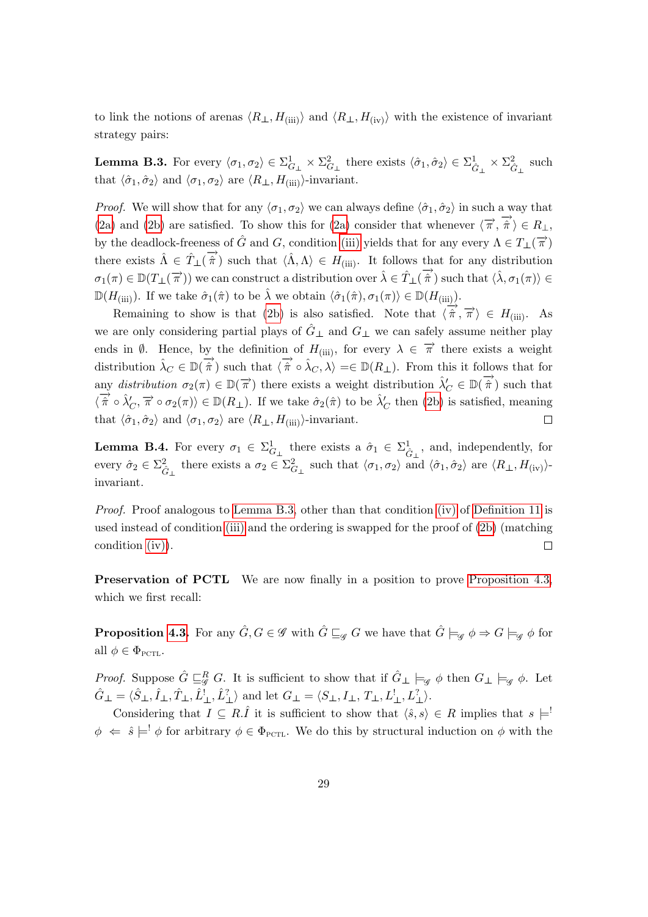to link the notions of arenas $\langle R_\bot, H_{(\text{iii})}\rangle$ and $\langle R_\bot, H_{(\text{iv})}\rangle$ with the existence of invariant strategy pairs:

**Lemma B.3.** For every $\langle \sigma_1, \sigma_2\rangle \in \Sigma^1_{G_\bot} \times \Sigma^2_{G_\bot}$ there exists $\langle \hat\sigma_1, \hat\sigma_2\rangle \in \Sigma^1_{\hat G_\bot} \times \Sigma^2_{\hat G_\bot}$ such that $\langle \hat\sigma_1, \hat\sigma_2\rangle$ and $\langle \sigma_1, \sigma_2\rangle$ are $\langle R_\bot, H_{(\text{iii})}\rangle$-invariant.

*Proof.* We will show that for any $\langle \sigma_1, \sigma_2\rangle$ we can always define $\langle \hat\sigma_1, \hat\sigma_2\rangle$ in such a way that (2a) and (2b) are satisfied. To show this for (2a) consider that whenever $\langle \overrightarrow{\pi}, \overrightarrow{\hat\pi}\rangle \in R_\bot$, by the deadlock-freeness of $\hat G$ and $G$, condition (iii) yields that for any every $\Lambda \in T_\bot(\overrightarrow{\pi})$ there exists $\hat\Lambda \in \hat T_\bot(\overrightarrow{\hat\pi})$ such that $\langle \hat\Lambda, \Lambda\rangle \in H_{(\text{iii})}$. It follows that for any distribution $\sigma_1(\pi) \in \mathbb{D}(T_\bot(\overrightarrow{\pi}))$ we can construct a distribution over $\hat\lambda \in \hat T_\bot(\overrightarrow{\hat\pi})$ such that $\langle \hat\lambda, \sigma_1(\pi)\rangle \in \mathbb{D}(H_{(\text{iii})})$. If we take $\hat\sigma_1(\hat\pi)$ to be $\hat\lambda$ we obtain $\langle \hat\sigma_1(\hat\pi), \sigma_1(\pi)\rangle \in \mathbb{D}(H_{(\text{iii})})$.

Remaining to show is that (2b) is also satisfied. Note that $\langle \overrightarrow{\hat\pi}, \overrightarrow{\pi}\rangle \in H_{(\text{iii})}$. As we are only considering partial plays of $\hat G_\bot$ and $G_\bot$ we can safely assume neither play ends in $\emptyset$. Hence, by the definition of $H_{(\text{iii})}$, for every $\lambda \in \overrightarrow{\pi}$ there exists a weight distribution $\hat\lambda_C \in \mathbb{D}(\overrightarrow{\hat\pi})$ such that $\langle \overrightarrow{\hat\pi} \circ \hat\lambda_C, \lambda\rangle =\in \mathbb{D}(R_\bot)$. From this it follows that for any *distribution* $\sigma_2(\pi) \in \mathbb{D}(\overrightarrow{\pi})$ there exists a weight distribution $\hat\lambda'_C \in \mathbb{D}(\overrightarrow{\hat\pi})$ such that $\langle \overrightarrow{\hat\pi} \circ \hat\lambda'_C, \overrightarrow{\pi} \circ \sigma_2(\pi)\rangle \in \mathbb{D}(R_\bot)$. If we take $\hat\sigma_2(\hat\pi)$ to be $\hat\lambda'_C$ then (2b) is satisfied, meaning that $\langle \hat\sigma_1, \hat\sigma_2\rangle$ and $\langle \sigma_1, \sigma_2\rangle$ are $\langle R_\bot, H_{(\text{iii})}\rangle$-invariant. $\square$

**Lemma B.4.** For every $\sigma_1 \in \Sigma^1_{G_\bot}$ there exists a $\hat\sigma_1 \in \Sigma^1_{\hat G_\bot}$, and, independently, for every $\hat\sigma_2 \in \Sigma^2_{\hat G_\bot}$ there exists a $\sigma_2 \in \Sigma^2_{G_\bot}$ such that $\langle \sigma_1, \sigma_2\rangle$ and $\langle \hat\sigma_1, \hat\sigma_2\rangle$ are $\langle R_\bot, H_{(\text{iv})}\rangle$-invariant.

*Proof.* Proof analogous to Lemma B.3, other than that condition (iv) of Definition 11 is used instead of condition (iii) and the ordering is swapped for the proof of (2b) (matching condition (iv)). $\square$

**Preservation of PCTL** We are now finally in a position to prove Proposition 4.3, which we first recall:

**Proposition 4.3.** For any $\hat G, G \in \mathscr{G}$ with $\hat G \sqsubseteq_{\mathscr{G}} G$ we have that $\hat G \models_{\mathscr{G}} \phi \Rightarrow G \models_{\mathscr{G}} \phi$ for all $\phi \in \Phi_{\text{PCTL}}$.

*Proof.* Suppose $\hat G \sqsubseteq^R_{\mathscr{G}} G$. It is sufficient to show that if $\hat G_\bot \models_{\mathscr{G}} \phi$ then $G_\bot \models_{\mathscr{G}} \phi$. Let $\hat G_\bot = \langle \hat S_\bot, \hat I_\bot, \hat T_\bot, \hat L^!_\bot, \hat L^?_\bot\rangle$ and let $G_\bot = \langle S_\bot, I_\bot, T_\bot, L^!_\bot, L^?_\bot\rangle$.

Considering that $I \subseteq R.\hat I$ it is sufficient to show that $\langle \hat s, s\rangle \in R$ implies that $s \models^! \phi \Leftarrow \hat s \models^! \phi$ for arbitrary $\phi \in \Phi_{\text{PCTL}}$. We do this by structural induction on $\phi$ with the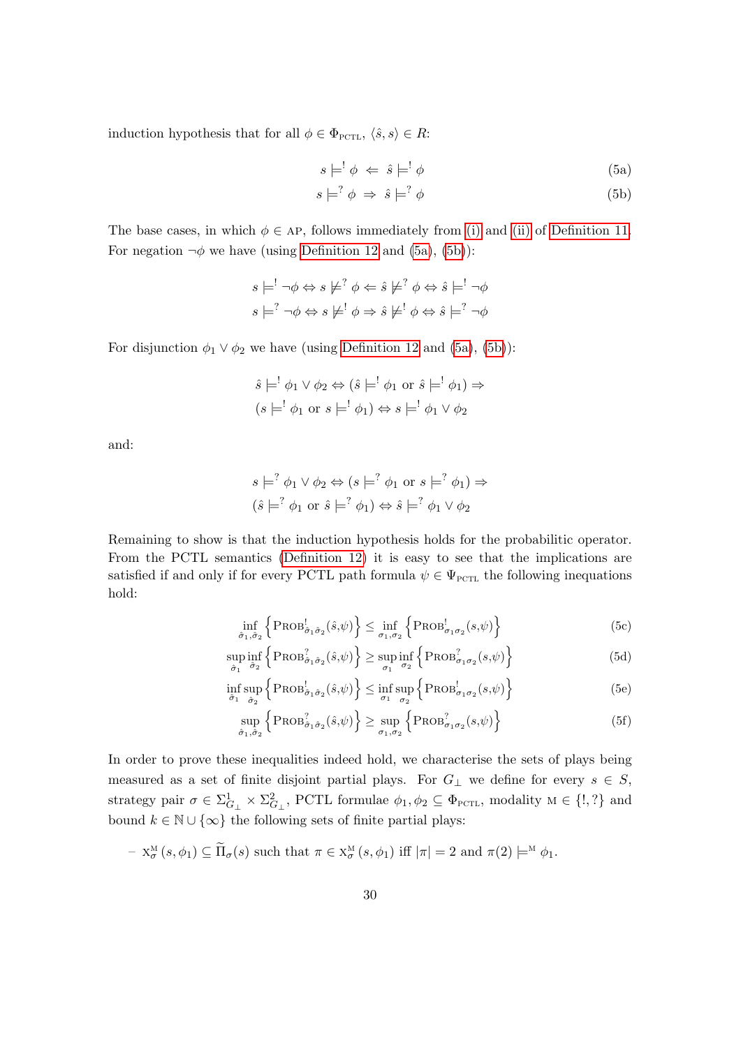induction hypothesis that for all $\phi \in \Phi_{\text{PCTL}}$, $\langle \hat{s}, s \rangle \in R$:

$$s \models^{!} \phi \;\Leftarrow\; \hat{s} \models^{!} \phi \tag{5a}$$

$$s \models^{?} \phi \;\Rightarrow\; \hat{s} \models^{?} \phi \tag{5b}$$

The base cases, in which $\phi \in \text{AP}$, follows immediately from (i) and (ii) of Definition 11. For negation $\neg\phi$ we have (using Definition 12 and (5a), (5b)):

$$s \models^{!} \neg\phi \Leftrightarrow s \not\models^{?} \phi \Leftarrow \hat{s} \not\models^{?} \phi \Leftrightarrow \hat{s} \models^{!} \neg\phi$$

$$s \models^{?} \neg\phi \Leftrightarrow s \not\models^{!} \phi \Rightarrow \hat{s} \not\models^{!} \phi \Leftrightarrow \hat{s} \models^{?} \neg\phi$$

For disjunction $\phi_1 \vee \phi_2$ we have (using Definition 12 and (5a), (5b)):

$$\hat{s} \models^{!} \phi_1 \vee \phi_2 \Leftrightarrow (\hat{s} \models^{!} \phi_1 \text{ or } \hat{s} \models^{!} \phi_1) \Rightarrow$$
$$(s \models^{!} \phi_1 \text{ or } s \models^{!} \phi_1) \Leftrightarrow s \models^{!} \phi_1 \vee \phi_2$$

and:

$$s \models^{?} \phi_1 \vee \phi_2 \Leftrightarrow (s \models^{?} \phi_1 \text{ or } s \models^{?} \phi_1) \Rightarrow$$
$$(\hat{s} \models^{?} \phi_1 \text{ or } \hat{s} \models^{?} \phi_1) \Leftrightarrow \hat{s} \models^{?} \phi_1 \vee \phi_2$$

Remaining to show is that the induction hypothesis holds for the probabilitic operator. From the PCTL semantics (Definition 12) it is easy to see that the implications are satisfied if and only if for every PCTL path formula $\psi \in \Psi_{\text{PCTL}}$ the following inequations hold:

$$\inf_{\hat{\sigma}_1,\hat{\sigma}_2} \left\{ \text{PROB}^{!}_{\hat{\sigma}_1\hat{\sigma}_2}(\hat{s},\psi) \right\} \leq \inf_{\sigma_1,\sigma_2} \left\{ \text{PROB}^{!}_{\sigma_1\sigma_2}(s,\psi) \right\} \tag{5c}$$

$$\sup_{\hat{\sigma}_1} \inf_{\hat{\sigma}_2} \left\{ \text{PROB}^{?}_{\hat{\sigma}_1\hat{\sigma}_2}(\hat{s},\psi) \right\} \geq \sup_{\sigma_1} \inf_{\sigma_2} \left\{ \text{PROB}^{?}_{\sigma_1\sigma_2}(s,\psi) \right\} \tag{5d}$$

$$\inf_{\hat{\sigma}_1} \sup_{\hat{\sigma}_2} \left\{ \text{PROB}^{!}_{\hat{\sigma}_1\hat{\sigma}_2}(\hat{s},\psi) \right\} \leq \inf_{\sigma_1} \sup_{\sigma_2} \left\{ \text{PROB}^{!}_{\sigma_1\sigma_2}(s,\psi) \right\} \tag{5e}$$

$$\sup_{\hat{\sigma}_1,\hat{\sigma}_2} \left\{ \text{PROB}^{?}_{\hat{\sigma}_1\hat{\sigma}_2}(\hat{s},\psi) \right\} \geq \sup_{\sigma_1,\sigma_2} \left\{ \text{PROB}^{?}_{\sigma_1\sigma_2}(s,\psi) \right\} \tag{5f}$$

In order to prove these inequalities indeed hold, we characterise the sets of plays being measured as a set of finite disjoint partial plays. For $G_\perp$ we define for every $s \in S$, strategy pair $\sigma \in \Sigma^1_{G_\perp} \times \Sigma^2_{G_\perp}$, PCTL formulae $\phi_1, \phi_2 \subseteq \Phi_{\text{PCTL}}$, modality $\text{M} \in \{!, ?\}$ and bound $k \in \mathbb{N} \cup \{\infty\}$ the following sets of finite partial plays:

– $\text{X}^{\text{M}}_{\sigma}(s, \phi_1) \subseteq \widetilde{\Pi}_{\sigma}(s)$ such that $\pi \in \text{X}^{\text{M}}_{\sigma}(s, \phi_1)$ iff $|\pi| = 2$ and $\pi(2) \models^{\text{M}} \phi_1$.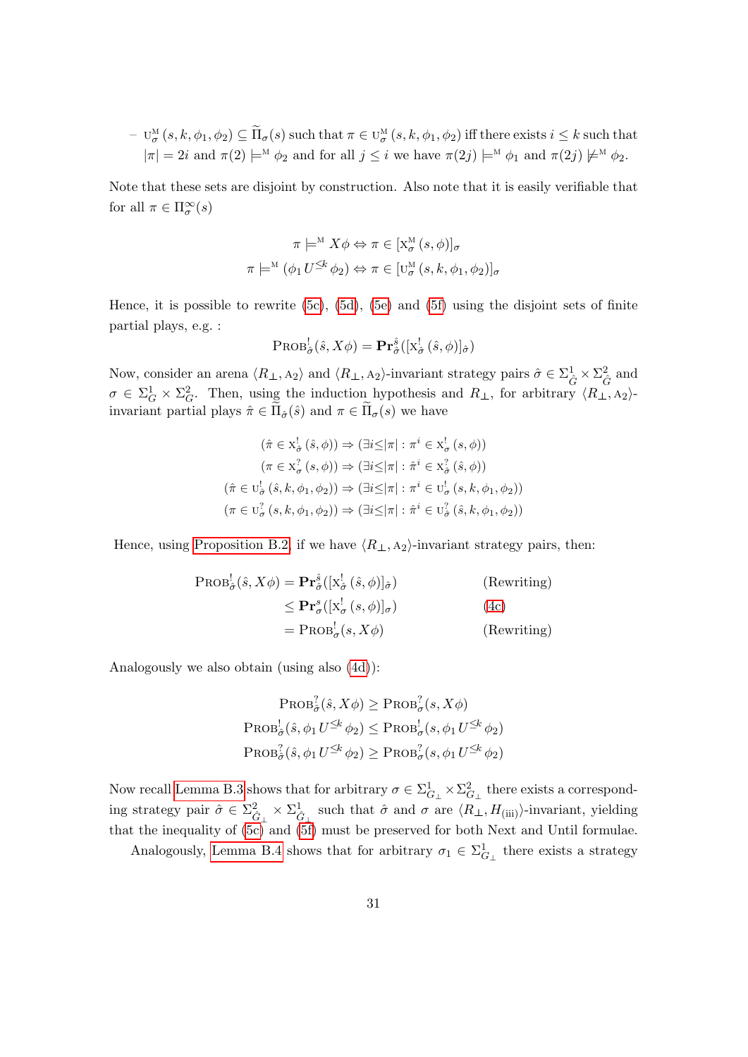– $\mathrm{U}^{\mathrm{M}}_{\sigma}(s,k,\phi_1,\phi_2) \subseteq \widetilde{\Pi}_{\sigma}(s)$ such that $\pi \in \mathrm{U}^{\mathrm{M}}_{\sigma}(s,k,\phi_1,\phi_2)$ iff there exists $i \leq k$ such that $|\pi| = 2i$ and $\pi(2) \models^{\mathrm{M}} \phi_2$ and for all $j \leq i$ we have $\pi(2j) \models^{\mathrm{M}} \phi_1$ and $\pi(2j) \not\models^{\mathrm{M}} \phi_2$.

Note that these sets are disjoint by construction. Also note that it is easily verifiable that for all $\pi \in \Pi^{\infty}_{\sigma}(s)$

$$\pi \models^{\mathrm{M}} X\phi \Leftrightarrow \pi \in [\mathrm{X}^{\mathrm{M}}_{\sigma}(s,\phi)]_{\sigma}$$
$$\pi \models^{\mathrm{M}} (\phi_1 \, U^{\leq k} \, \phi_2) \Leftrightarrow \pi \in [\mathrm{U}^{\mathrm{M}}_{\sigma}(s,k,\phi_1,\phi_2)]_{\sigma}$$

Hence, it is possible to rewrite (5c), (5d), (5e) and (5f) using the disjoint sets of finite partial plays, e.g. :

$$\mathrm{PROB}^{!}_{\hat{\sigma}}(\hat{s}, X\phi) = \mathbf{Pr}^{\hat{s}}_{\hat{\sigma}}([\mathrm{X}^{!}_{\hat{\sigma}}(\hat{s},\phi)]_{\hat{\sigma}})$$

Now, consider an arena $\langle R_{\perp}, \mathrm{A}_2\rangle$ and $\langle R_{\perp}, \mathrm{A}_2\rangle$-invariant strategy pairs $\hat{\sigma} \in \Sigma^1_{\hat{G}} \times \Sigma^2_{\hat{G}}$ and $\sigma \in \Sigma^1_{G} \times \Sigma^2_{G}$. Then, using the induction hypothesis and $R_{\perp}$, for arbitrary $\langle R_{\perp}, \mathrm{A}_2\rangle$-invariant partial plays $\hat{\pi} \in \widetilde{\Pi}_{\hat{\sigma}}(\hat{s})$ and $\pi \in \widetilde{\Pi}_{\sigma}(s)$ we have

$$(\hat{\pi} \in \mathrm{X}^{!}_{\hat{\sigma}}(\hat{s},\phi)) \Rightarrow (\exists i {\leq} |\pi| : \pi^i \in \mathrm{X}^{!}_{\sigma}(s,\phi))$$
$$(\pi \in \mathrm{X}^{?}_{\sigma}(s,\phi)) \Rightarrow (\exists i {\leq} |\pi| : \hat{\pi}^i \in \mathrm{X}^{?}_{\hat{\sigma}}(\hat{s},\phi))$$
$$(\hat{\pi} \in \mathrm{U}^{!}_{\hat{\sigma}}(\hat{s},k,\phi_1,\phi_2)) \Rightarrow (\exists i {\leq} |\pi| : \pi^i \in \mathrm{U}^{!}_{\sigma}(s,k,\phi_1,\phi_2))$$
$$(\pi \in \mathrm{U}^{?}_{\sigma}(s,k,\phi_1,\phi_2)) \Rightarrow (\exists i {\leq} |\pi| : \hat{\pi}^i \in \mathrm{U}^{?}_{\hat{\sigma}}(\hat{s},k,\phi_1,\phi_2))$$

Hence, using Proposition B.2, if we have $\langle R_{\perp}, \mathrm{A}_2\rangle$-invariant strategy pairs, then:

$$\begin{aligned}
\mathrm{PROB}^{!}_{\hat{\sigma}}(\hat{s}, X\phi) &= \mathbf{Pr}^{\hat{s}}_{\hat{\sigma}}([\mathrm{X}^{!}_{\hat{\sigma}}(\hat{s},\phi)]_{\hat{\sigma}}) && \text{(Rewriting)}\\
&\leq \mathbf{Pr}^{s}_{\sigma}([\mathrm{X}^{!}_{\sigma}(s,\phi)]_{\sigma}) && \text{(4c)}\\
&= \mathrm{PROB}^{!}_{\sigma}(s, X\phi) && \text{(Rewriting)}
\end{aligned}$$

Analogously we also obtain (using also (4d)):

$$\mathrm{PROB}^{?}_{\hat{\sigma}}(\hat{s}, X\phi) \geq \mathrm{PROB}^{?}_{\sigma}(s, X\phi)$$
$$\mathrm{PROB}^{!}_{\hat{\sigma}}(\hat{s}, \phi_1 \, U^{\leq k} \, \phi_2) \leq \mathrm{PROB}^{!}_{\sigma}(s, \phi_1 \, U^{\leq k} \, \phi_2)$$
$$\mathrm{PROB}^{?}_{\hat{\sigma}}(\hat{s}, \phi_1 \, U^{\leq k} \, \phi_2) \geq \mathrm{PROB}^{?}_{\sigma}(s, \phi_1 \, U^{\leq k} \, \phi_2)$$

Now recall Lemma B.3 shows that for arbitrary $\sigma \in \Sigma^1_{G_{\perp}} \times \Sigma^2_{G_{\perp}}$ there exists a corresponding strategy pair $\hat{\sigma} \in \Sigma^2_{\hat{G}_{\perp}} \times \Sigma^1_{\hat{G}_{\perp}}$ such that $\hat{\sigma}$ and $\sigma$ are $\langle R_{\perp}, H_{\text{(iii)}}\rangle$-invariant, yielding that the inequality of (5c) and (5f) must be preserved for both Next and Until formulae.

Analogously, Lemma B.4 shows that for arbitrary $\sigma_1 \in \Sigma^1_{G_{\perp}}$ there exists a strategy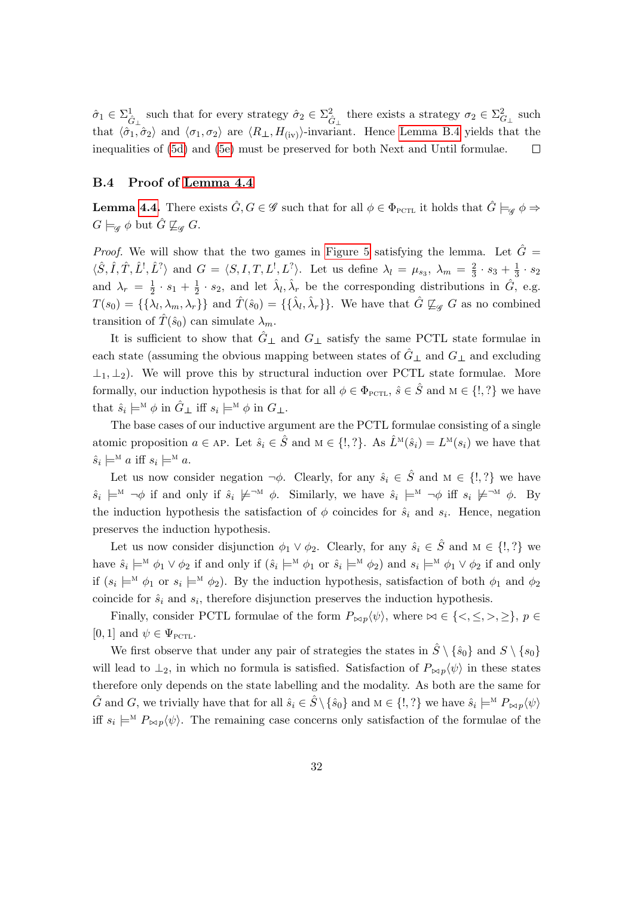$\hat{\sigma}_1 \in \Sigma^1_{\hat{G}_\perp}$ such that for every strategy $\hat{\sigma}_2 \in \Sigma^2_{\hat{G}_\perp}$ there exists a strategy $\sigma_2 \in \Sigma^2_{G_\perp}$ such that $\langle \hat{\sigma}_1, \hat{\sigma}_2 \rangle$ and $\langle \sigma_1, \sigma_2 \rangle$ are $\langle R_\perp, H_{(\text{iv})} \rangle$-invariant. Hence Lemma B.4 yields that the inequalities of (5d) and (5e) must be preserved for both Next and Until formulae. $\square$

### B.4 Proof of Lemma 4.4

**Lemma 4.4.** There exists $\hat{G}, G \in \mathscr{G}$ such that for all $\phi \in \Phi_{\text{PCTL}}$ it holds that $\hat{G} \models_{\mathscr{G}} \phi \Rightarrow G \models_{\mathscr{G}} \phi$ but $\hat{G} \not\sqsubseteq_{\mathscr{G}} G$.

*Proof.* We will show that the two games in Figure 5 satisfying the lemma. Let $\hat{G} = \langle \hat{S}, \hat{I}, \hat{T}, \hat{L}^!, \hat{L}^? \rangle$ and $G = \langle S, I, T, L^!, L^? \rangle$. Let us define $\lambda_l = \mu_{s_3}$, $\lambda_m = \frac{2}{3} \cdot s_3 + \frac{1}{3} \cdot s_2$ and $\lambda_r = \frac{1}{2} \cdot s_1 + \frac{1}{2} \cdot s_2$, and let $\hat{\lambda}_l, \hat{\lambda}_r$ be the corresponding distributions in $\hat{G}$, e.g. $T(s_0) = \{\{\lambda_l, \lambda_m, \lambda_r\}\}$ and $\hat{T}(\hat{s}_0) = \{\{\hat{\lambda}_l, \hat{\lambda}_r\}\}$. We have that $\hat{G} \not\sqsubseteq_{\mathscr{G}} G$ as no combined transition of $\hat{T}(\hat{s}_0)$ can simulate $\lambda_m$.

It is sufficient to show that $\hat{G}_\perp$ and $G_\perp$ satisfy the same PCTL state formulae in each state (assuming the obvious mapping between states of $\hat{G}_\perp$ and $G_\perp$ and excluding $\perp_1, \perp_2$). We will prove this by structural induction over PCTL state formulae. More formally, our induction hypothesis is that for all $\phi \in \Phi_{\text{PCTL}}$, $\hat{s} \in \hat{S}$ and $\text{M} \in \{!, ?\}$ we have that $\hat{s}_i \models^{\text{M}} \phi$ in $\hat{G}_\perp$ iff $s_i \models^{\text{M}} \phi$ in $G_\perp$.

The base cases of our inductive argument are the PCTL formulae consisting of a single atomic proposition $a \in \text{AP}$. Let $\hat{s}_i \in \hat{S}$ and $\text{M} \in \{!, ?\}$. As $\hat{L}^{\text{M}}(\hat{s}_i) = L^{\text{M}}(s_i)$ we have that $\hat{s}_i \models^{\text{M}} a$ iff $s_i \models^{\text{M}} a$.

Let us now consider negation $\neg\phi$. Clearly, for any $\hat{s}_i \in \hat{S}$ and $\text{M} \in \{!, ?\}$ we have $\hat{s}_i \models^{\text{M}} \neg\phi$ if and only if $\hat{s}_i \not\models^{\neg\text{M}} \phi$. Similarly, we have $\hat{s}_i \models^{\text{M}} \neg\phi$ iff $s_i \not\models^{\neg\text{M}} \phi$. By the induction hypothesis the satisfaction of $\phi$ coincides for $\hat{s}_i$ and $s_i$. Hence, negation preserves the induction hypothesis.

Let us now consider disjunction $\phi_1 \vee \phi_2$. Clearly, for any $\hat{s}_i \in \hat{S}$ and $\text{M} \in \{!, ?\}$ we have $\hat{s}_i \models^{\text{M}} \phi_1 \vee \phi_2$ if and only if $(\hat{s}_i \models^{\text{M}} \phi_1$ or $\hat{s}_i \models^{\text{M}} \phi_2)$ and $s_i \models^{\text{M}} \phi_1 \vee \phi_2$ if and only if $(s_i \models^{\text{M}} \phi_1$ or $s_i \models^{\text{M}} \phi_2)$. By the induction hypothesis, satisfaction of both $\phi_1$ and $\phi_2$ coincide for $\hat{s}_i$ and $s_i$, therefore disjunction preserves the induction hypothesis.

Finally, consider PCTL formulae of the form $P_{\bowtie p}\langle\psi\rangle$, where $\bowtie \in \{<, \leq, >, \geq\}$, $p \in [0, 1]$ and $\psi \in \Psi_{\text{PCTL}}$.

We first observe that under any pair of strategies the states in $\hat{S} \setminus \{\hat{s}_0\}$ and $S \setminus \{s_0\}$ will lead to $\perp_2$, in which no formula is satisfied. Satisfaction of $P_{\bowtie p}\langle\psi\rangle$ in these states therefore only depends on the state labelling and the modality. As both are the same for $\hat{G}$ and $G$, we trivially have that for all $\hat{s}_i \in \hat{S} \setminus \{\hat{s}_0\}$ and $\text{M} \in \{!, ?\}$ we have $\hat{s}_i \models^{\text{M}} P_{\bowtie p}\langle\psi\rangle$ iff $s_i \models^{\text{M}} P_{\bowtie p}\langle\psi\rangle$. The remaining case concerns only satisfaction of the formulae of the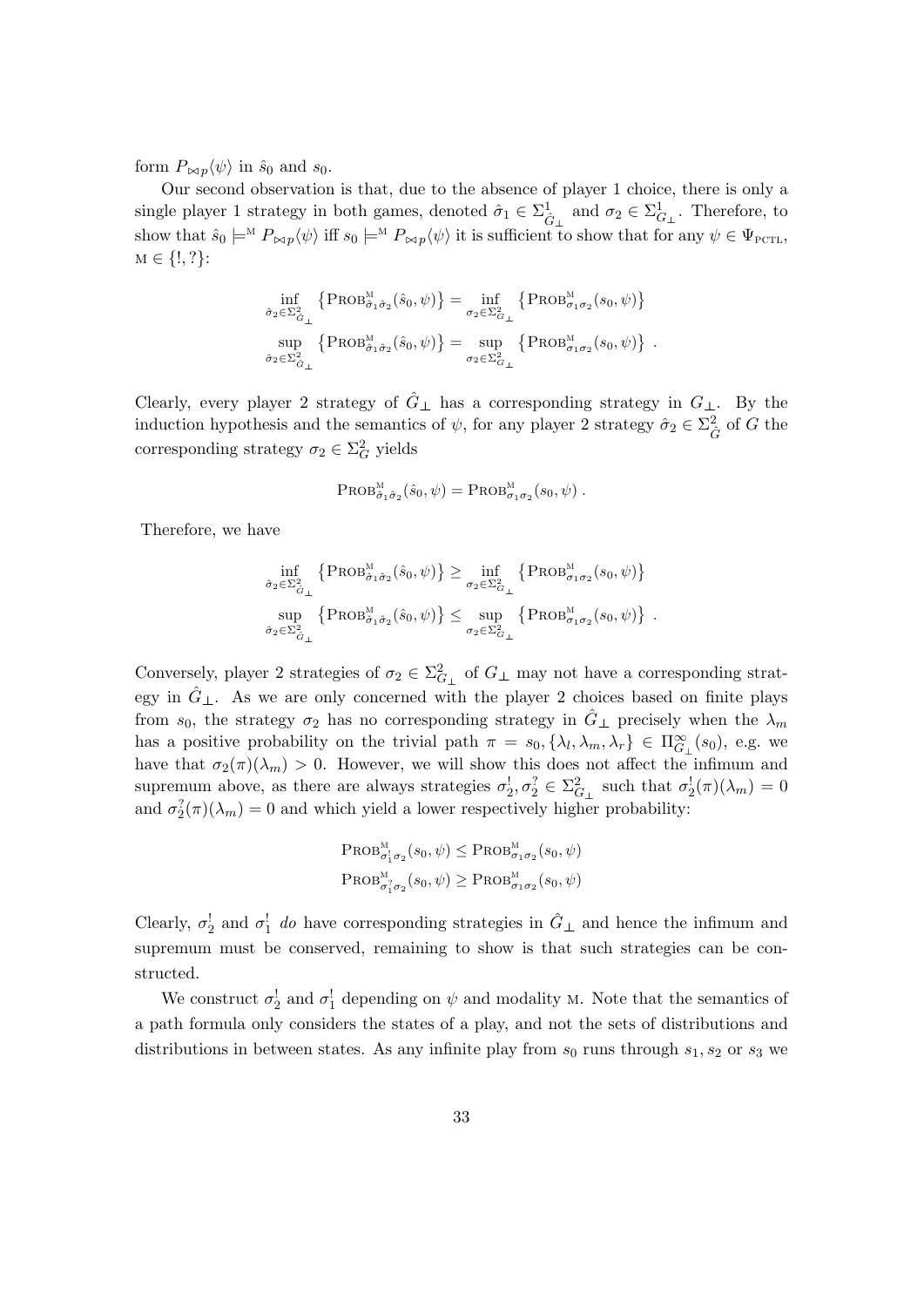form $P_{\bowtie p}\langle\psi\rangle$ in $\hat{s}_0$ and $s_0$.

Our second observation is that, due to the absence of player 1 choice, there is only a single player 1 strategy in both games, denoted $\hat{\sigma}_1 \in \Sigma^1_{\hat{G}_\perp}$ and $\sigma_2 \in \Sigma^1_{G_\perp}$. Therefore, to show that $\hat{s}_0 \models^{\text{M}} P_{\bowtie p}\langle\psi\rangle$ iff $s_0 \models^{\text{M}} P_{\bowtie p}\langle\psi\rangle$ it is sufficient to show that for any $\psi \in \Psi_{\text{PCTL}}$, $\text{M} \in \{!, ?\}$:

$$\inf_{\hat{\sigma}_2 \in \Sigma^2_{\hat{G}_\perp}} \left\{ \text{Prob}^{\text{M}}_{\hat{\sigma}_1 \hat{\sigma}_2}(\hat{s}_0, \psi) \right\} = \inf_{\sigma_2 \in \Sigma^2_{G_\perp}} \left\{ \text{Prob}^{\text{M}}_{\sigma_1 \sigma_2}(s_0, \psi) \right\}$$
$$\sup_{\hat{\sigma}_2 \in \Sigma^2_{\hat{G}_\perp}} \left\{ \text{Prob}^{\text{M}}_{\hat{\sigma}_1 \hat{\sigma}_2}(\hat{s}_0, \psi) \right\} = \sup_{\sigma_2 \in \Sigma^2_{G_\perp}} \left\{ \text{Prob}^{\text{M}}_{\sigma_1 \sigma_2}(s_0, \psi) \right\} .$$

Clearly, every player 2 strategy of $\hat{G}_\perp$ has a corresponding strategy in $G_\perp$. By the induction hypothesis and the semantics of $\psi$, for any player 2 strategy $\hat{\sigma}_2 \in \Sigma^2_{\hat{G}}$ of $G$ the corresponding strategy $\sigma_2 \in \Sigma^2_G$ yields

$$\text{Prob}^{\text{M}}_{\hat{\sigma}_1 \hat{\sigma}_2}(\hat{s}_0, \psi) = \text{Prob}^{\text{M}}_{\sigma_1 \sigma_2}(s_0, \psi) .$$

Therefore, we have

$$\inf_{\hat{\sigma}_2 \in \Sigma^2_{\hat{G}_\perp}} \left\{ \text{Prob}^{\text{M}}_{\hat{\sigma}_1 \hat{\sigma}_2}(\hat{s}_0, \psi) \right\} \geq \inf_{\sigma_2 \in \Sigma^2_{G_\perp}} \left\{ \text{Prob}^{\text{M}}_{\sigma_1 \sigma_2}(s_0, \psi) \right\}$$
$$\sup_{\hat{\sigma}_2 \in \Sigma^2_{\hat{G}_\perp}} \left\{ \text{Prob}^{\text{M}}_{\hat{\sigma}_1 \hat{\sigma}_2}(\hat{s}_0, \psi) \right\} \leq \sup_{\sigma_2 \in \Sigma^2_{G_\perp}} \left\{ \text{Prob}^{\text{M}}_{\sigma_1 \sigma_2}(s_0, \psi) \right\} .$$

Conversely, player 2 strategies of $\sigma_2 \in \Sigma^2_{G_\perp}$ of $G_\perp$ may not have a corresponding strategy in $\hat{G}_\perp$. As we are only concerned with the player 2 choices based on finite plays from $s_0$, the strategy $\sigma_2$ has no corresponding strategy in $\hat{G}_\perp$ precisely when the $\lambda_m$ has a positive probability on the trivial path $\pi = s_0, \{\lambda_l, \lambda_m, \lambda_r\} \in \Pi^\infty_{G_\perp}(s_0)$, e.g. we have that $\sigma_2(\pi)(\lambda_m) > 0$. However, we will show this does not affect the infimum and supremum above, as there are always strategies $\sigma^!_2, \sigma^?_2 \in \Sigma^2_{G_\perp}$ such that $\sigma^!_2(\pi)(\lambda_m) = 0$ and $\sigma^?_2(\pi)(\lambda_m) = 0$ and which yield a lower respectively higher probability:

$$\text{Prob}^{\text{M}}_{\sigma^!_1 \sigma_2}(s_0, \psi) \leq \text{Prob}^{\text{M}}_{\sigma_1 \sigma_2}(s_0, \psi)$$
$$\text{Prob}^{\text{M}}_{\sigma^?_1 \sigma_2}(s_0, \psi) \geq \text{Prob}^{\text{M}}_{\sigma_1 \sigma_2}(s_0, \psi)$$

Clearly, $\sigma^!_2$ and $\sigma^!_1$ *do* have corresponding strategies in $\hat{G}_\perp$ and hence the infimum and supremum must be conserved, remaining to show is that such strategies can be constructed.

We construct $\sigma^!_2$ and $\sigma^!_1$ depending on $\psi$ and modality M. Note that the semantics of a path formula only considers the states of a play, and not the sets of distributions and distributions in between states. As any infinite play from $s_0$ runs through $s_1, s_2$ or $s_3$ we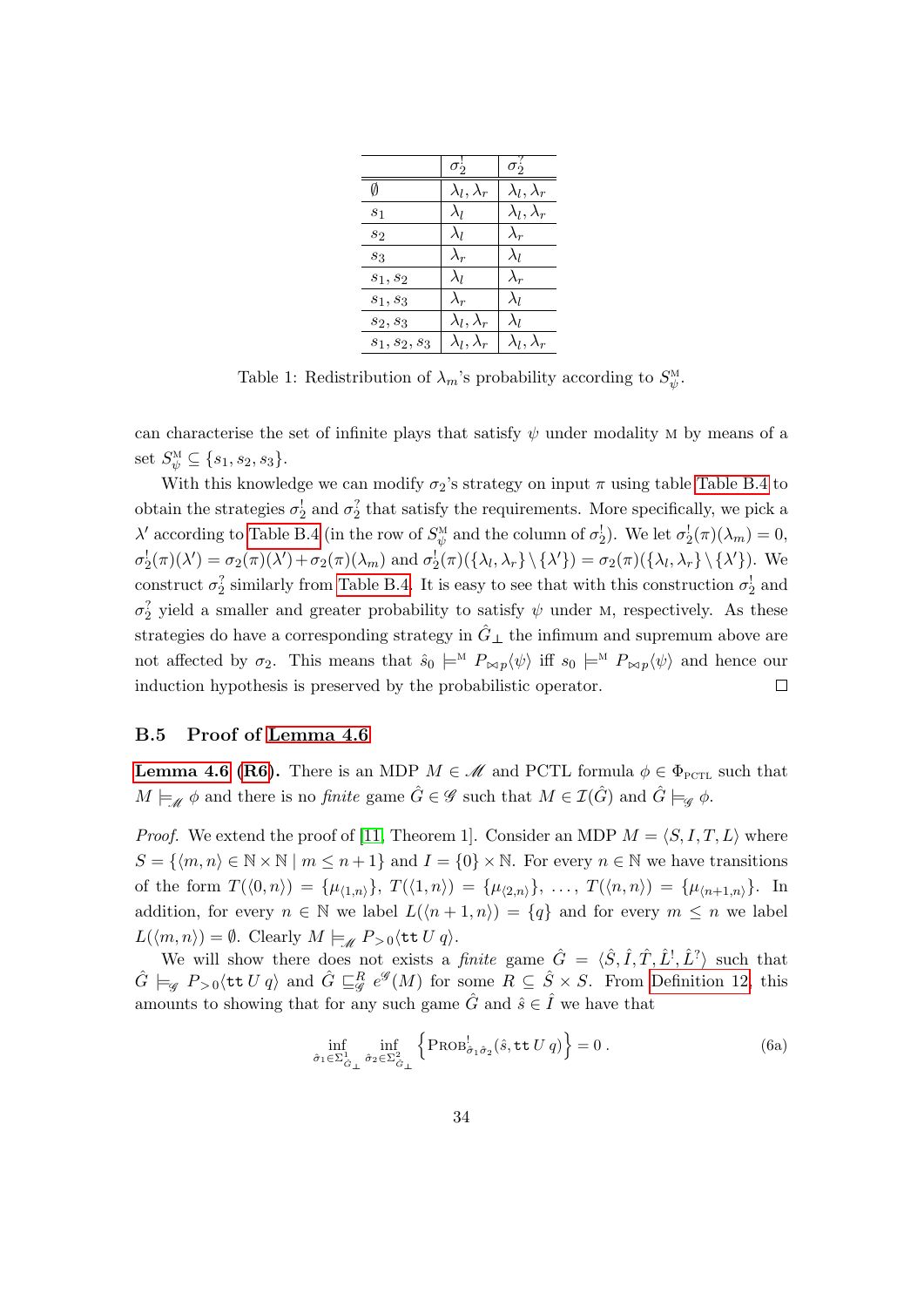|  | $\sigma_2^!$ | $\sigma_2^?$ |
|---|---|---|
| $\emptyset$ | $\lambda_l, \lambda_r$ | $\lambda_l, \lambda_r$ |
| $s_1$ | $\lambda_l$ | $\lambda_l, \lambda_r$ |
| $s_2$ | $\lambda_l$ | $\lambda_r$ |
| $s_3$ | $\lambda_r$ | $\lambda_l$ |
| $s_1, s_2$ | $\lambda_l$ | $\lambda_r$ |
| $s_1, s_3$ | $\lambda_r$ | $\lambda_l$ |
| $s_2, s_3$ | $\lambda_l, \lambda_r$ | $\lambda_l$ |
| $s_1, s_2, s_3$ | $\lambda_l, \lambda_r$ | $\lambda_l, \lambda_r$ |

Table 1: Redistribution of $\lambda_m$'s probability according to $S_\psi^{\mathrm{M}}$.

can characterise the set of infinite plays that satisfy $\psi$ under modality M by means of a set $S_\psi^{\mathrm{M}} \subseteq \{s_1, s_2, s_3\}$.

With this knowledge we can modify $\sigma_2$'s strategy on input $\pi$ using table Table B.4 to obtain the strategies $\sigma_2^!$ and $\sigma_2^?$ that satisfy the requirements. More specifically, we pick a $\lambda'$ according to Table B.4 (in the row of $S_\psi^{\mathrm{M}}$ and the column of $\sigma_2^!$). We let $\sigma_2^!(\pi)(\lambda_m) = 0$, $\sigma_2^!(\pi)(\lambda') = \sigma_2(\pi)(\lambda') + \sigma_2(\pi)(\lambda_m)$ and $\sigma_2^!(\pi)(\{\lambda_l, \lambda_r\} \setminus \{\lambda'\}) = \sigma_2(\pi)(\{\lambda_l, \lambda_r\} \setminus \{\lambda'\})$. We construct $\sigma_2^?$ similarly from Table B.4. It is easy to see that with this construction $\sigma_2^!$ and $\sigma_2^?$ yield a smaller and greater probability to satisfy $\psi$ under M, respectively. As these strategies do have a corresponding strategy in $\hat{G}_\perp$ the infimum and supremum above are not affected by $\sigma_2$. This means that $\hat{s}_0 \models^{\mathrm{M}} P_{\bowtie p}\langle\psi\rangle$ iff $s_0 \models^{\mathrm{M}} P_{\bowtie p}\langle\psi\rangle$ and hence our induction hypothesis is preserved by the probabilistic operator. □

### B.5 Proof of Lemma 4.6

**Lemma 4.6 (R6).** There is an MDP $M \in \mathscr{M}$ and PCTL formula $\phi \in \Phi_{\text{PCTL}}$ such that $M \models_{\mathscr{M}} \phi$ and there is no *finite* game $\hat{G} \in \mathscr{G}$ such that $M \in \mathcal{I}(\hat{G})$ and $\hat{G} \models_{\mathscr{G}} \phi$.

*Proof.* We extend the proof of [11, Theorem 1]. Consider an MDP $M = \langle S, I, T, L\rangle$ where $S = \{\langle m, n\rangle \in \mathbb{N} \times \mathbb{N} \mid m \leq n+1\}$ and $I = \{0\} \times \mathbb{N}$. For every $n \in \mathbb{N}$ we have transitions of the form $T(\langle 0, n\rangle) = \{\mu_{\langle 1,n\rangle}\}$, $T(\langle 1, n\rangle) = \{\mu_{\langle 2,n\rangle}\}$, $\ldots$, $T(\langle n, n\rangle) = \{\mu_{\langle n+1,n\rangle}\}$. In addition, for every $n \in \mathbb{N}$ we label $L(\langle n+1, n\rangle) = \{q\}$ and for every $m \leq n$ we label $L(\langle m, n\rangle) = \emptyset$. Clearly $M \models_{\mathscr{M}} P_{>0}\langle \texttt{tt}\, U\, q\rangle$.

We will show there does not exists a *finite* game $\hat{G} = \langle \hat{S}, \hat{I}, \hat{T}, \hat{L}^!, \hat{L}^?\rangle$ such that $\hat{G} \models_{\mathscr{G}} P_{>0}\langle \texttt{tt}\, U\, q\rangle$ and $\hat{G} \sqsubseteq_{\mathscr{G}}^R e^{\mathscr{G}}(M)$ for some $R \subseteq \hat{S} \times S$. From Definition 12, this amounts to showing that for any such game $\hat{G}$ and $\hat{s} \in \hat{I}$ we have that

$$\inf_{\hat{\sigma}_1 \in \Sigma^1_{\hat{G}_\perp}} \inf_{\hat{\sigma}_2 \in \Sigma^2_{\hat{G}_\perp}} \left\{ \text{PROB}^!_{\hat{\sigma}_1 \hat{\sigma}_2}(\hat{s}, \texttt{tt}\, U\, q) \right\} = 0\,. \tag{6a}$$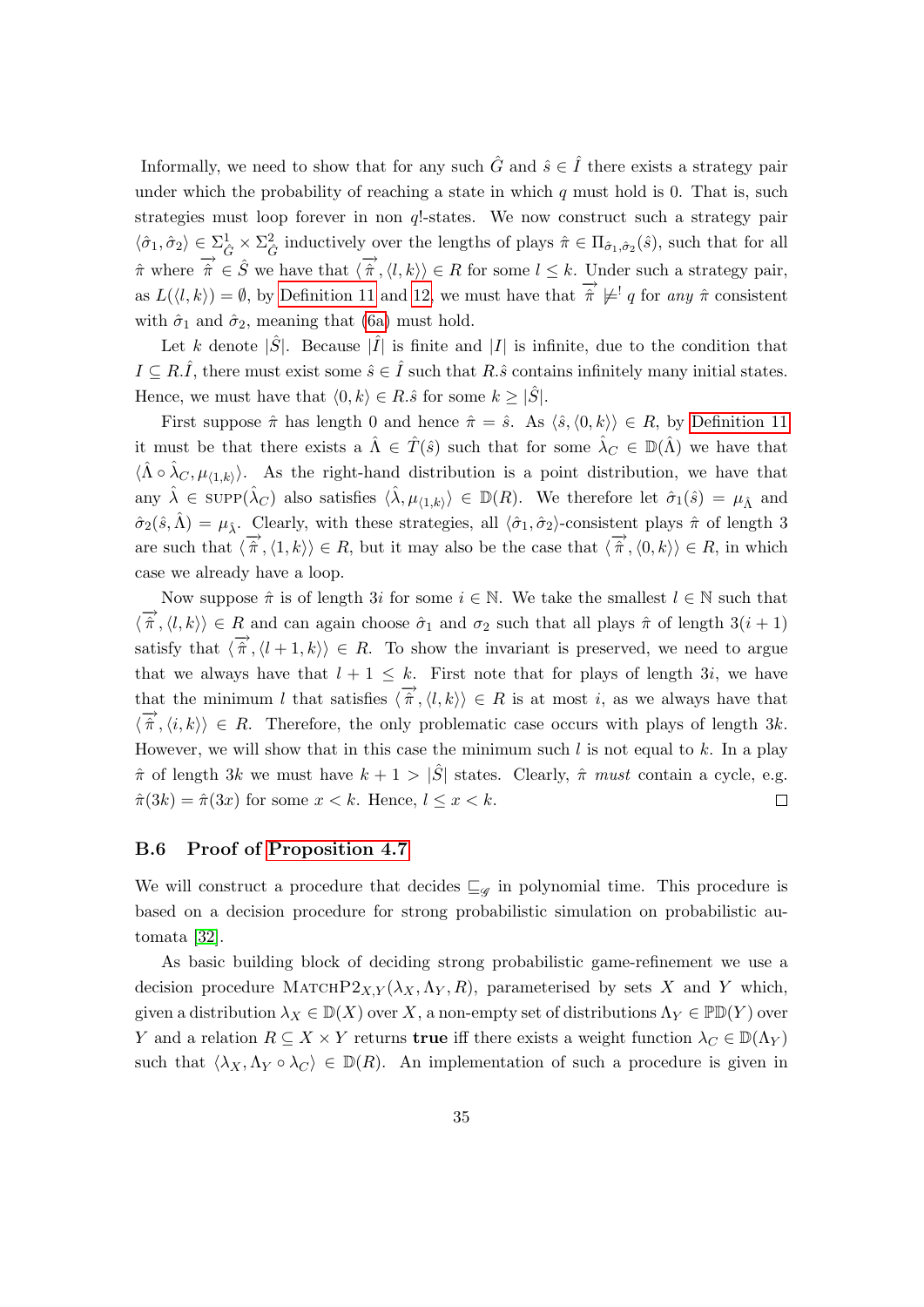Informally, we need to show that for any such $\hat{G}$ and $\hat{s} \in \hat{I}$ there exists a strategy pair under which the probability of reaching a state in which $q$ must hold is 0. That is, such strategies must loop forever in non $q$!-states. We now construct such a strategy pair $\langle \hat{\sigma}_1, \hat{\sigma}_2 \rangle \in \Sigma^1_{\hat{G}} \times \Sigma^2_{\hat{G}}$ inductively over the lengths of plays $\hat{\pi} \in \Pi_{\hat{\sigma}_1,\hat{\sigma}_2}(\hat{s})$, such that for all $\hat{\pi}$ where $\overrightarrow{\hat{\pi}} \in \hat{S}$ we have that $\langle \overrightarrow{\hat{\pi}}, \langle l, k \rangle \rangle \in R$ for some $l \leq k$. Under such a strategy pair, as $L(\langle l, k \rangle) = \emptyset$, by Definition 11 and 12, we must have that $\overrightarrow{\hat{\pi}} \not\models^! q$ for *any* $\hat{\pi}$ consistent with $\hat{\sigma}_1$ and $\hat{\sigma}_2$, meaning that (6a) must hold.

Let $k$ denote $|\hat{S}|$. Because $|\hat{I}|$ is finite and $|I|$ is infinite, due to the condition that $I \subseteq R.\hat{I}$, there must exist some $\hat{s} \in \hat{I}$ such that $R.\hat{s}$ contains infinitely many initial states. Hence, we must have that $\langle 0, k \rangle \in R.\hat{s}$ for some $k \geq |\hat{S}|$.

First suppose $\hat{\pi}$ has length 0 and hence $\hat{\pi} = \hat{s}$. As $\langle \hat{s}, \langle 0, k \rangle \rangle \in R$, by Definition 11 it must be that there exists a $\hat{\Lambda} \in \hat{T}(\hat{s})$ such that for some $\hat{\lambda}_C \in \mathbb{D}(\hat{\Lambda})$ we have that $\langle \hat{\Lambda} \circ \hat{\lambda}_C, \mu_{\langle 1,k \rangle} \rangle$. As the right-hand distribution is a point distribution, we have that any $\hat{\lambda} \in \text{SUPP}(\hat{\lambda}_C)$ also satisfies $\langle \hat{\lambda}, \mu_{\langle 1,k \rangle} \rangle \in \mathbb{D}(R)$. We therefore let $\hat{\sigma}_1(\hat{s}) = \mu_{\hat{\Lambda}}$ and $\hat{\sigma}_2(\hat{s}, \hat{\Lambda}) = \mu_{\hat{\lambda}}$. Clearly, with these strategies, all $\langle \hat{\sigma}_1, \hat{\sigma}_2 \rangle$-consistent plays $\hat{\pi}$ of length 3 are such that $\langle \overrightarrow{\hat{\pi}}, \langle 1, k \rangle \rangle \in R$, but it may also be the case that $\langle \overrightarrow{\hat{\pi}}, \langle 0, k \rangle \rangle \in R$, in which case we already have a loop.

Now suppose $\hat{\pi}$ is of length $3i$ for some $i \in \mathbb{N}$. We take the smallest $l \in \mathbb{N}$ such that $\langle \overrightarrow{\hat{\pi}}, \langle l, k \rangle \rangle \in R$ and can again choose $\hat{\sigma}_1$ and $\sigma_2$ such that all plays $\hat{\pi}$ of length $3(i+1)$ satisfy that $\langle \overrightarrow{\hat{\pi}}, \langle l+1, k \rangle \rangle \in R$. To show the invariant is preserved, we need to argue that we always have that $l+1 \leq k$. First note that for plays of length $3i$, we have that the minimum $l$ that satisfies $\langle \overrightarrow{\hat{\pi}}, \langle l, k \rangle \rangle \in R$ is at most $i$, as we always have that $\langle \overrightarrow{\hat{\pi}}, \langle i, k \rangle \rangle \in R$. Therefore, the only problematic case occurs with plays of length $3k$. However, we will show that in this case the minimum such $l$ is not equal to $k$. In a play $\hat{\pi}$ of length $3k$ we must have $k+1 > |\hat{S}|$ states. Clearly, $\hat{\pi}$ *must* contain a cycle, e.g. $\hat{\pi}(3k) = \hat{\pi}(3x)$ for some $x < k$. Hence, $l \leq x < k$. □

### B.6 Proof of Proposition 4.7

We will construct a procedure that decides $\sqsubseteq_{\mathscr{G}}$ in polynomial time. This procedure is based on a decision procedure for strong probabilistic simulation on probabilistic automata [32].

As basic building block of deciding strong probabilistic game-refinement we use a decision procedure $\text{MATCHP2}_{X,Y}(\lambda_X, \Lambda_Y, R)$, parameterised by sets $X$ and $Y$ which, given a distribution $\lambda_X \in \mathbb{D}(X)$ over $X$, a non-empty set of distributions $\Lambda_Y \in \mathbb{PD}(Y)$ over $Y$ and a relation $R \subseteq X \times Y$ returns **true** iff there exists a weight function $\lambda_C \in \mathbb{D}(\Lambda_Y)$ such that $\langle \lambda_X, \Lambda_Y \circ \lambda_C \rangle \in \mathbb{D}(R)$. An implementation of such a procedure is given in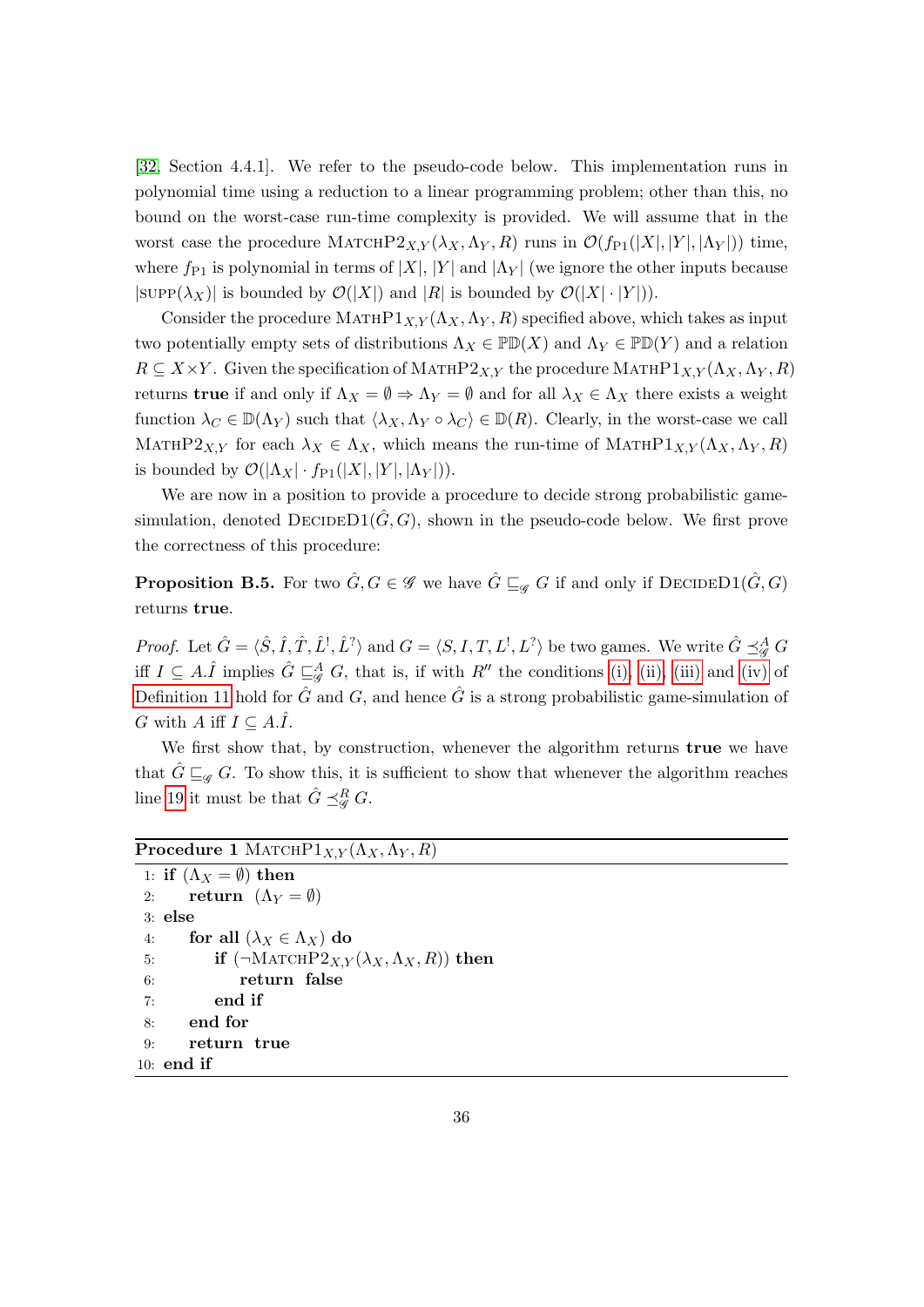[32, Section 4.4.1]. We refer to the pseudo-code below. This implementation runs in polynomial time using a reduction to a linear programming problem; other than this, no bound on the worst-case run-time complexity is provided. We will assume that in the worst case the procedure $\textsc{MatchP2}_{X,Y}(\lambda_X, \Lambda_Y, R)$ runs in $\mathcal{O}(f_{\mathrm{P1}}(|X|, |Y|, |\Lambda_Y|))$ time, where $f_{\mathrm{P1}}$ is polynomial in terms of $|X|$, $|Y|$ and $|\Lambda_Y|$ (we ignore the other inputs because $|\textsc{supp}(\lambda_X)|$ is bounded by $\mathcal{O}(|X|)$ and $|R|$ is bounded by $\mathcal{O}(|X| \cdot |Y|)$).

Consider the procedure $\textsc{MathP1}_{X,Y}(\Lambda_X, \Lambda_Y, R)$ specified above, which takes as input two potentially empty sets of distributions $\Lambda_X \in \mathbb{PD}(X)$ and $\Lambda_Y \in \mathbb{PD}(Y)$ and a relation $R \subseteq X \times Y$. Given the specification of $\textsc{MathP2}_{X,Y}$ the procedure $\textsc{MathP1}_{X,Y}(\Lambda_X, \Lambda_Y, R)$ returns **true** if and only if $\Lambda_X = \emptyset \Rightarrow \Lambda_Y = \emptyset$ and for all $\lambda_X \in \Lambda_X$ there exists a weight function $\lambda_C \in \mathbb{D}(\Lambda_Y)$ such that $\langle \lambda_X, \Lambda_Y \circ \lambda_C \rangle \in \mathbb{D}(R)$. Clearly, in the worst-case we call $\textsc{MathP2}_{X,Y}$ for each $\lambda_X \in \Lambda_X$, which means the run-time of $\textsc{MathP1}_{X,Y}(\Lambda_X, \Lambda_Y, R)$ is bounded by $\mathcal{O}(|\Lambda_X| \cdot f_{\mathrm{P1}}(|X|, |Y|, |\Lambda_Y|))$.

We are now in a position to provide a procedure to decide strong probabilistic game-simulation, denoted $\textsc{DecideD1}(\hat{G}, G)$, shown in the pseudo-code below. We first prove the correctness of this procedure:

**Proposition B.5.** For two $\hat{G}, G \in \mathscr{G}$ we have $\hat{G} \sqsubseteq_{\mathscr{G}} G$ if and only if $\textsc{DecideD1}(\hat{G}, G)$ returns **true**.

*Proof.* Let $\hat{G} = \langle \hat{S}, \hat{I}, \hat{T}, \hat{L}^!, \hat{L}^? \rangle$ and $G = \langle S, I, T, L^!, L^? \rangle$ be two games. We write $\hat{G} \preceq^A_{\mathscr{G}} G$ iff $I \subseteq A.\hat{I}$ implies $\hat{G} \sqsubseteq^A_{\mathscr{G}} G$, that is, if with $R''$ the conditions (i), (ii), (iii) and (iv) of Definition 11 hold for $\hat{G}$ and $G$, and hence $\hat{G}$ is a strong probabilistic game-simulation of $G$ with $A$ iff $I \subseteq A.\hat{I}$.

We first show that, by construction, whenever the algorithm returns **true** we have that $\hat{G} \sqsubseteq_{\mathscr{G}} G$. To show this, it is sufficient to show that whenever the algorithm reaches line 19 it must be that $\hat{G} \preceq^R_{\mathscr{G}} G$.

**Procedure 1** $\textsc{MatchP1}_{X,Y}(\Lambda_X, \Lambda_Y, R)$

```
1: if (Λ_X = ∅) then
2:     return (Λ_Y = ∅)
3: else
4:     for all (λ_X ∈ Λ_X) do
5:         if (¬MatchP2_{X,Y}(λ_X, Λ_X, R)) then
6:             return false
7:         end if
8:     end for
9:     return true
10: end if
```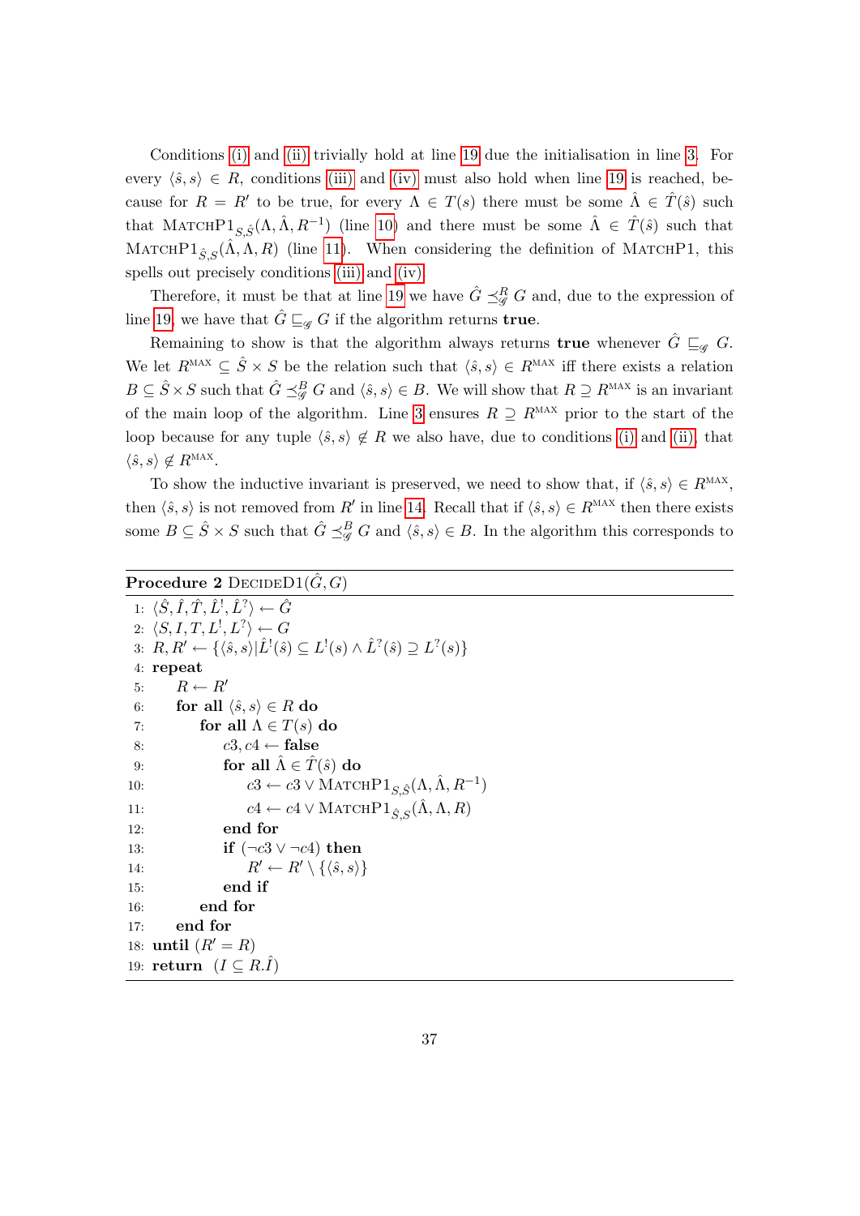Conditions (i) and (ii) trivially hold at line 19 due the initialisation in line 3. For every $\langle \hat{s}, s\rangle \in R$, conditions (iii) and (iv) must also hold when line 19 is reached, because for $R = R'$ to be true, for every $\Lambda \in T(s)$ there must be some $\hat{\Lambda} \in \hat{T}(\hat{s})$ such that $\text{MATCHP1}_{S,\hat{S}}(\Lambda, \hat{\Lambda}, R^{-1})$ (line 10) and there must be some $\hat{\Lambda} \in \hat{T}(\hat{s})$ such that $\text{MATCHP1}_{\hat{S},S}(\hat{\Lambda}, \Lambda, R)$ (line 11). When considering the definition of MATCHP1, this spells out precisely conditions (iii) and (iv).

Therefore, it must be that at line 19 we have $\hat{G} \preceq^{R}_{\mathscr{G}} G$ and, due to the expression of line 19, we have that $\hat{G} \sqsubseteq_{\mathscr{G}} G$ if the algorithm returns **true**.

Remaining to show is that the algorithm always returns **true** whenever $\hat{G} \sqsubseteq_{\mathscr{G}} G$. We let $R^{\text{MAX}} \subseteq \hat{S} \times S$ be the relation such that $\langle \hat{s}, s\rangle \in R^{\text{MAX}}$ iff there exists a relation $B \subseteq \hat{S} \times S$ such that $\hat{G} \preceq^{B}_{\mathscr{G}} G$ and $\langle \hat{s}, s\rangle \in B$. We will show that $R \supseteq R^{\text{MAX}}$ is an invariant of the main loop of the algorithm. Line 3 ensures $R \supseteq R^{\text{MAX}}$ prior to the start of the loop because for any tuple $\langle \hat{s}, s\rangle \notin R$ we also have, due to conditions (i) and (ii), that $\langle \hat{s}, s\rangle \notin R^{\text{MAX}}$.

To show the inductive invariant is preserved, we need to show that, if $\langle \hat{s}, s\rangle \in R^{\text{MAX}}$, then $\langle \hat{s}, s\rangle$ is not removed from $R'$ in line 14. Recall that if $\langle \hat{s}, s\rangle \in R^{\text{MAX}}$ then there exists some $B \subseteq \hat{S} \times S$ such that $\hat{G} \preceq^{B}_{\mathscr{G}} G$ and $\langle \hat{s}, s\rangle \in B$. In the algorithm this corresponds to

**Procedure 2** DECIDED1($\hat{G}, G$)

```
1:  ⟨Ŝ, Î, T̂, L̂^!, L̂^?⟩ ← Ĝ
2:  ⟨S, I, T, L^!, L^?⟩ ← G
3:  R, R' ← {⟨ŝ, s⟩ | L̂^!(ŝ) ⊆ L^!(s) ∧ L̂^?(ŝ) ⊇ L^?(s)}
4:  repeat
5:      R ← R'
6:      for all ⟨ŝ, s⟩ ∈ R do
7:          for all Λ ∈ T(s) do
8:              c3, c4 ← false
9:              for all Λ̂ ∈ T̂(ŝ) do
10:                 c3 ← c3 ∨ MATCHP1_{S,Ŝ}(Λ, Λ̂, R^{-1})
11:                 c4 ← c4 ∨ MATCHP1_{Ŝ,S}(Λ̂, Λ, R)
12:             end for
13:             if (¬c3 ∨ ¬c4) then
14:                 R' ← R' \ {⟨ŝ, s⟩}
15:             end if
16:         end for
17:     end for
18: until (R' = R)
19: return (I ⊆ R.Î)
```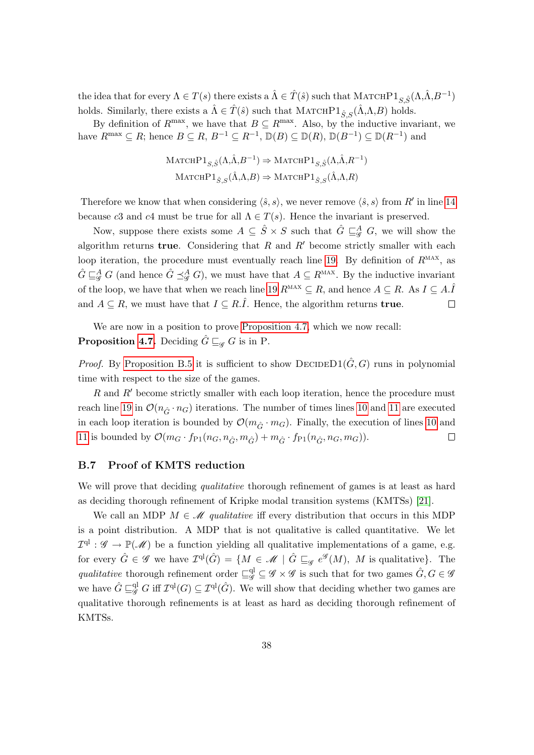the idea that for every $\Lambda \in T(s)$ there exists a $\hat{\Lambda} \in \hat{T}(\hat{s})$ such that $\textsc{MatchP1}_{S,\hat{S}}(\Lambda,\hat{\Lambda},B^{-1})$ holds. Similarly, there exists a $\hat{\Lambda} \in \hat{T}(\hat{s})$ such that $\textsc{MatchP1}_{\hat{S},S}(\hat{\Lambda},\Lambda,B)$ holds.

By definition of $R^{\max}$, we have that $B \subseteq R^{\max}$. Also, by the inductive invariant, we have $R^{\max} \subseteq R$; hence $B \subseteq R$, $B^{-1} \subseteq R^{-1}$, $\mathbb{D}(B) \subseteq \mathbb{D}(R)$, $\mathbb{D}(B^{-1}) \subseteq \mathbb{D}(R^{-1})$ and

$$\textsc{MatchP1}_{S,\hat{S}}(\Lambda,\hat{\Lambda},B^{-1}) \Rightarrow \textsc{MatchP1}_{S,\hat{S}}(\Lambda,\hat{\Lambda},R^{-1})$$
$$\textsc{MatchP1}_{\hat{S},S}(\hat{\Lambda},\Lambda,B) \Rightarrow \textsc{MatchP1}_{\hat{S},S}(\hat{\Lambda},\Lambda,R)$$

Therefore we know that when considering $\langle \hat{s}, s\rangle$, we never remove $\langle \hat{s}, s\rangle$ from $R'$ in line 14 because $c3$ and $c4$ must be true for all $\Lambda \in T(s)$. Hence the invariant is preserved.

Now, suppose there exists some $A \subseteq \hat{S} \times S$ such that $\hat{G} \sqsubseteq^{A}_{\mathscr{G}} G$, we will show the algorithm returns **true**. Considering that $R$ and $R'$ become strictly smaller with each loop iteration, the procedure must eventually reach line 19. By definition of $R^{\text{MAX}}$, as $\hat{G} \sqsubseteq^{A}_{\mathscr{G}} G$ (and hence $\hat{G} \preceq^{A}_{\mathscr{G}} G$), we must have that $A \subseteq R^{\text{MAX}}$. By the inductive invariant of the loop, we have that when we reach line 19 $R^{\text{MAX}} \subseteq R$, and hence $A \subseteq R$. As $I \subseteq A.\hat{I}$ and $A \subseteq R$, we must have that $I \subseteq R.\hat{I}$. Hence, the algorithm returns **true**. ◻

We are now in a position to prove Proposition 4.7, which we now recall:
**Proposition 4.7.** Deciding $\hat{G} \sqsubseteq_{\mathscr{G}} G$ is in P.

*Proof.* By Proposition B.5 it is sufficient to show $\textsc{Decided1}(\hat{G}, G)$ runs in polynomial time with respect to the size of the games.

$R$ and $R'$ become strictly smaller with each loop iteration, hence the procedure must reach line 19 in $\mathcal{O}(n_{\hat{G}} \cdot n_G)$ iterations. The number of times lines 10 and 11 are executed in each loop iteration is bounded by $\mathcal{O}(m_{\hat{G}} \cdot m_G)$. Finally, the execution of lines 10 and 11 is bounded by $\mathcal{O}(m_G \cdot f_{\text{P1}}(n_G, n_{\hat{G}}, m_{\hat{G}}) + m_{\hat{G}} \cdot f_{\text{P1}}(n_{\hat{G}}, n_G, m_G))$. ◻

### B.7 Proof of KMTS reduction

We will prove that deciding *qualitative* thorough refinement of games is at least as hard as deciding thorough refinement of Kripke modal transition systems (KMTSs) [21].

We call an MDP $M \in \mathscr{M}$ *qualitative* iff every distribution that occurs in this MDP is a point distribution. A MDP that is not qualitative is called quantitative. We let $\mathcal{I}^{\text{ql}} : \mathscr{G} \to \mathbb{P}(\mathscr{M})$ be a function yielding all qualitative implementations of a game, e.g. for every $\hat{G} \in \mathscr{G}$ we have $\mathcal{I}^{\text{ql}}(\hat{G}) = \{M \in \mathscr{M} \mid \hat{G} \sqsubseteq_{\mathscr{G}} e^{\mathscr{G}}(M),\ M \text{ is qualitative}\}$. The *qualitative* thorough refinement order $\sqsubseteq^{\text{ql}}_{\mathscr{G}} \subseteq \mathscr{G} \times \mathscr{G}$ is such that for two games $\hat{G}, G \in \mathscr{G}$ we have $\hat{G} \sqsubseteq^{\text{ql}}_{\mathscr{G}} G$ iff $\mathcal{I}^{\text{ql}}(G) \subseteq \mathcal{I}^{\text{ql}}(\hat{G})$. We will show that deciding whether two games are qualitative thorough refinements is at least as hard as deciding thorough refinement of KMTSs.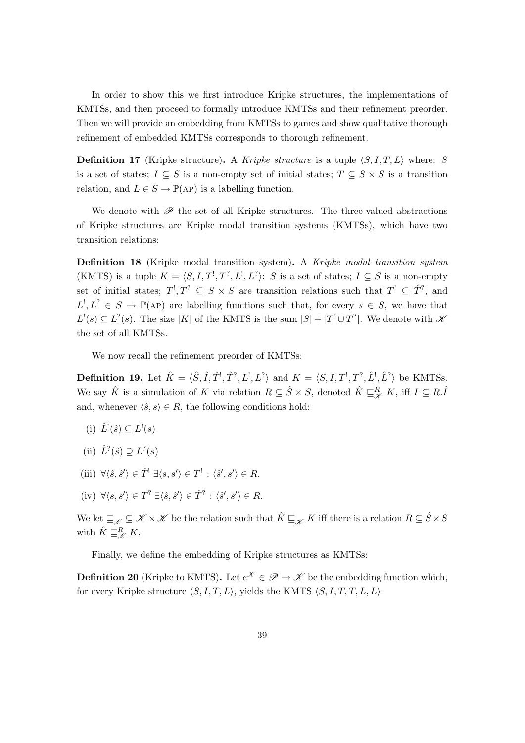In order to show this we first introduce Kripke structures, the implementations of KMTSs, and then proceed to formally introduce KMTSs and their refinement preorder. Then we will provide an embedding from KMTSs to games and show qualitative thorough refinement of embedded KMTSs corresponds to thorough refinement.

**Definition 17** (Kripke structure)**.** A *Kripke structure* is a tuple $\langle S, I, T, L\rangle$ where: $S$ is a set of states; $I \subseteq S$ is a non-empty set of initial states; $T \subseteq S \times S$ is a transition relation, and $L \in S \to \mathbb{P}(\text{AP})$ is a labelling function.

We denote with $\mathscr{P}$ the set of all Kripke structures. The three-valued abstractions of Kripke structures are Kripke modal transition systems (KMTSs), which have two transition relations:

**Definition 18** (Kripke modal transition system)**.** A *Kripke modal transition system* (KMTS) is a tuple $K = \langle S, I, T^!, T^?, L^!, L^?\rangle$: $S$ is a set of states; $I \subseteq S$ is a non-empty set of initial states; $T^!, T^? \subseteq S \times S$ are transition relations such that $T^! \subseteq \hat{T}^?$, and $L^!, L^? \in S \to \mathbb{P}(\text{AP})$ are labelling functions such that, for every $s \in S$, we have that $L^!(s) \subseteq L^?(s)$. The size $|K|$ of the KMTS is the sum $|S| + |T^! \cup T^?|$. We denote with $\mathscr{K}$ the set of all KMTSs.

We now recall the refinement preorder of KMTSs:

**Definition 19.** Let $\hat{K} = \langle \hat{S}, \hat{I}, \hat{T}^!, \hat{T}^?, L^!, L^?\rangle$ and $K = \langle S, I, T^!, T^?, \hat{L}^!, \hat{L}^?\rangle$ be KMTSs. We say $\hat{K}$ is a simulation of $K$ via relation $R \subseteq \hat{S} \times S$, denoted $\hat{K} \sqsubseteq^R_{\mathscr{K}} K$, iff $I \subseteq R.\hat{I}$ and, whenever $\langle \hat{s}, s\rangle \in R$, the following conditions hold:

(i) $\hat{L}^!(\hat{s}) \subseteq L^!(s)$

(ii) $\hat{L}^?(\hat{s}) \supseteq L^?(s)$

(iii) $\forall \langle \hat{s}, \hat{s}'\rangle \in \hat{T}^! \; \exists \langle s, s'\rangle \in T^! : \langle \hat{s}', s'\rangle \in R$.

(iv) $\forall \langle s, s'\rangle \in T^? \; \exists \langle \hat{s}, \hat{s}'\rangle \in \hat{T}^? : \langle \hat{s}', s'\rangle \in R$.

We let $\sqsubseteq_{\mathscr{K}} \subseteq \mathscr{K} \times \mathscr{K}$ be the relation such that $\hat{K} \sqsubseteq_{\mathscr{K}} K$ iff there is a relation $R \subseteq \hat{S} \times S$ with $\hat{K} \sqsubseteq^R_{\mathscr{K}} K$.

Finally, we define the embedding of Kripke structures as KMTSs:

**Definition 20** (Kripke to KMTS)**.** Let $e^{\mathscr{K}} \in \mathscr{P} \to \mathscr{K}$ be the embedding function which, for every Kripke structure $\langle S, I, T, L\rangle$, yields the KMTS $\langle S, I, T, T, L, L\rangle$.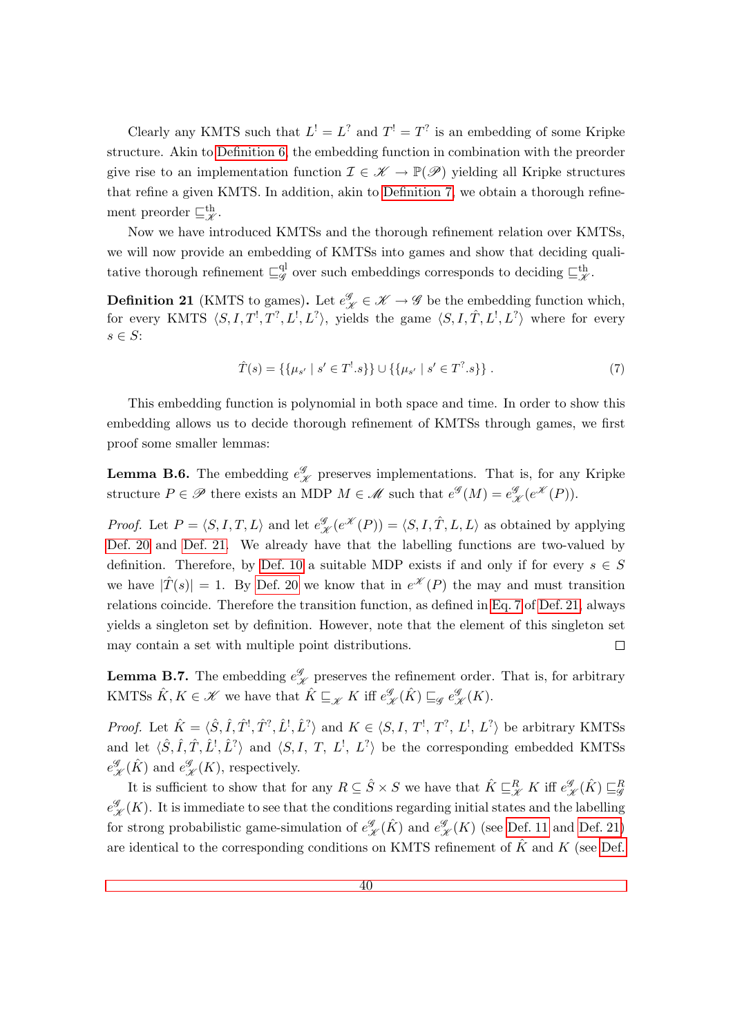Clearly any KMTS such that $L^! = L^?$ and $T^! = T^?$ is an embedding of some Kripke structure. Akin to Definition 6, the embedding function in combination with the preorder give rise to an implementation function $\mathcal{I} \in \mathscr{K} \to \mathbb{P}(\mathscr{P})$ yielding all Kripke structures that refine a given KMTS. In addition, akin to Definition 7, we obtain a thorough refinement preorder $\sqsubseteq^{\text{th}}_{\mathscr{K}}$.

Now we have introduced KMTSs and the thorough refinement relation over KMTSs, we will now provide an embedding of KMTSs into games and show that deciding qualitative thorough refinement $\sqsubseteq^{\text{ql}}_{\mathscr{G}}$ over such embeddings corresponds to deciding $\sqsubseteq^{\text{th}}_{\mathscr{K}}$.

**Definition 21** (KMTS to games)**.** Let $e^{\mathscr{G}}_{\mathscr{K}} \in \mathscr{K} \to \mathscr{G}$ be the embedding function which, for every KMTS $\langle S, I, T^!, T^?, L^!, L^? \rangle$, yields the game $\langle S, I, \hat{T}, L^!, L^? \rangle$ where for every $s \in S$:

$$\hat{T}(s) = \{\{\mu_{s'} \mid s' \in T^!.s\}\} \cup \{\{\mu_{s'} \mid s' \in T^?.s\}\} \; . \tag{7}$$

This embedding function is polynomial in both space and time. In order to show this embedding allows us to decide thorough refinement of KMTSs through games, we first proof some smaller lemmas:

**Lemma B.6.** The embedding $e^{\mathscr{G}}_{\mathscr{K}}$ preserves implementations. That is, for any Kripke structure $P \in \mathscr{P}$ there exists an MDP $M \in \mathscr{M}$ such that $e^{\mathscr{G}}(M) = e^{\mathscr{G}}_{\mathscr{K}}(e^{\mathscr{K}}(P))$.

*Proof.* Let $P = \langle S, I, T, L \rangle$ and let $e^{\mathscr{G}}_{\mathscr{K}}(e^{\mathscr{K}}(P)) = \langle S, I, \hat{T}, L, L \rangle$ as obtained by applying Def. 20 and Def. 21. We already have that the labelling functions are two-valued by definition. Therefore, by Def. 10 a suitable MDP exists if and only if for every $s \in S$ we have $|\hat{T}(s)| = 1$. By Def. 20 we know that in $e^{\mathscr{K}}(P)$ the may and must transition relations coincide. Therefore the transition function, as defined in Eq. 7 of Def. 21, always yields a singleton set by definition. However, note that the element of this singleton set may contain a set with multiple point distributions. $\square$

**Lemma B.7.** The embedding $e^{\mathscr{G}}_{\mathscr{K}}$ preserves the refinement order. That is, for arbitrary KMTSs $\hat{K}, K \in \mathscr{K}$ we have that $\hat{K} \sqsubseteq_{\mathscr{K}} K$ iff $e^{\mathscr{G}}_{\mathscr{K}}(\hat{K}) \sqsubseteq_{\mathscr{G}} e^{\mathscr{G}}_{\mathscr{K}}(K)$.

*Proof.* Let $\hat{K} = \langle \hat{S}, \hat{I}, \hat{T}^!, \hat{T}^?, \hat{L}^!, \hat{L}^? \rangle$ and $K \in \langle S, I, T^!, T^?, L^!, L^? \rangle$ be arbitrary KMTSs and let $\langle \hat{S}, \hat{I}, \hat{T}, \hat{L}^!, \hat{L}^? \rangle$ and $\langle S, I, T, L^!, L^? \rangle$ be the corresponding embedded KMTSs $e^{\mathscr{G}}_{\mathscr{K}}(\hat{K})$ and $e^{\mathscr{G}}_{\mathscr{K}}(K)$, respectively.

It is sufficient to show that for any $R \subseteq \hat{S} \times S$ we have that $\hat{K} \sqsubseteq^R_{\mathscr{K}} K$ iff $e^{\mathscr{G}}_{\mathscr{K}}(\hat{K}) \sqsubseteq^R_{\mathscr{G}} e^{\mathscr{G}}_{\mathscr{K}}(K)$. It is immediate to see that the conditions regarding initial states and the labelling for strong probabilistic game-simulation of $e^{\mathscr{G}}_{\mathscr{K}}(\hat{K})$ and $e^{\mathscr{G}}_{\mathscr{K}}(K)$ (see Def. 11 and Def. 21) are identical to the corresponding conditions on KMTS refinement of $\hat{K}$ and $K$ (see Def.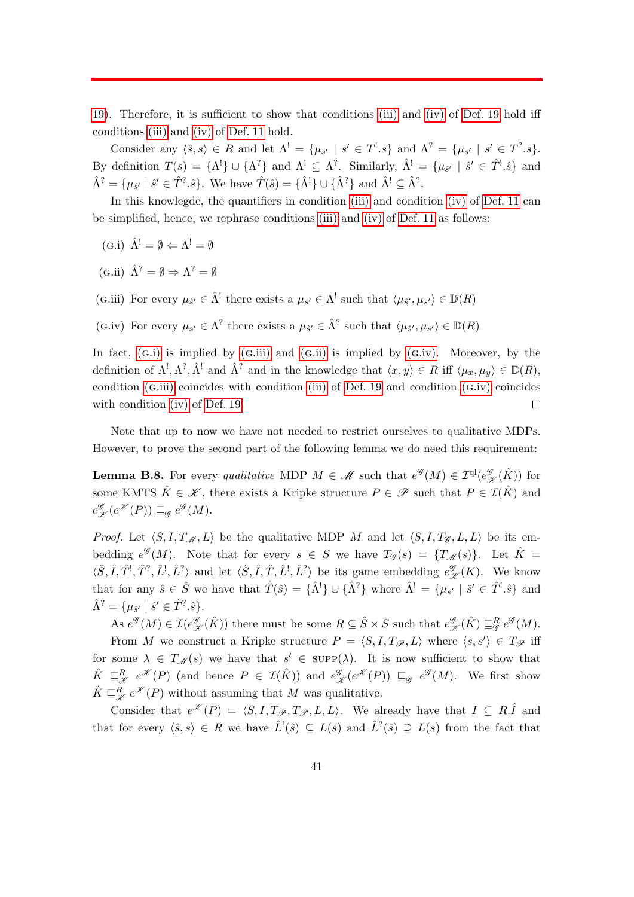19). Therefore, it is sufficient to show that conditions (iii) and (iv) of Def. 19 hold iff conditions (iii) and (iv) of Def. 11 hold.

Consider any $\langle \hat{s}, s\rangle \in R$ and let $\Lambda^! = \{\mu_{s'} \mid s' \in T^!.s\}$ and $\Lambda^? = \{\mu_{s'} \mid s' \in T^?.s\}$. By definition $T(s) = \{\Lambda^!\} \cup \{\Lambda^?\}$ and $\Lambda^! \subseteq \Lambda^?$. Similarly, $\hat{\Lambda}^! = \{\mu_{\hat{s}'} \mid \hat{s}' \in \hat{T}^!.\hat{s}\}$ and $\hat{\Lambda}^? = \{\mu_{\hat{s}'} \mid \hat{s}' \in \hat{T}^?.\hat{s}\}$. We have $\hat{T}(\hat{s}) = \{\hat{\Lambda}^!\} \cup \{\hat{\Lambda}^?\}$ and $\hat{\Lambda}^! \subseteq \hat{\Lambda}^?$.

In this knowlegde, the quantifiers in condition (iii) and condition (iv) of Def. 11 can be simplified, hence, we rephrase conditions (iii) and (iv) of Def. 11 as follows:

(G.i) $\hat{\Lambda}^! = \emptyset \Leftarrow \Lambda^! = \emptyset$

(G.ii) $\hat{\Lambda}^? = \emptyset \Rightarrow \Lambda^? = \emptyset$

(G.iii) For every $\mu_{\hat{s}'} \in \hat{\Lambda}^!$ there exists a $\mu_{s'} \in \Lambda^!$ such that $\langle \mu_{\hat{s}'}, \mu_{s'}\rangle \in \mathbb{D}(R)$

(G.iv) For every $\mu_{s'} \in \Lambda^?$ there exists a $\mu_{\hat{s}'} \in \hat{\Lambda}^?$ such that $\langle \mu_{\hat{s}'}, \mu_{s'}\rangle \in \mathbb{D}(R)$

In fact, (G.i) is implied by (G.iii) and (G.ii) is implied by (G.iv). Moreover, by the definition of $\Lambda^!, \Lambda^?, \hat{\Lambda}^!$ and $\hat{\Lambda}^?$ and in the knowledge that $\langle x, y\rangle \in R$ iff $\langle \mu_x, \mu_y\rangle \in \mathbb{D}(R)$, condition (G.iii) coincides with condition (iii) of Def. 19 and condition (G.iv) coincides with condition (iv) of Def. 19. □

Note that up to now we have not needed to restrict ourselves to qualitative MDPs. However, to prove the second part of the following lemma we do need this requirement:

**Lemma B.8.** For every *qualitative* MDP $M \in \mathscr{M}$ such that $e^{\mathscr{G}}(M) \in \mathcal{I}^{\mathrm{ql}}(e^{\mathscr{G}}_{\mathscr{K}}(\hat{K}))$ for some KMTS $\hat{K} \in \mathscr{K}$, there exists a Kripke structure $P \in \mathscr{P}$ such that $P \in \mathcal{I}(\hat{K})$ and $e^{\mathscr{G}}_{\mathscr{K}}(e^{\mathscr{K}}(P)) \sqsubseteq_{\mathscr{G}} e^{\mathscr{G}}(M)$.

*Proof.* Let $\langle S, I, T_{\mathscr{M}}, L\rangle$ be the qualitative MDP $M$ and let $\langle S, I, T_{\mathscr{G}}, L, L\rangle$ be its embedding $e^{\mathscr{G}}(M)$. Note that for every $s \in S$ we have $T_{\mathscr{G}}(s) = \{T_{\mathscr{M}}(s)\}$. Let $\hat{K} = \langle \hat{S}, \hat{I}, \hat{T}^!, \hat{T}^?, \hat{L}^!, \hat{L}^?\rangle$ and let $\langle \hat{S}, \hat{I}, \hat{T}, \hat{L}^!, \hat{L}^?\rangle$ be its game embedding $e^{\mathscr{G}}_{\mathscr{K}}(K)$. We know that for any $\hat{s} \in \hat{S}$ we have that $\hat{T}(\hat{s}) = \{\hat{\Lambda}^!\} \cup \{\hat{\Lambda}^?\}$ where $\hat{\Lambda}^! = \{\mu_{s'} \mid \hat{s}' \in \hat{T}^!.\hat{s}\}$ and $\hat{\Lambda}^? = \{\mu_{\hat{s}'} \mid \hat{s}' \in \hat{T}^?.\hat{s}\}$.

As $e^{\mathscr{G}}(M) \in \mathcal{I}(e^{\mathscr{G}}_{\mathscr{K}}(\hat{K}))$ there must be some $R \subseteq \hat{S} \times S$ such that $e^{\mathscr{G}}_{\mathscr{K}}(\hat{K}) \sqsubseteq^R_{\mathscr{G}} e^{\mathscr{G}}(M)$.

From $M$ we construct a Kripke structure $P = \langle S, I, T_{\mathscr{P}}, L\rangle$ where $\langle s, s'\rangle \in T_{\mathscr{P}}$ iff for some $\lambda \in T_{\mathscr{M}}(s)$ we have that $s' \in \textsc{supp}(\lambda)$. It is now sufficient to show that $\hat{K} \sqsubseteq^R_{\mathscr{K}} e^{\mathscr{K}}(P)$ (and hence $P \in \mathcal{I}(\hat{K})$) and $e^{\mathscr{G}}_{\mathscr{K}}(e^{\mathscr{K}}(P)) \sqsubseteq_{\mathscr{G}} e^{\mathscr{G}}(M)$. We first show $\hat{K} \sqsubseteq^R_{\mathscr{K}} e^{\mathscr{K}}(P)$ without assuming that $M$ was qualitative.

Consider that $e^{\mathscr{K}}(P) = \langle S, I, T_{\mathscr{P}}, T_{\mathscr{P}}, L, L\rangle$. We already have that $I \subseteq R.\hat{I}$ and that for every $\langle \hat{s}, s\rangle \in R$ we have $\hat{L}^!(\hat{s}) \subseteq L(s)$ and $\hat{L}^?(\hat{s}) \supseteq L(s)$ from the fact that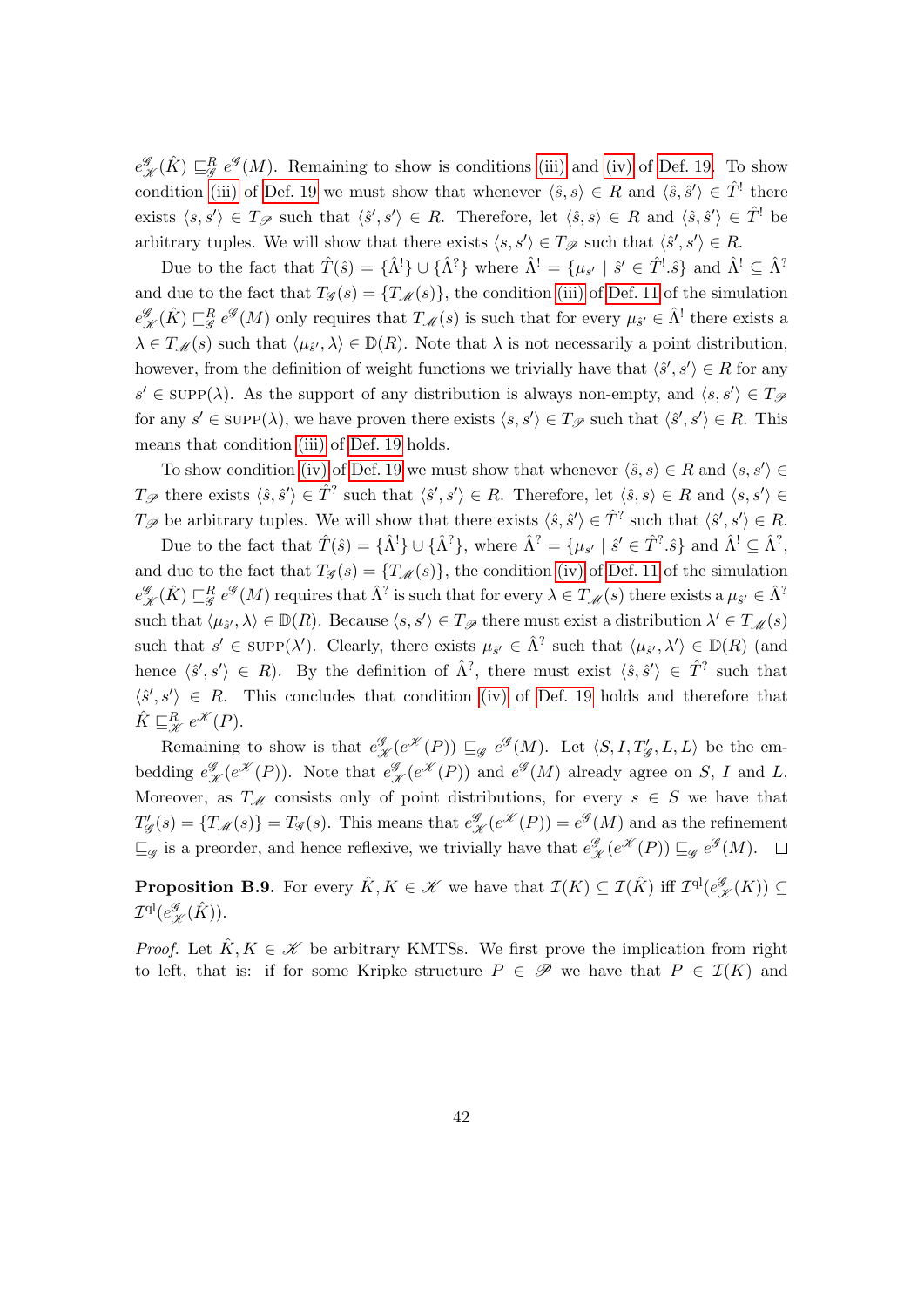$e^{\mathscr{G}}_{\mathscr{K}}(\hat{K}) \sqsubseteq^R_{\mathscr{G}} e^{\mathscr{G}}(M)$. Remaining to show is conditions (iii) and (iv) of Def. 19. To show condition (iii) of Def. 19 we must show that whenever $\langle \hat{s}, s\rangle \in R$ and $\langle \hat{s}, \hat{s}'\rangle \in \hat{T}^!$ there exists $\langle s, s'\rangle \in T_{\mathscr{P}}$ such that $\langle \hat{s}', s'\rangle \in R$. Therefore, let $\langle \hat{s}, s\rangle \in R$ and $\langle \hat{s}, \hat{s}'\rangle \in \hat{T}^!$ be arbitrary tuples. We will show that there exists $\langle s, s'\rangle \in T_{\mathscr{P}}$ such that $\langle \hat{s}', s'\rangle \in R$.

Due to the fact that $\hat{T}(\hat{s}) = \{\hat{\Lambda}^!\} \cup \{\hat{\Lambda}^?\}$ where $\hat{\Lambda}^! = \{\mu_{\hat{s}'} \mid \hat{s}' \in \hat{T}^!.\hat{s}\}$ and $\hat{\Lambda}^! \subseteq \hat{\Lambda}^?$ and due to the fact that $T_{\mathscr{G}}(s) = \{T_{\mathscr{M}}(s)\}$, the condition (iii) of Def. 11 of the simulation $e^{\mathscr{G}}_{\mathscr{K}}(\hat{K}) \sqsubseteq^R_{\mathscr{G}} e^{\mathscr{G}}(M)$ only requires that $T_{\mathscr{M}}(s)$ is such that for every $\mu_{\hat{s}'} \in \hat{\Lambda}^!$ there exists a $\lambda \in T_{\mathscr{M}}(s)$ such that $\langle \mu_{\hat{s}'}, \lambda\rangle \in \mathbb{D}(R)$. Note that $\lambda$ is not necessarily a point distribution, however, from the definition of weight functions we trivially have that $\langle \hat{s}', s'\rangle \in R$ for any $s' \in \text{SUPP}(\lambda)$. As the support of any distribution is always non-empty, and $\langle s, s'\rangle \in T_{\mathscr{P}}$ for any $s' \in \text{SUPP}(\lambda)$, we have proven there exists $\langle s, s'\rangle \in T_{\mathscr{P}}$ such that $\langle \hat{s}', s'\rangle \in R$. This means that condition (iii) of Def. 19 holds.

To show condition (iv) of Def. 19 we must show that whenever $\langle \hat{s}, s\rangle \in R$ and $\langle s, s'\rangle \in T_{\mathscr{P}}$ there exists $\langle \hat{s}, \hat{s}'\rangle \in \hat{T}^?$ such that $\langle \hat{s}', s'\rangle \in R$. Therefore, let $\langle \hat{s}, s\rangle \in R$ and $\langle s, s'\rangle \in T_{\mathscr{P}}$ be arbitrary tuples. We will show that there exists $\langle \hat{s}, \hat{s}'\rangle \in \hat{T}^?$ such that $\langle \hat{s}', s'\rangle \in R$.

Due to the fact that $\hat{T}(\hat{s}) = \{\hat{\Lambda}^!\} \cup \{\hat{\Lambda}^?\}$, where $\hat{\Lambda}^? = \{\mu_{\hat{s}'} \mid \hat{s}' \in \hat{T}^?.\hat{s}\}$ and $\hat{\Lambda}^! \subseteq \hat{\Lambda}^?$, and due to the fact that $T_{\mathscr{G}}(s) = \{T_{\mathscr{M}}(s)\}$, the condition (iv) of Def. 11 of the simulation $e^{\mathscr{G}}_{\mathscr{K}}(\hat{K}) \sqsubseteq^R_{\mathscr{G}} e^{\mathscr{G}}(M)$ requires that $\hat{\Lambda}^?$ is such that for every $\lambda \in T_{\mathscr{M}}(s)$ there exists a $\mu_{\hat{s}'} \in \hat{\Lambda}^?$ such that $\langle \mu_{\hat{s}'}, \lambda\rangle \in \mathbb{D}(R)$. Because $\langle s, s'\rangle \in T_{\mathscr{P}}$ there must exist a distribution $\lambda' \in T_{\mathscr{M}}(s)$ such that $s' \in \text{SUPP}(\lambda')$. Clearly, there exists $\mu_{\hat{s}'} \in \hat{\Lambda}^?$ such that $\langle \mu_{\hat{s}'}, \lambda'\rangle \in \mathbb{D}(R)$ (and hence $\langle \hat{s}', s'\rangle \in R$). By the definition of $\hat{\Lambda}^?$, there must exist $\langle \hat{s}, \hat{s}'\rangle \in \hat{T}^?$ such that $\langle \hat{s}', s'\rangle \in R$. This concludes that condition (iv) of Def. 19 holds and therefore that $\hat{K} \sqsubseteq^R_{\mathscr{K}} e^{\mathscr{K}}(P)$.

Remaining to show is that $e^{\mathscr{G}}_{\mathscr{K}}(e^{\mathscr{K}}(P)) \sqsubseteq_{\mathscr{G}} e^{\mathscr{G}}(M)$. Let $\langle S, I, T'_{\mathscr{G}}, L, L\rangle$ be the embedding $e^{\mathscr{G}}_{\mathscr{K}}(e^{\mathscr{K}}(P))$. Note that $e^{\mathscr{G}}_{\mathscr{K}}(e^{\mathscr{K}}(P))$ and $e^{\mathscr{G}}(M)$ already agree on $S$, $I$ and $L$. Moreover, as $T_{\mathscr{M}}$ consists only of point distributions, for every $s \in S$ we have that $T'_{\mathscr{G}}(s) = \{T_{\mathscr{M}}(s)\} = T_{\mathscr{G}}(s)$. This means that $e^{\mathscr{G}}_{\mathscr{K}}(e^{\mathscr{K}}(P)) = e^{\mathscr{G}}(M)$ and as the refinement $\sqsubseteq_{\mathscr{G}}$ is a preorder, and hence reflexive, we trivially have that $e^{\mathscr{G}}_{\mathscr{K}}(e^{\mathscr{K}}(P)) \sqsubseteq_{\mathscr{G}} e^{\mathscr{G}}(M)$. $\square$

**Proposition B.9.** For every $\hat{K}, K \in \mathscr{K}$ we have that $\mathcal{I}(K) \subseteq \mathcal{I}(\hat{K})$ iff $\mathcal{I}^{\text{ql}}(e^{\mathscr{G}}_{\mathscr{K}}(K)) \subseteq \mathcal{I}^{\text{ql}}(e^{\mathscr{G}}_{\mathscr{K}}(\hat{K}))$.

*Proof.* Let $\hat{K}, K \in \mathscr{K}$ be arbitrary KMTSs. We first prove the implication from right to left, that is: if for some Kripke structure $P \in \mathscr{P}$ we have that $P \in \mathcal{I}(K)$ and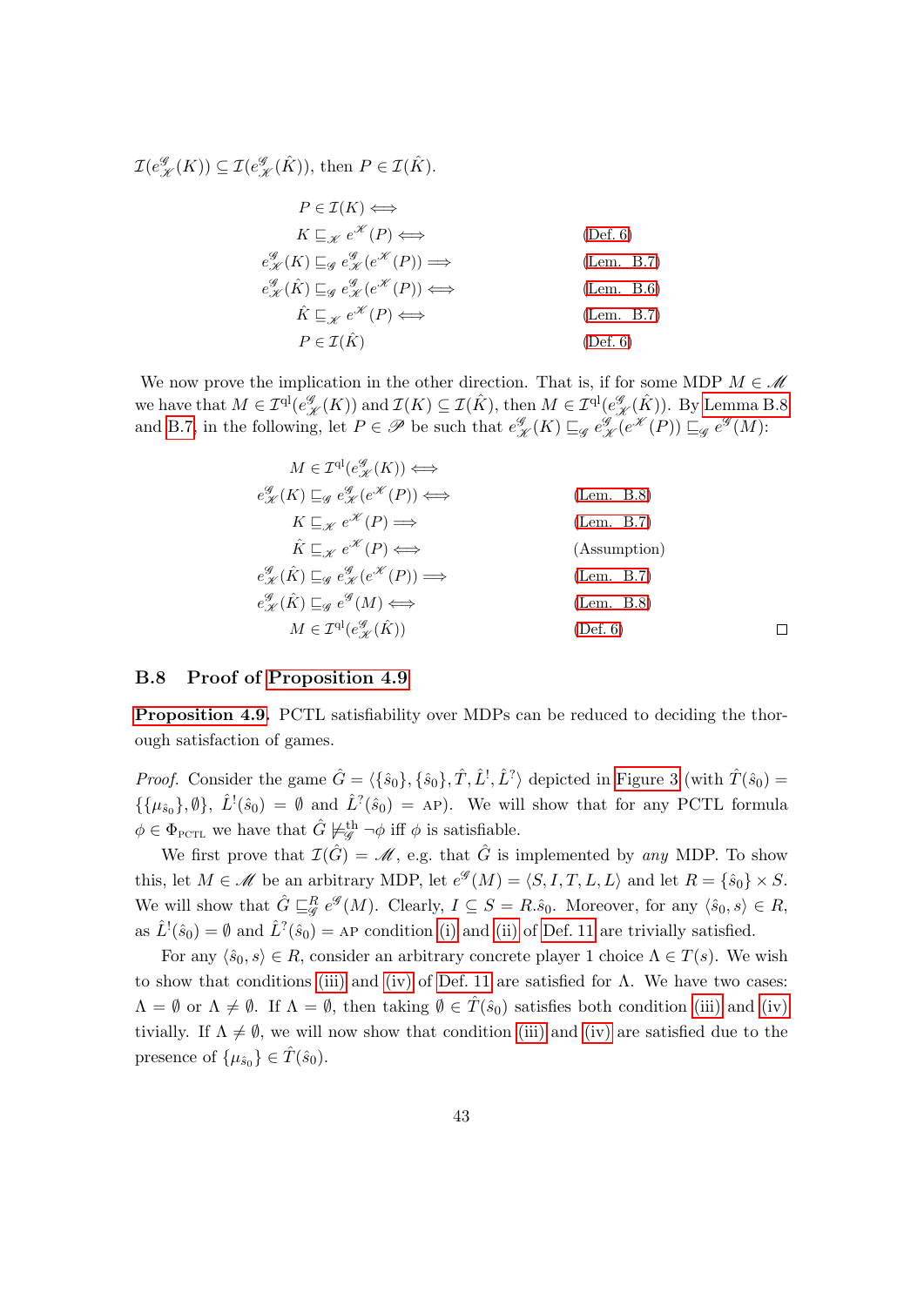$\mathcal{I}(e^{\mathscr{G}}_{\mathscr{K}}(K)) \subseteq \mathcal{I}(e^{\mathscr{G}}_{\mathscr{K}}(\hat{K}))$, then $P \in \mathcal{I}(\hat{K})$.

$$
\begin{array}{ll}
P \in \mathcal{I}(K) \iff & \\
K \sqsubseteq_{\mathscr{K}} e^{\mathscr{K}}(P) \iff & \text{(Def. 6)} \\
e^{\mathscr{G}}_{\mathscr{K}}(K) \sqsubseteq_{\mathscr{G}} e^{\mathscr{G}}_{\mathscr{K}}(e^{\mathscr{K}}(P)) \implies & \text{(Lem. B.7)} \\
e^{\mathscr{G}}_{\mathscr{K}}(\hat{K}) \sqsubseteq_{\mathscr{G}} e^{\mathscr{G}}_{\mathscr{K}}(e^{\mathscr{K}}(P)) \iff & \text{(Lem. B.6)} \\
\hat{K} \sqsubseteq_{\mathscr{K}} e^{\mathscr{K}}(P) \iff & \text{(Lem. B.7)} \\
P \in \mathcal{I}(\hat{K}) & \text{(Def. 6)}
\end{array}
$$

We now prove the implication in the other direction. That is, if for some MDP $M \in \mathscr{M}$ we have that $M \in \mathcal{I}^{\text{ql}}(e^{\mathscr{G}}_{\mathscr{K}}(K))$ and $\mathcal{I}(K) \subseteq \mathcal{I}(\hat{K})$, then $M \in \mathcal{I}^{\text{ql}}(e^{\mathscr{G}}_{\mathscr{K}}(\hat{K}))$. By Lemma B.8 and B.7, in the following, let $P \in \mathscr{P}$ be such that $e^{\mathscr{G}}_{\mathscr{K}}(K) \sqsubseteq_{\mathscr{G}} e^{\mathscr{G}}_{\mathscr{K}}(e^{\mathscr{K}}(P)) \sqsubseteq_{\mathscr{G}} e^{\mathscr{G}}(M)$:

$$
\begin{array}{ll}
M \in \mathcal{I}^{\text{ql}}(e^{\mathscr{G}}_{\mathscr{K}}(K)) \iff & \\
e^{\mathscr{G}}_{\mathscr{K}}(K) \sqsubseteq_{\mathscr{G}} e^{\mathscr{G}}_{\mathscr{K}}(e^{\mathscr{K}}(P)) \iff & \text{(Lem. B.8)} \\
K \sqsubseteq_{\mathscr{K}} e^{\mathscr{K}}(P) \implies & \text{(Lem. B.7)} \\
\hat{K} \sqsubseteq_{\mathscr{K}} e^{\mathscr{K}}(P) \iff & \text{(Assumption)} \\
e^{\mathscr{G}}_{\mathscr{K}}(\hat{K}) \sqsubseteq_{\mathscr{G}} e^{\mathscr{G}}_{\mathscr{K}}(e^{\mathscr{K}}(P)) \implies & \text{(Lem. B.7)} \\
e^{\mathscr{G}}_{\mathscr{K}}(\hat{K}) \sqsubseteq_{\mathscr{G}} e^{\mathscr{G}}(M) \iff & \text{(Lem. B.8)} \\
M \in \mathcal{I}^{\text{ql}}(e^{\mathscr{G}}_{\mathscr{K}}(\hat{K})) & \text{(Def. 6)}
\end{array}
$$

□

### B.8 Proof of Proposition 4.9

**Proposition 4.9.** PCTL satisfiability over MDPs can be reduced to deciding the thorough satisfaction of games.

*Proof.* Consider the game $\hat{G} = \langle \{\hat{s}_0\}, \{\hat{s}_0\}, \hat{T}, \hat{L}^!, \hat{L}^? \rangle$ depicted in Figure 3 (with $\hat{T}(\hat{s}_0) = \{\{\mu_{\hat{s}_0}\}, \emptyset\}$, $\hat{L}^!(\hat{s}_0) = \emptyset$ and $\hat{L}^?(\hat{s}_0) = \text{AP}$). We will show that for any PCTL formula $\phi \in \Phi_{\text{PCTL}}$ we have that $\hat{G} \not\models^{\text{th}}_{\mathscr{G}} \neg\phi$ iff $\phi$ is satisfiable.

We first prove that $\mathcal{I}(\hat{G}) = \mathscr{M}$, e.g. that $\hat{G}$ is implemented by *any* MDP. To show this, let $M \in \mathscr{M}$ be an arbitrary MDP, let $e^{\mathscr{G}}(M) = \langle S, I, T, L, L \rangle$ and let $R = \{\hat{s}_0\} \times S$. We will show that $\hat{G} \sqsubseteq^R_{\mathscr{G}} e^{\mathscr{G}}(M)$. Clearly, $I \subseteq S = R.\hat{s}_0$. Moreover, for any $\langle \hat{s}_0, s \rangle \in R$, as $\hat{L}^!(\hat{s}_0) = \emptyset$ and $\hat{L}^?(\hat{s}_0) = \text{AP}$ condition (i) and (ii) of Def. 11 are trivially satisfied.

For any $\langle \hat{s}_0, s \rangle \in R$, consider an arbitrary concrete player 1 choice $\Lambda \in T(s)$. We wish to show that conditions (iii) and (iv) of Def. 11 are satisfied for $\Lambda$. We have two cases: $\Lambda = \emptyset$ or $\Lambda \neq \emptyset$. If $\Lambda = \emptyset$, then taking $\emptyset \in \hat{T}(\hat{s}_0)$ satisfies both condition (iii) and (iv) tivially. If $\Lambda \neq \emptyset$, we will now show that condition (iii) and (iv) are satisfied due to the presence of $\{\mu_{\hat{s}_0}\} \in \hat{T}(\hat{s}_0)$.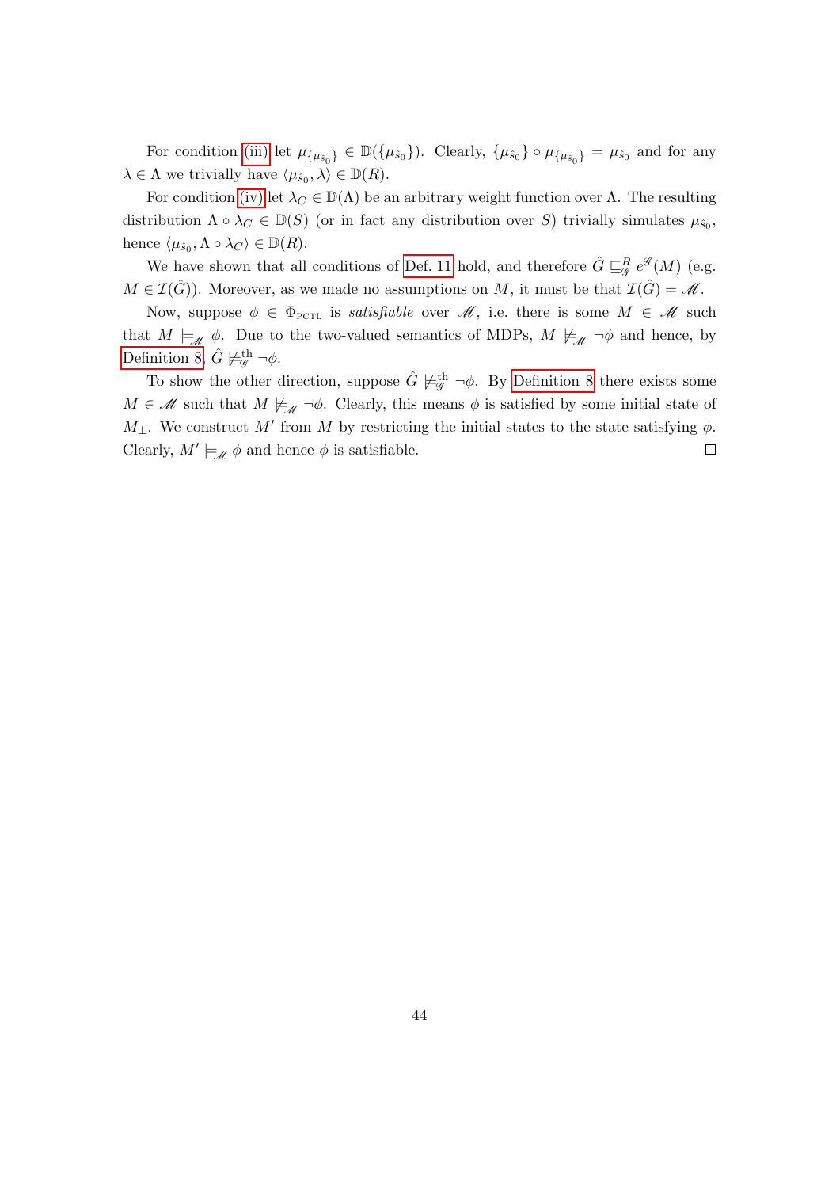For condition (iii) let $\mu_{\{\mu_{\hat{s}_0}\}} \in \mathbb{D}(\{\mu_{\hat{s}_0}\})$. Clearly, $\{\mu_{\hat{s}_0}\} \circ \mu_{\{\mu_{\hat{s}_0}\}} = \mu_{\hat{s}_0}$ and for any $\lambda \in \Lambda$ we trivially have $\langle \mu_{\hat{s}_0}, \lambda \rangle \in \mathbb{D}(R)$.

For condition (iv) let $\lambda_C \in \mathbb{D}(\Lambda)$ be an arbitrary weight function over $\Lambda$. The resulting distribution $\Lambda \circ \lambda_C \in \mathbb{D}(S)$ (or in fact any distribution over $S$) trivially simulates $\mu_{\hat{s}_0}$, hence $\langle \mu_{\hat{s}_0}, \Lambda \circ \lambda_C \rangle \in \mathbb{D}(R)$.

We have shown that all conditions of Def. 11 hold, and therefore $\hat{G} \sqsubseteq^{R}_{\mathscr{G}} e^{\mathscr{G}}(M)$ (e.g. $M \in \mathcal{I}(\hat{G})$). Moreover, as we made no assumptions on $M$, it must be that $\mathcal{I}(\hat{G}) = \mathscr{M}$.

Now, suppose $\phi \in \Phi_{\text{PCTL}}$ is *satisfiable* over $\mathscr{M}$, i.e. there is some $M \in \mathscr{M}$ such that $M \models_{\mathscr{M}} \phi$. Due to the two-valued semantics of MDPs, $M \not\models_{\mathscr{M}} \neg\phi$ and hence, by Definition 8, $\hat{G} \not\models^{\text{th}}_{\mathscr{G}} \neg\phi$.

To show the other direction, suppose $\hat{G} \not\models^{\text{th}}_{\mathscr{G}} \neg\phi$. By Definition 8 there exists some $M \in \mathscr{M}$ such that $M \not\models_{\mathscr{M}} \neg\phi$. Clearly, this means $\phi$ is satisfied by some initial state of $M_{\perp}$. We construct $M'$ from $M$ by restricting the initial states to the state satisfying $\phi$. Clearly, $M' \models_{\mathscr{M}} \phi$ and hence $\phi$ is satisfiable. $\square$